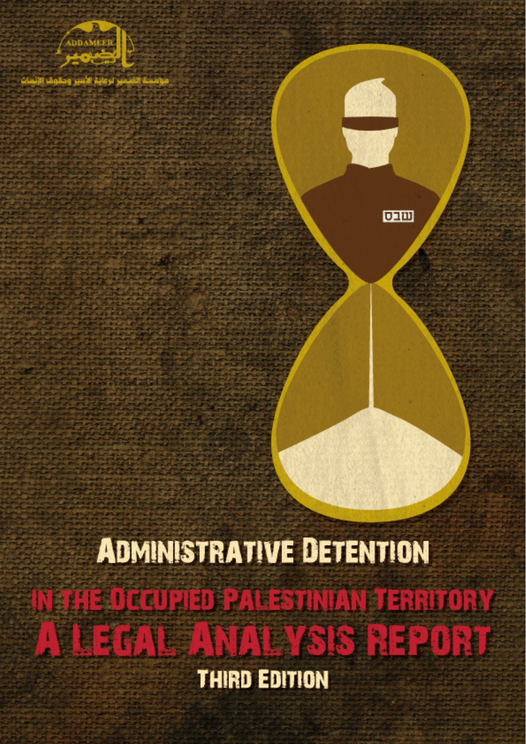ADDAMEER

الضمير

مؤسسة الضمير لرعاية الأسير وحقوق الإنسان

# ADMINISTRATIVE DETENTION

## IN THE OCCUPIED PALESTINIAN TERRITORY

# A LEGAL ANALYSIS REPORT

### THIRD EDITION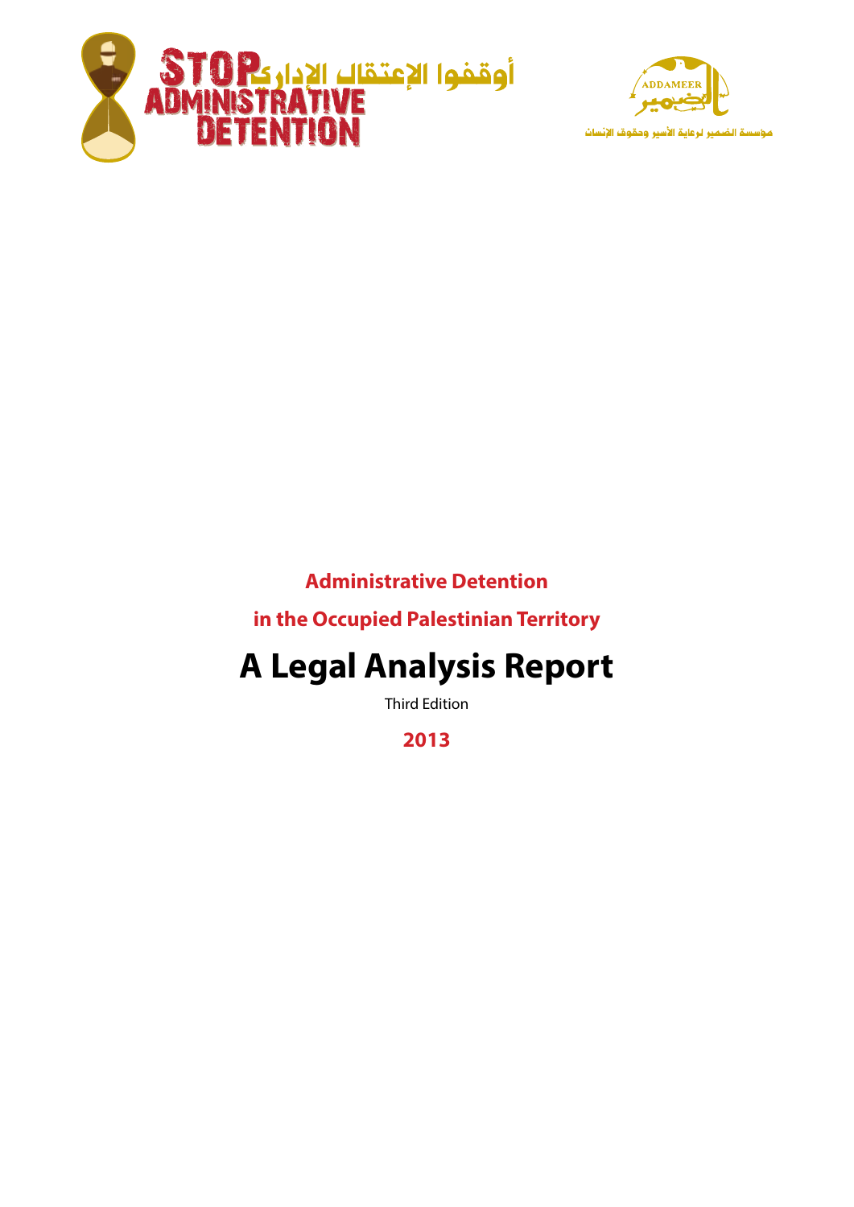STOP أوقفوا الإعتقال الإداري ADMINISTRATIVE DETENTION

ADDAMEER الضمير

مؤسسة الضمير لرعاية الأسير وحقوق الإنسان

**Administrative Detention**

**in the Occupied Palestinian Territory**

# A Legal Analysis Report

Third Edition

**2013**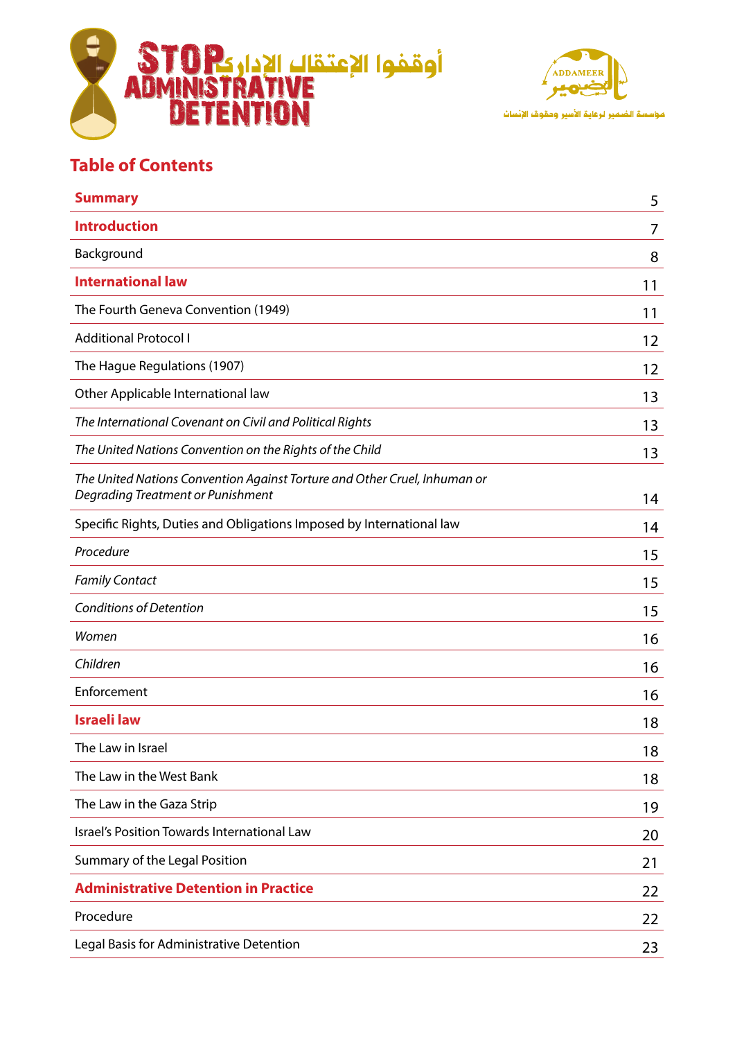STOP ADMINISTRATIVE DETENTION أوقفوا الإعتقال الإداري

ADDAMEER الضمير

مؤسسة الضمير لرعاية الأسير وحقوق الإنسان

## Table of Contents

| | |
|---|---|
| **Summary** | 5 |
| **Introduction** | 7 |
| Background | 8 |
| **International law** | 11 |
| The Fourth Geneva Convention (1949) | 11 |
| Additional Protocol I | 12 |
| The Hague Regulations (1907) | 12 |
| Other Applicable International law | 13 |
| *The International Covenant on Civil and Political Rights* | 13 |
| *The United Nations Convention on the Rights of the Child* | 13 |
| *The United Nations Convention Against Torture and Other Cruel, Inhuman or Degrading Treatment or Punishment* | 14 |
| Specific Rights, Duties and Obligations Imposed by International law | 14 |
| *Procedure* | 15 |
| *Family Contact* | 15 |
| *Conditions of Detention* | 15 |
| *Women* | 16 |
| *Children* | 16 |
| Enforcement | 16 |
| **Israeli law** | 18 |
| The Law in Israel | 18 |
| The Law in the West Bank | 18 |
| The Law in the Gaza Strip | 19 |
| Israel's Position Towards International Law | 20 |
| Summary of the Legal Position | 21 |
| **Administrative Detention in Practice** | 22 |
| Procedure | 22 |
| Legal Basis for Administrative Detention | 23 |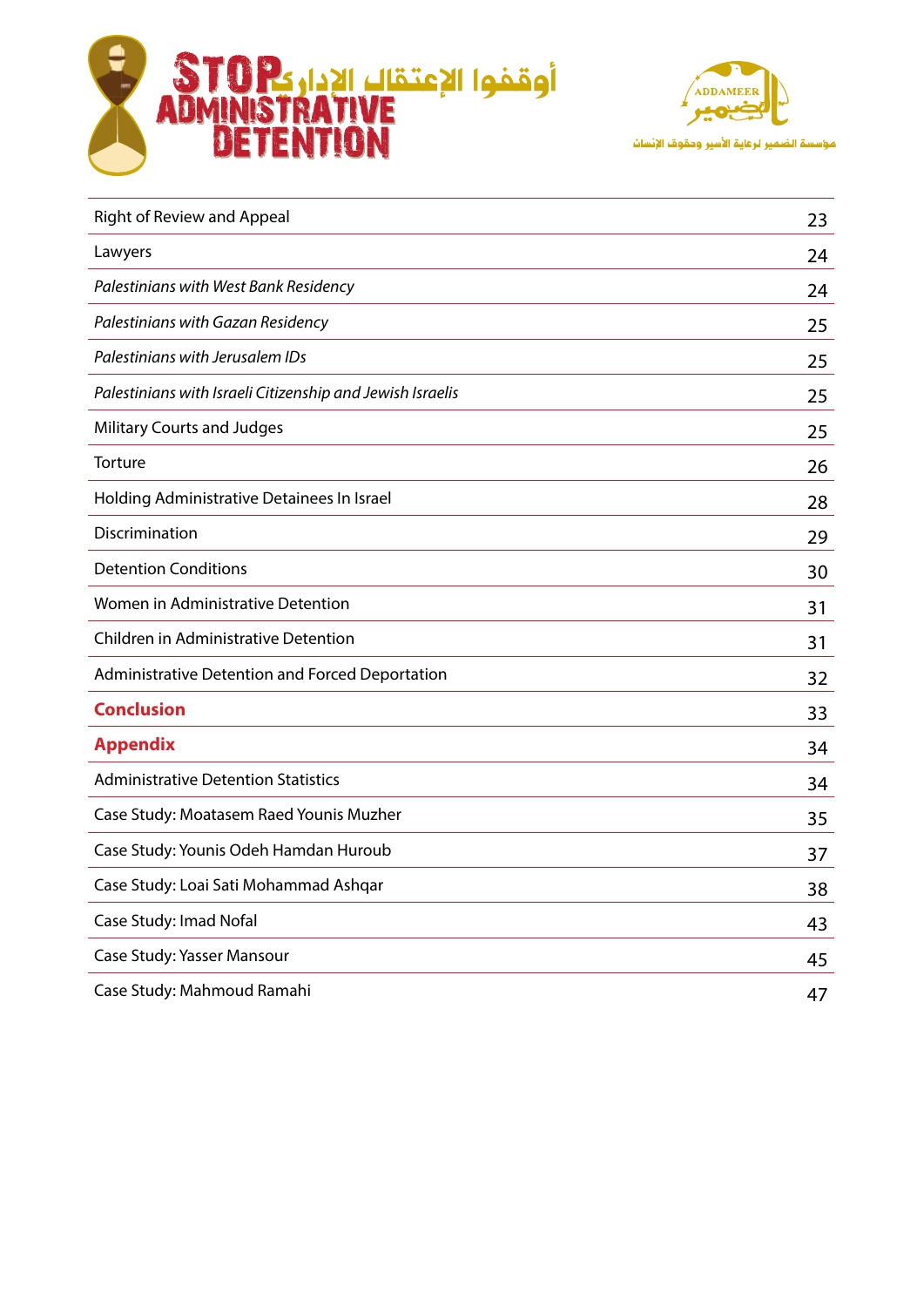| | |
|---|---|
| Right of Review and Appeal | 23 |
| Lawyers | 24 |
| *Palestinians with West Bank Residency* | 24 |
| *Palestinians with Gazan Residency* | 25 |
| *Palestinians with Jerusalem IDs* | 25 |
| *Palestinians with Israeli Citizenship and Jewish Israelis* | 25 |
| Military Courts and Judges | 25 |
| Torture | 26 |
| Holding Administrative Detainees In Israel | 28 |
| Discrimination | 29 |
| Detention Conditions | 30 |
| Women in Administrative Detention | 31 |
| Children in Administrative Detention | 31 |
| Administrative Detention and Forced Deportation | 32 |
| **Conclusion** | 33 |
| **Appendix** | 34 |
| Administrative Detention Statistics | 34 |
| Case Study: Moatasem Raed Younis Muzher | 35 |
| Case Study: Younis Odeh Hamdan Huroub | 37 |
| Case Study: Loai Sati Mohammad Ashqar | 38 |
| Case Study: Imad Nofal | 43 |
| Case Study: Yasser Mansour | 45 |
| Case Study: Mahmoud Ramahi | 47 |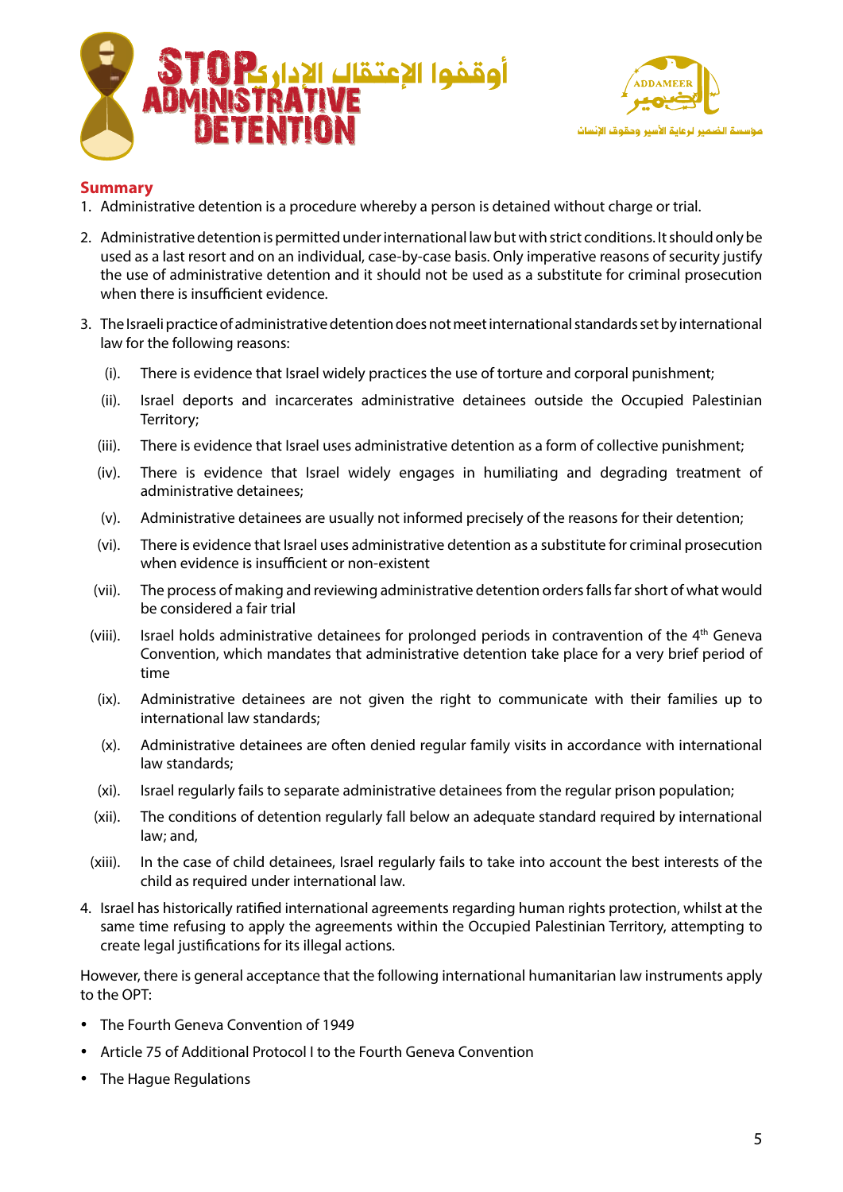## Summary

1. Administrative detention is a procedure whereby a person is detained without charge or trial.

2. Administrative detention is permitted under international law but with strict conditions. It should only be used as a last resort and on an individual, case-by-case basis. Only imperative reasons of security justify the use of administrative detention and it should not be used as a substitute for criminal prosecution when there is insufficient evidence.

3. The Israeli practice of administrative detention does not meet international standards set by international law for the following reasons:

   (i). There is evidence that Israel widely practices the use of torture and corporal punishment;

   (ii). Israel deports and incarcerates administrative detainees outside the Occupied Palestinian Territory;

   (iii). There is evidence that Israel uses administrative detention as a form of collective punishment;

   (iv). There is evidence that Israel widely engages in humiliating and degrading treatment of administrative detainees;

   (v). Administrative detainees are usually not informed precisely of the reasons for their detention;

   (vi). There is evidence that Israel uses administrative detention as a substitute for criminal prosecution when evidence is insufficient or non-existent

   (vii). The process of making and reviewing administrative detention orders falls far short of what would be considered a fair trial

   (viii). Israel holds administrative detainees for prolonged periods in contravention of the 4th Geneva Convention, which mandates that administrative detention take place for a very brief period of time

   (ix). Administrative detainees are not given the right to communicate with their families up to international law standards;

   (x). Administrative detainees are often denied regular family visits in accordance with international law standards;

   (xi). Israel regularly fails to separate administrative detainees from the regular prison population;

   (xii). The conditions of detention regularly fall below an adequate standard required by international law; and,

   (xiii). In the case of child detainees, Israel regularly fails to take into account the best interests of the child as required under international law.

4. Israel has historically ratified international agreements regarding human rights protection, whilst at the same time refusing to apply the agreements within the Occupied Palestinian Territory, attempting to create legal justifications for its illegal actions.

However, there is general acceptance that the following international humanitarian law instruments apply to the OPT:

- The Fourth Geneva Convention of 1949
- Article 75 of Additional Protocol I to the Fourth Geneva Convention
- The Hague Regulations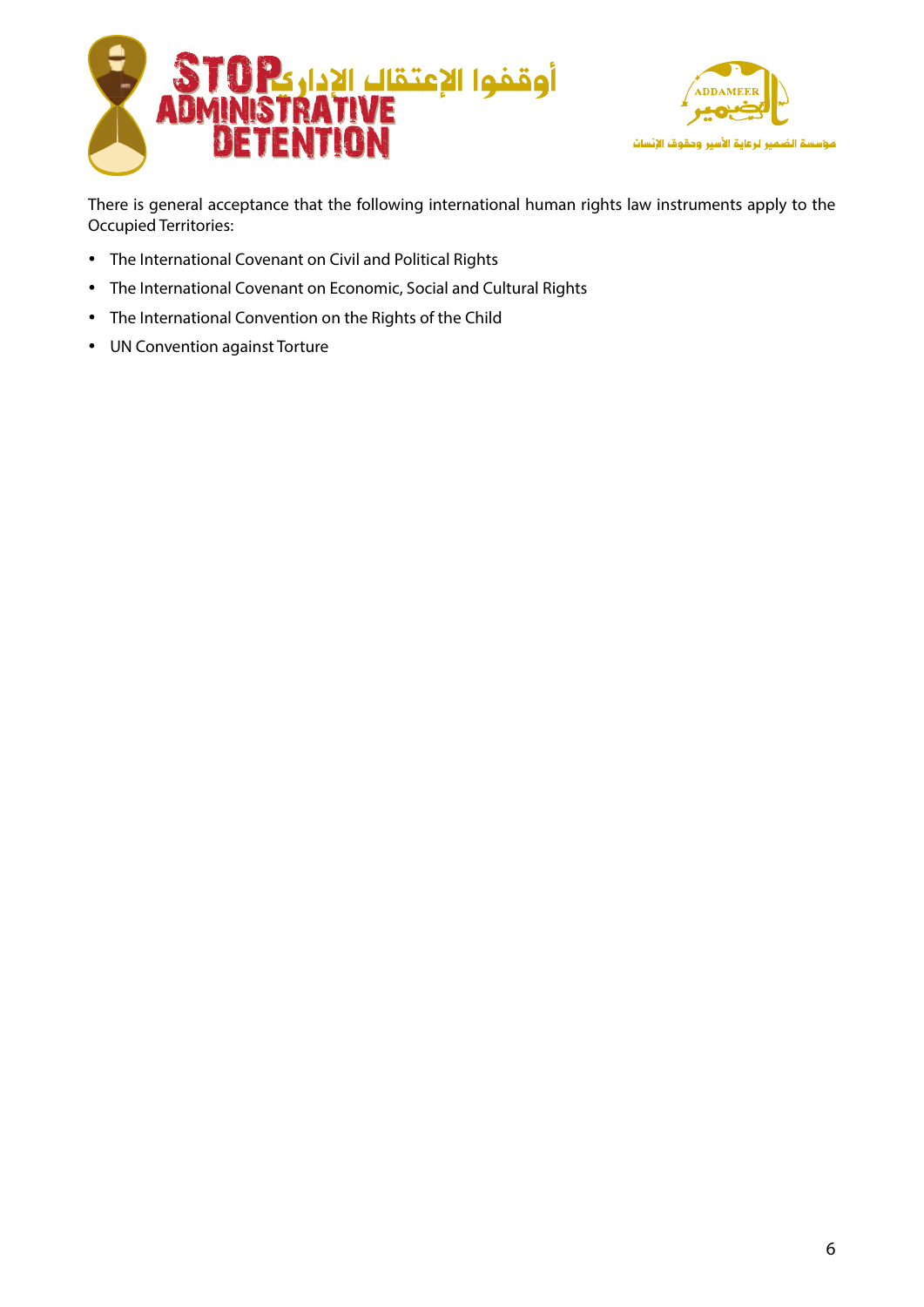There is general acceptance that the following international human rights law instruments apply to the Occupied Territories:

- The International Covenant on Civil and Political Rights
- The International Covenant on Economic, Social and Cultural Rights
- The International Convention on the Rights of the Child
- UN Convention against Torture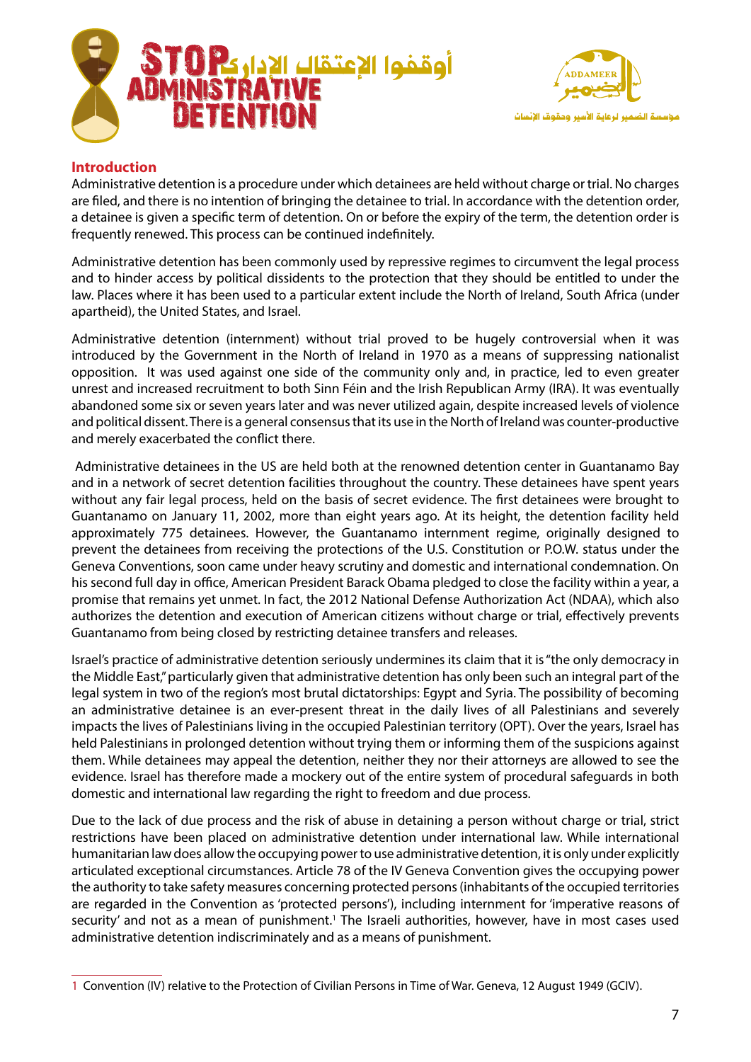## Introduction

Administrative detention is a procedure under which detainees are held without charge or trial. No charges are filed, and there is no intention of bringing the detainee to trial. In accordance with the detention order, a detainee is given a specific term of detention. On or before the expiry of the term, the detention order is frequently renewed. This process can be continued indefinitely.

Administrative detention has been commonly used by repressive regimes to circumvent the legal process and to hinder access by political dissidents to the protection that they should be entitled to under the law. Places where it has been used to a particular extent include the North of Ireland, South Africa (under apartheid), the United States, and Israel.

Administrative detention (internment) without trial proved to be hugely controversial when it was introduced by the Government in the North of Ireland in 1970 as a means of suppressing nationalist opposition. It was used against one side of the community only and, in practice, led to even greater unrest and increased recruitment to both Sinn Féin and the Irish Republican Army (IRA). It was eventually abandoned some six or seven years later and was never utilized again, despite increased levels of violence and political dissent. There is a general consensus that its use in the North of Ireland was counter-productive and merely exacerbated the conflict there.

Administrative detainees in the US are held both at the renowned detention center in Guantanamo Bay and in a network of secret detention facilities throughout the country. These detainees have spent years without any fair legal process, held on the basis of secret evidence. The first detainees were brought to Guantanamo on January 11, 2002, more than eight years ago. At its height, the detention facility held approximately 775 detainees. However, the Guantanamo internment regime, originally designed to prevent the detainees from receiving the protections of the U.S. Constitution or P.O.W. status under the Geneva Conventions, soon came under heavy scrutiny and domestic and international condemnation. On his second full day in office, American President Barack Obama pledged to close the facility within a year, a promise that remains yet unmet. In fact, the 2012 National Defense Authorization Act (NDAA), which also authorizes the detention and execution of American citizens without charge or trial, effectively prevents Guantanamo from being closed by restricting detainee transfers and releases.

Israel's practice of administrative detention seriously undermines its claim that it is "the only democracy in the Middle East," particularly given that administrative detention has only been such an integral part of the legal system in two of the region's most brutal dictatorships: Egypt and Syria. The possibility of becoming an administrative detainee is an ever-present threat in the daily lives of all Palestinians and severely impacts the lives of Palestinians living in the occupied Palestinian territory (OPT). Over the years, Israel has held Palestinians in prolonged detention without trying them or informing them of the suspicions against them. While detainees may appeal the detention, neither they nor their attorneys are allowed to see the evidence. Israel has therefore made a mockery out of the entire system of procedural safeguards in both domestic and international law regarding the right to freedom and due process.

Due to the lack of due process and the risk of abuse in detaining a person without charge or trial, strict restrictions have been placed on administrative detention under international law. While international humanitarian law does allow the occupying power to use administrative detention, it is only under explicitly articulated exceptional circumstances. Article 78 of the IV Geneva Convention gives the occupying power the authority to take safety measures concerning protected persons (inhabitants of the occupied territories are regarded in the Convention as 'protected persons'), including internment for 'imperative reasons of security' and not as a mean of punishment.[1] The Israeli authorities, however, have in most cases used administrative detention indiscriminately and as a means of punishment.

---

1 Convention (IV) relative to the Protection of Civilian Persons in Time of War. Geneva, 12 August 1949 (GCIV).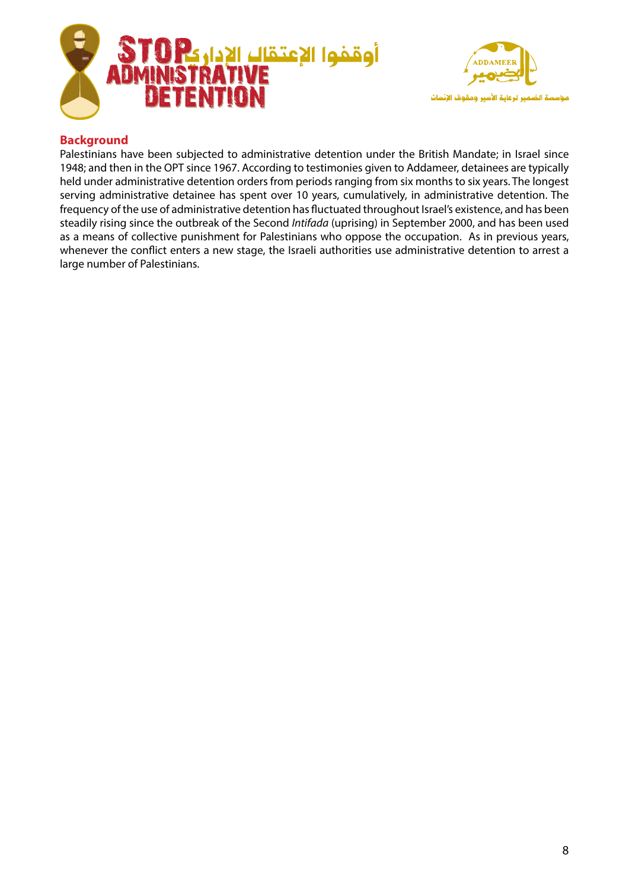## Background

Palestinians have been subjected to administrative detention under the British Mandate; in Israel since 1948; and then in the OPT since 1967. According to testimonies given to Addameer, detainees are typically held under administrative detention orders from periods ranging from six months to six years. The longest serving administrative detainee has spent over 10 years, cumulatively, in administrative detention. The frequency of the use of administrative detention has fluctuated throughout Israel's existence, and has been steadily rising since the outbreak of the Second *Intifada* (uprising) in September 2000, and has been used as a means of collective punishment for Palestinians who oppose the occupation. As in previous years, whenever the conflict enters a new stage, the Israeli authorities use administrative detention to arrest a large number of Palestinians.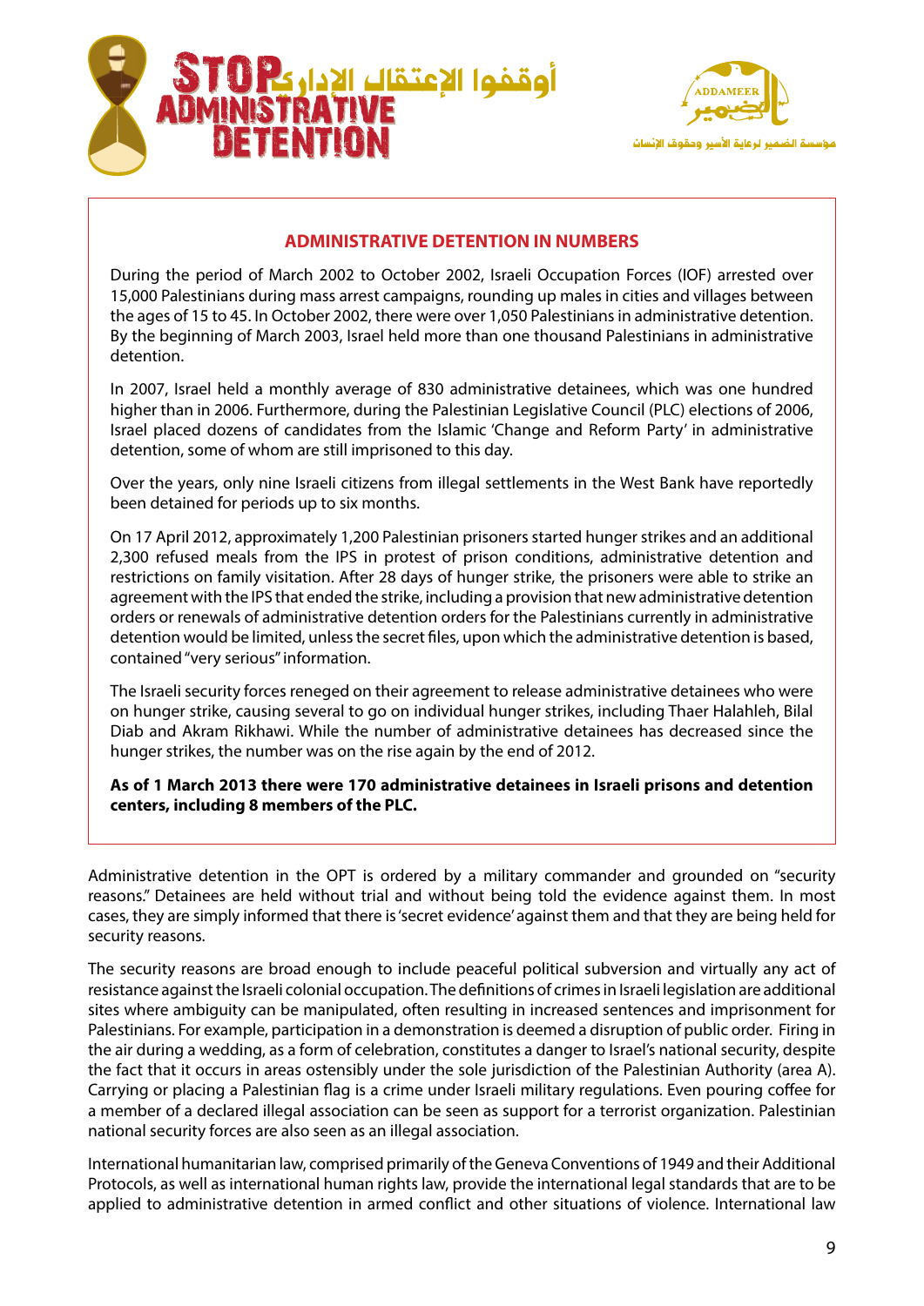## ADMINISTRATIVE DETENTION IN NUMBERS

During the period of March 2002 to October 2002, Israeli Occupation Forces (IOF) arrested over 15,000 Palestinians during mass arrest campaigns, rounding up males in cities and villages between the ages of 15 to 45. In October 2002, there were over 1,050 Palestinians in administrative detention. By the beginning of March 2003, Israel held more than one thousand Palestinians in administrative detention.

In 2007, Israel held a monthly average of 830 administrative detainees, which was one hundred higher than in 2006. Furthermore, during the Palestinian Legislative Council (PLC) elections of 2006, Israel placed dozens of candidates from the Islamic 'Change and Reform Party' in administrative detention, some of whom are still imprisoned to this day.

Over the years, only nine Israeli citizens from illegal settlements in the West Bank have reportedly been detained for periods up to six months.

On 17 April 2012, approximately 1,200 Palestinian prisoners started hunger strikes and an additional 2,300 refused meals from the IPS in protest of prison conditions, administrative detention and restrictions on family visitation. After 28 days of hunger strike, the prisoners were able to strike an agreement with the IPS that ended the strike, including a provision that new administrative detention orders or renewals of administrative detention orders for the Palestinians currently in administrative detention would be limited, unless the secret files, upon which the administrative detention is based, contained "very serious" information.

The Israeli security forces reneged on their agreement to release administrative detainees who were on hunger strike, causing several to go on individual hunger strikes, including Thaer Halahleh, Bilal Diab and Akram Rikhawi. While the number of administrative detainees has decreased since the hunger strikes, the number was on the rise again by the end of 2012.

**As of 1 March 2013 there were 170 administrative detainees in Israeli prisons and detention centers, including 8 members of the PLC.**

Administrative detention in the OPT is ordered by a military commander and grounded on "security reasons." Detainees are held without trial and without being told the evidence against them. In most cases, they are simply informed that there is 'secret evidence' against them and that they are being held for security reasons.

The security reasons are broad enough to include peaceful political subversion and virtually any act of resistance against the Israeli colonial occupation. The definitions of crimes in Israeli legislation are additional sites where ambiguity can be manipulated, often resulting in increased sentences and imprisonment for Palestinians. For example, participation in a demonstration is deemed a disruption of public order. Firing in the air during a wedding, as a form of celebration, constitutes a danger to Israel's national security, despite the fact that it occurs in areas ostensibly under the sole jurisdiction of the Palestinian Authority (area A). Carrying or placing a Palestinian flag is a crime under Israeli military regulations. Even pouring coffee for a member of a declared illegal association can be seen as support for a terrorist organization. Palestinian national security forces are also seen as an illegal association.

International humanitarian law, comprised primarily of the Geneva Conventions of 1949 and their Additional Protocols, as well as international human rights law, provide the international legal standards that are to be applied to administrative detention in armed conflict and other situations of violence. International law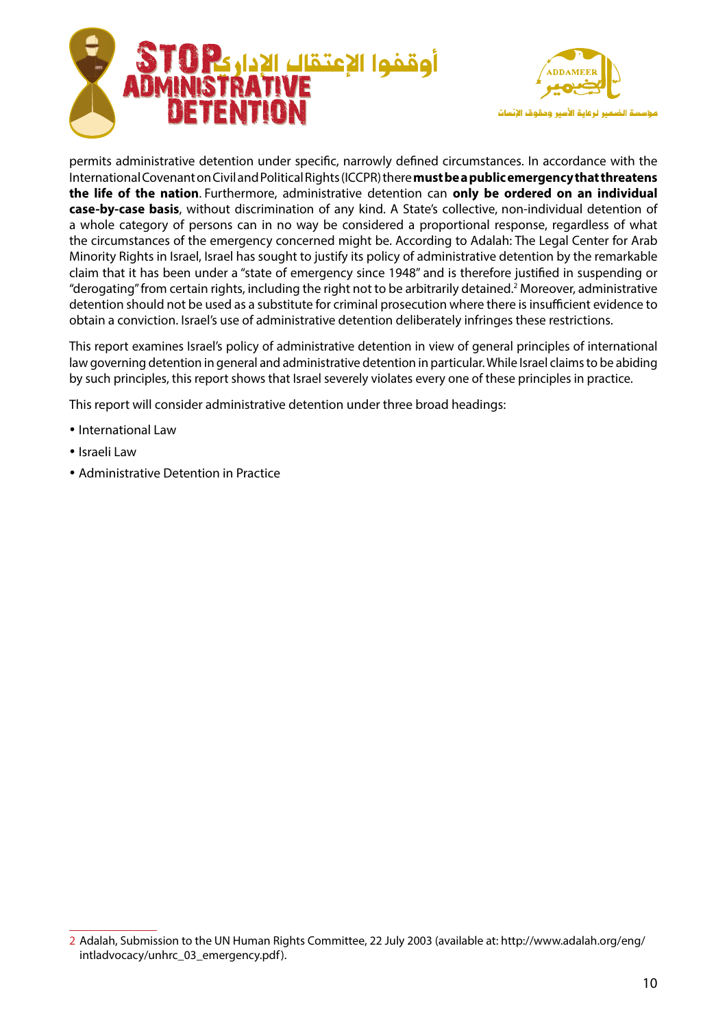permits administrative detention under specific, narrowly defined circumstances. In accordance with the International Covenant on Civil and Political Rights (ICCPR) there **must be a public emergency that threatens the life of the nation**. Furthermore, administrative detention can **only be ordered on an individual case-by-case basis**, without discrimination of any kind. A State's collective, non-individual detention of a whole category of persons can in no way be considered a proportional response, regardless of what the circumstances of the emergency concerned might be. According to Adalah: The Legal Center for Arab Minority Rights in Israel, Israel has sought to justify its policy of administrative detention by the remarkable claim that it has been under a "state of emergency since 1948" and is therefore justified in suspending or "derogating" from certain rights, including the right not to be arbitrarily detained.[2] Moreover, administrative detention should not be used as a substitute for criminal prosecution where there is insufficient evidence to obtain a conviction. Israel's use of administrative detention deliberately infringes these restrictions.

This report examines Israel's policy of administrative detention in view of general principles of international law governing detention in general and administrative detention in particular. While Israel claims to be abiding by such principles, this report shows that Israel severely violates every one of these principles in practice.

This report will consider administrative detention under three broad headings:

- International Law
- Israeli Law
- Administrative Detention in Practice

---

2 Adalah, Submission to the UN Human Rights Committee, 22 July 2003 (available at: http://www.adalah.org/eng/intladvocacy/unhrc_03_emergency.pdf).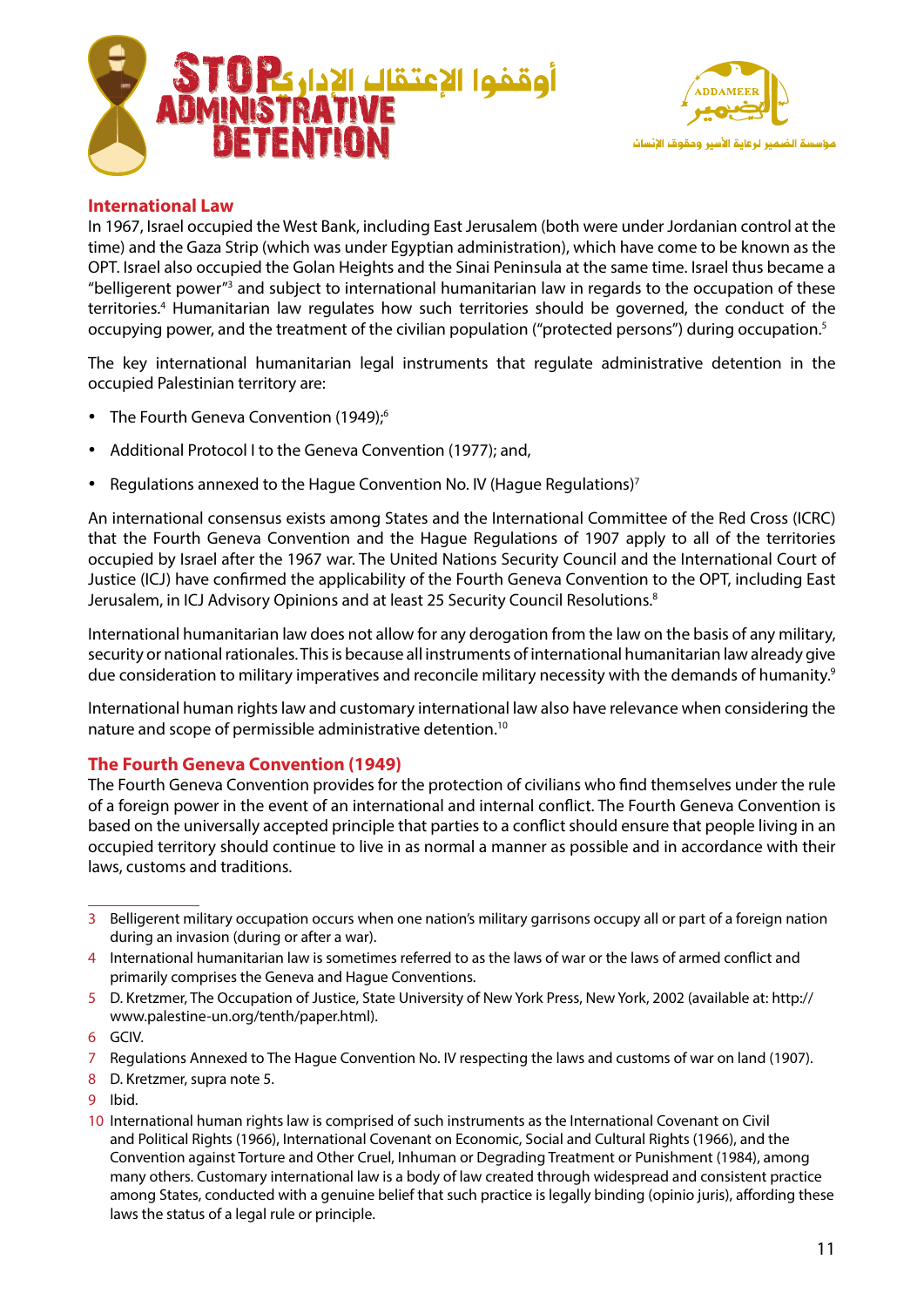## International Law

In 1967, Israel occupied the West Bank, including East Jerusalem (both were under Jordanian control at the time) and the Gaza Strip (which was under Egyptian administration), which have come to be known as the OPT. Israel also occupied the Golan Heights and the Sinai Peninsula at the same time. Israel thus became a "belligerent power"[3] and subject to international humanitarian law in regards to the occupation of these territories.[4] Humanitarian law regulates how such territories should be governed, the conduct of the occupying power, and the treatment of the civilian population ("protected persons") during occupation.[5]

The key international humanitarian legal instruments that regulate administrative detention in the occupied Palestinian territory are:

- The Fourth Geneva Convention (1949);[6]
- Additional Protocol I to the Geneva Convention (1977); and,
- Regulations annexed to the Hague Convention No. IV (Hague Regulations)[7]

An international consensus exists among States and the International Committee of the Red Cross (ICRC) that the Fourth Geneva Convention and the Hague Regulations of 1907 apply to all of the territories occupied by Israel after the 1967 war. The United Nations Security Council and the International Court of Justice (ICJ) have confirmed the applicability of the Fourth Geneva Convention to the OPT, including East Jerusalem, in ICJ Advisory Opinions and at least 25 Security Council Resolutions.[8]

International humanitarian law does not allow for any derogation from the law on the basis of any military, security or national rationales. This is because all instruments of international humanitarian law already give due consideration to military imperatives and reconcile military necessity with the demands of humanity.[9]

International human rights law and customary international law also have relevance when considering the nature and scope of permissible administrative detention.[10]

## The Fourth Geneva Convention (1949)

The Fourth Geneva Convention provides for the protection of civilians who find themselves under the rule of a foreign power in the event of an international and internal conflict. The Fourth Geneva Convention is based on the universally accepted principle that parties to a conflict should ensure that people living in an occupied territory should continue to live in as normal a manner as possible and in accordance with their laws, customs and traditions.

---

3 Belligerent military occupation occurs when one nation's military garrisons occupy all or part of a foreign nation during an invasion (during or after a war).

4 International humanitarian law is sometimes referred to as the laws of war or the laws of armed conflict and primarily comprises the Geneva and Hague Conventions.

5 D. Kretzmer, The Occupation of Justice, State University of New York Press, New York, 2002 (available at: http://www.palestine-un.org/tenth/paper.html).

6 GCIV.

7 Regulations Annexed to The Hague Convention No. IV respecting the laws and customs of war on land (1907).

8 D. Kretzmer, supra note 5.

9 Ibid.

10 International human rights law is comprised of such instruments as the International Covenant on Civil and Political Rights (1966), International Covenant on Economic, Social and Cultural Rights (1966), and the Convention against Torture and Other Cruel, Inhuman or Degrading Treatment or Punishment (1984), among many others. Customary international law is a body of law created through widespread and consistent practice among States, conducted with a genuine belief that such practice is legally binding (opinio juris), affording these laws the status of a legal rule or principle.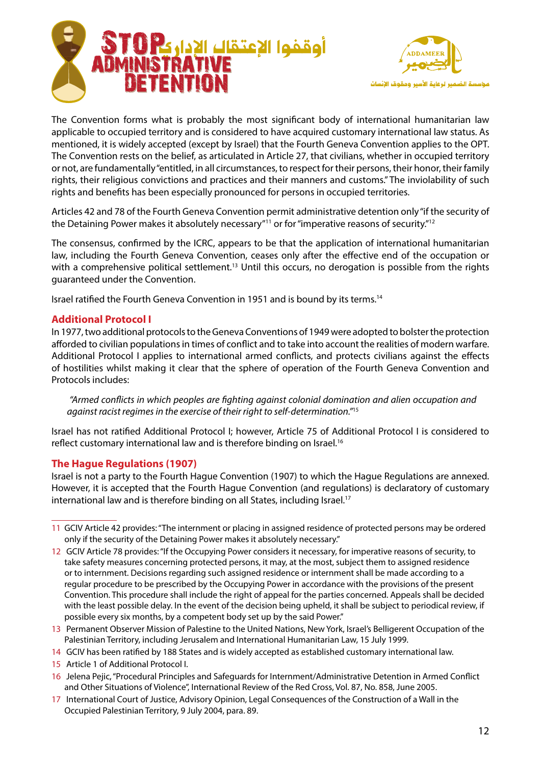The Convention forms what is probably the most significant body of international humanitarian law applicable to occupied territory and is considered to have acquired customary international law status. As mentioned, it is widely accepted (except by Israel) that the Fourth Geneva Convention applies to the OPT. The Convention rests on the belief, as articulated in Article 27, that civilians, whether in occupied territory or not, are fundamentally "entitled, in all circumstances, to respect for their persons, their honor, their family rights, their religious convictions and practices and their manners and customs." The inviolability of such rights and benefits has been especially pronounced for persons in occupied territories.

Articles 42 and 78 of the Fourth Geneva Convention permit administrative detention only "if the security of the Detaining Power makes it absolutely necessary"[11] or for "imperative reasons of security."[12]

The consensus, confirmed by the ICRC, appears to be that the application of international humanitarian law, including the Fourth Geneva Convention, ceases only after the effective end of the occupation or with a comprehensive political settlement.[13] Until this occurs, no derogation is possible from the rights guaranteed under the Convention.

Israel ratified the Fourth Geneva Convention in 1951 and is bound by its terms.[14]

## Additional Protocol I

In 1977, two additional protocols to the Geneva Conventions of 1949 were adopted to bolster the protection afforded to civilian populations in times of conflict and to take into account the realities of modern warfare. Additional Protocol I applies to international armed conflicts, and protects civilians against the effects of hostilities whilst making it clear that the sphere of operation of the Fourth Geneva Convention and Protocols includes:

> *"Armed conflicts in which peoples are fighting against colonial domination and alien occupation and against racist regimes in the exercise of their right to self-determination."*[15]

Israel has not ratified Additional Protocol I; however, Article 75 of Additional Protocol I is considered to reflect customary international law and is therefore binding on Israel.[16]

## The Hague Regulations (1907)

Israel is not a party to the Fourth Hague Convention (1907) to which the Hague Regulations are annexed. However, it is accepted that the Fourth Hague Convention (and regulations) is declaratory of customary international law and is therefore binding on all States, including Israel.[17]

---

11 GCIV Article 42 provides: "The internment or placing in assigned residence of protected persons may be ordered only if the security of the Detaining Power makes it absolutely necessary."

12 GCIV Article 78 provides: "If the Occupying Power considers it necessary, for imperative reasons of security, to take safety measures concerning protected persons, it may, at the most, subject them to assigned residence or to internment. Decisions regarding such assigned residence or internment shall be made according to a regular procedure to be prescribed by the Occupying Power in accordance with the provisions of the present Convention. This procedure shall include the right of appeal for the parties concerned. Appeals shall be decided with the least possible delay. In the event of the decision being upheld, it shall be subject to periodical review, if possible every six months, by a competent body set up by the said Power."

13 Permanent Observer Mission of Palestine to the United Nations, New York, Israel's Belligerent Occupation of the Palestinian Territory, including Jerusalem and International Humanitarian Law, 15 July 1999.

14 GCIV has been ratified by 188 States and is widely accepted as established customary international law.

15 Article 1 of Additional Protocol I.

16 Jelena Pejic, "Procedural Principles and Safeguards for Internment/Administrative Detention in Armed Conflict and Other Situations of Violence", International Review of the Red Cross, Vol. 87, No. 858, June 2005.

17 International Court of Justice, Advisory Opinion, Legal Consequences of the Construction of a Wall in the Occupied Palestinian Territory, 9 July 2004, para. 89.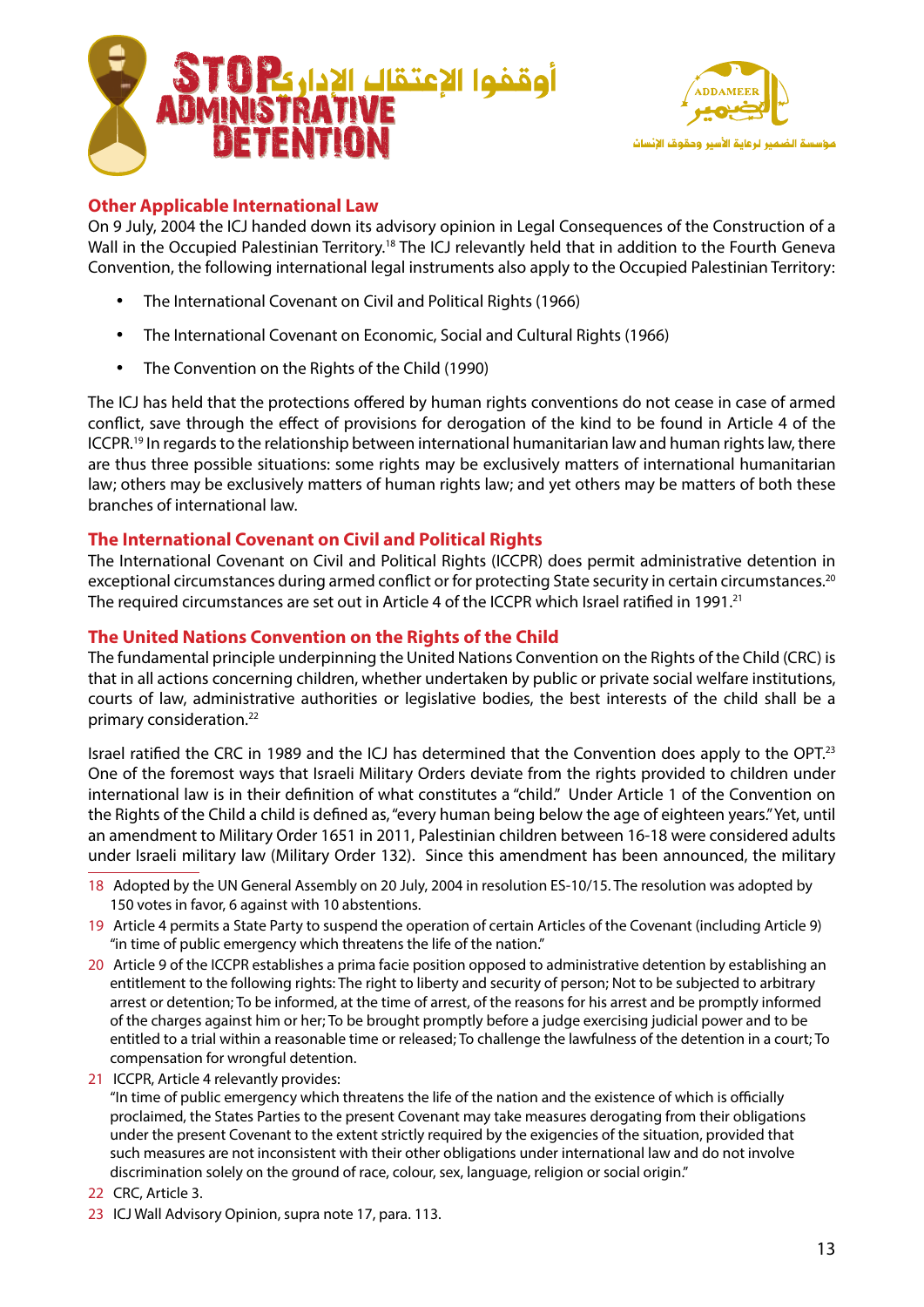## Other Applicable International Law

On 9 July, 2004 the ICJ handed down its advisory opinion in Legal Consequences of the Construction of a Wall in the Occupied Palestinian Territory.[18] The ICJ relevantly held that in addition to the Fourth Geneva Convention, the following international legal instruments also apply to the Occupied Palestinian Territory:

- The International Covenant on Civil and Political Rights (1966)
- The International Covenant on Economic, Social and Cultural Rights (1966)
- The Convention on the Rights of the Child (1990)

The ICJ has held that the protections offered by human rights conventions do not cease in case of armed conflict, save through the effect of provisions for derogation of the kind to be found in Article 4 of the ICCPR.[19] In regards to the relationship between international humanitarian law and human rights law, there are thus three possible situations: some rights may be exclusively matters of international humanitarian law; others may be exclusively matters of human rights law; and yet others may be matters of both these branches of international law.

## The International Covenant on Civil and Political Rights

The International Covenant on Civil and Political Rights (ICCPR) does permit administrative detention in exceptional circumstances during armed conflict or for protecting State security in certain circumstances.[20] The required circumstances are set out in Article 4 of the ICCPR which Israel ratified in 1991.[21]

## The United Nations Convention on the Rights of the Child

The fundamental principle underpinning the United Nations Convention on the Rights of the Child (CRC) is that in all actions concerning children, whether undertaken by public or private social welfare institutions, courts of law, administrative authorities or legislative bodies, the best interests of the child shall be a primary consideration.[22]

Israel ratified the CRC in 1989 and the ICJ has determined that the Convention does apply to the OPT.[23] One of the foremost ways that Israeli Military Orders deviate from the rights provided to children under international law is in their definition of what constitutes a "child." Under Article 1 of the Convention on the Rights of the Child a child is defined as, "every human being below the age of eighteen years." Yet, until an amendment to Military Order 1651 in 2011, Palestinian children between 16-18 were considered adults under Israeli military law (Military Order 132). Since this amendment has been announced, the military

---

18 Adopted by the UN General Assembly on 20 July, 2004 in resolution ES-10/15. The resolution was adopted by 150 votes in favor, 6 against with 10 abstentions.

19 Article 4 permits a State Party to suspend the operation of certain Articles of the Covenant (including Article 9) "in time of public emergency which threatens the life of the nation."

20 Article 9 of the ICCPR establishes a prima facie position opposed to administrative detention by establishing an entitlement to the following rights: The right to liberty and security of person; Not to be subjected to arbitrary arrest or detention; To be informed, at the time of arrest, of the reasons for his arrest and be promptly informed of the charges against him or her; To be brought promptly before a judge exercising judicial power and to be entitled to a trial within a reasonable time or released; To challenge the lawfulness of the detention in a court; To compensation for wrongful detention.

21 ICCPR, Article 4 relevantly provides:
"In time of public emergency which threatens the life of the nation and the existence of which is officially proclaimed, the States Parties to the present Covenant may take measures derogating from their obligations under the present Covenant to the extent strictly required by the exigencies of the situation, provided that such measures are not inconsistent with their other obligations under international law and do not involve discrimination solely on the ground of race, colour, sex, language, religion or social origin."

22 CRC, Article 3.

23 ICJ Wall Advisory Opinion, supra note 17, para. 113.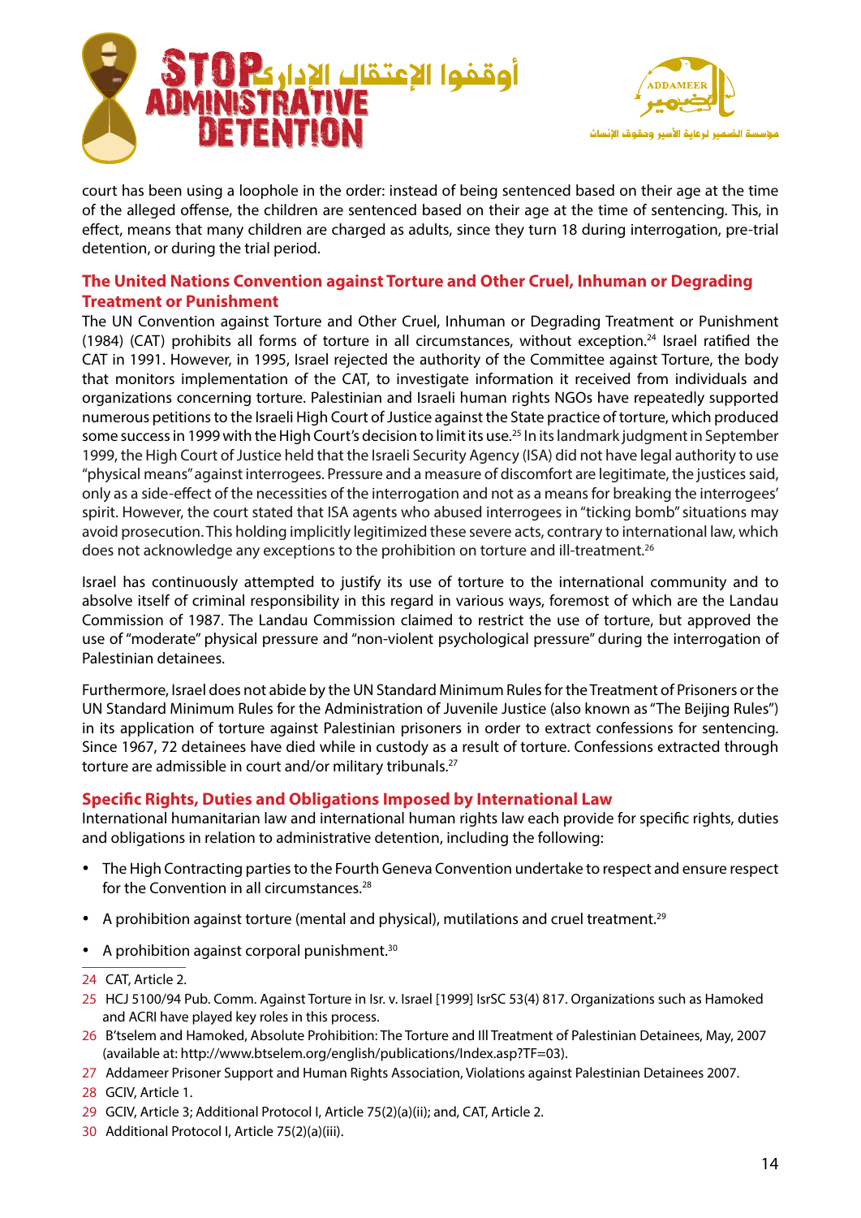court has been using a loophole in the order: instead of being sentenced based on their age at the time of the alleged offense, the children are sentenced based on their age at the time of sentencing. This, in effect, means that many children are charged as adults, since they turn 18 during interrogation, pre-trial detention, or during the trial period.

## The United Nations Convention against Torture and Other Cruel, Inhuman or Degrading Treatment or Punishment

The UN Convention against Torture and Other Cruel, Inhuman or Degrading Treatment or Punishment (1984) (CAT) prohibits all forms of torture in all circumstances, without exception.[24] Israel ratified the CAT in 1991. However, in 1995, Israel rejected the authority of the Committee against Torture, the body that monitors implementation of the CAT, to investigate information it received from individuals and organizations concerning torture. Palestinian and Israeli human rights NGOs have repeatedly supported numerous petitions to the Israeli High Court of Justice against the State practice of torture, which produced some success in 1999 with the High Court's decision to limit its use.[25] In its landmark judgment in September 1999, the High Court of Justice held that the Israeli Security Agency (ISA) did not have legal authority to use "physical means" against interrogees. Pressure and a measure of discomfort are legitimate, the justices said, only as a side-effect of the necessities of the interrogation and not as a means for breaking the interrogees' spirit. However, the court stated that ISA agents who abused interrogees in "ticking bomb" situations may avoid prosecution. This holding implicitly legitimized these severe acts, contrary to international law, which does not acknowledge any exceptions to the prohibition on torture and ill-treatment.[26]

Israel has continuously attempted to justify its use of torture to the international community and to absolve itself of criminal responsibility in this regard in various ways, foremost of which are the Landau Commission of 1987. The Landau Commission claimed to restrict the use of torture, but approved the use of "moderate" physical pressure and "non-violent psychological pressure" during the interrogation of Palestinian detainees.

Furthermore, Israel does not abide by the UN Standard Minimum Rules for the Treatment of Prisoners or the UN Standard Minimum Rules for the Administration of Juvenile Justice (also known as "The Beijing Rules") in its application of torture against Palestinian prisoners in order to extract confessions for sentencing. Since 1967, 72 detainees have died while in custody as a result of torture. Confessions extracted through torture are admissible in court and/or military tribunals.[27]

## Specific Rights, Duties and Obligations Imposed by International Law

International humanitarian law and international human rights law each provide for specific rights, duties and obligations in relation to administrative detention, including the following:

- The High Contracting parties to the Fourth Geneva Convention undertake to respect and ensure respect for the Convention in all circumstances.[28]
- A prohibition against torture (mental and physical), mutilations and cruel treatment.[29]
- A prohibition against corporal punishment.[30]

---

24 CAT, Article 2.

25 HCJ 5100/94 Pub. Comm. Against Torture in Isr. v. Israel [1999] IsrSC 53(4) 817. Organizations such as Hamoked and ACRI have played key roles in this process.

26 B'tselem and Hamoked, Absolute Prohibition: The Torture and Ill Treatment of Palestinian Detainees, May, 2007 (available at: http://www.btselem.org/english/publications/Index.asp?TF=03).

27 Addameer Prisoner Support and Human Rights Association, Violations against Palestinian Detainees 2007.

28 GCIV, Article 1.

29 GCIV, Article 3; Additional Protocol I, Article 75(2)(a)(ii); and, CAT, Article 2.

30 Additional Protocol I, Article 75(2)(a)(iii).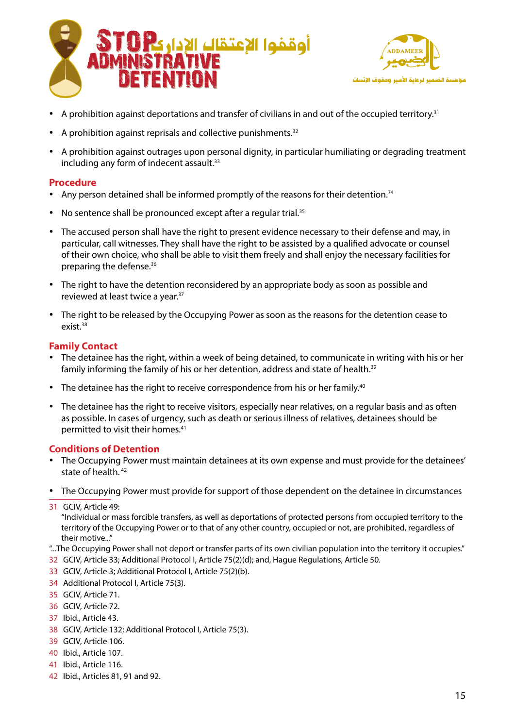- A prohibition against deportations and transfer of civilians in and out of the occupied territory.[31]
- A prohibition against reprisals and collective punishments.[32]
- A prohibition against outrages upon personal dignity, in particular humiliating or degrading treatment including any form of indecent assault.[33]

## Procedure

- Any person detained shall be informed promptly of the reasons for their detention.[34]
- No sentence shall be pronounced except after a regular trial.[35]
- The accused person shall have the right to present evidence necessary to their defense and may, in particular, call witnesses. They shall have the right to be assisted by a qualified advocate or counsel of their own choice, who shall be able to visit them freely and shall enjoy the necessary facilities for preparing the defense.[36]
- The right to have the detention reconsidered by an appropriate body as soon as possible and reviewed at least twice a year.[37]
- The right to be released by the Occupying Power as soon as the reasons for the detention cease to exist.[38]

## Family Contact

- The detainee has the right, within a week of being detained, to communicate in writing with his or her family informing the family of his or her detention, address and state of health.[39]
- The detainee has the right to receive correspondence from his or her family.[40]
- The detainee has the right to receive visitors, especially near relatives, on a regular basis and as often as possible. In cases of urgency, such as death or serious illness of relatives, detainees should be permitted to visit their homes.[41]

## Conditions of Detention

- The Occupying Power must maintain detainees at its own expense and must provide for the detainees' state of health.[42]
- The Occupying Power must provide for support of those dependent on the detainee in circumstances

---

31 GCIV, Article 49:
"Individual or mass forcible transfers, as well as deportations of protected persons from occupied territory to the territory of the Occupying Power or to that of any other country, occupied or not, are prohibited, regardless of their motive..."
"...The Occupying Power shall not deport or transfer parts of its own civilian population into the territory it occupies."
32 GCIV, Article 33; Additional Protocol I, Article 75(2)(d); and, Hague Regulations, Article 50.
33 GCIV, Article 3; Additional Protocol I, Article 75(2)(b).
34 Additional Protocol I, Article 75(3).
35 GCIV, Article 71.
36 GCIV, Article 72.
37 Ibid., Article 43.
38 GCIV, Article 132; Additional Protocol I, Article 75(3).
39 GCIV, Article 106.
40 Ibid., Article 107.
41 Ibid., Article 116.
42 Ibid., Articles 81, 91 and 92.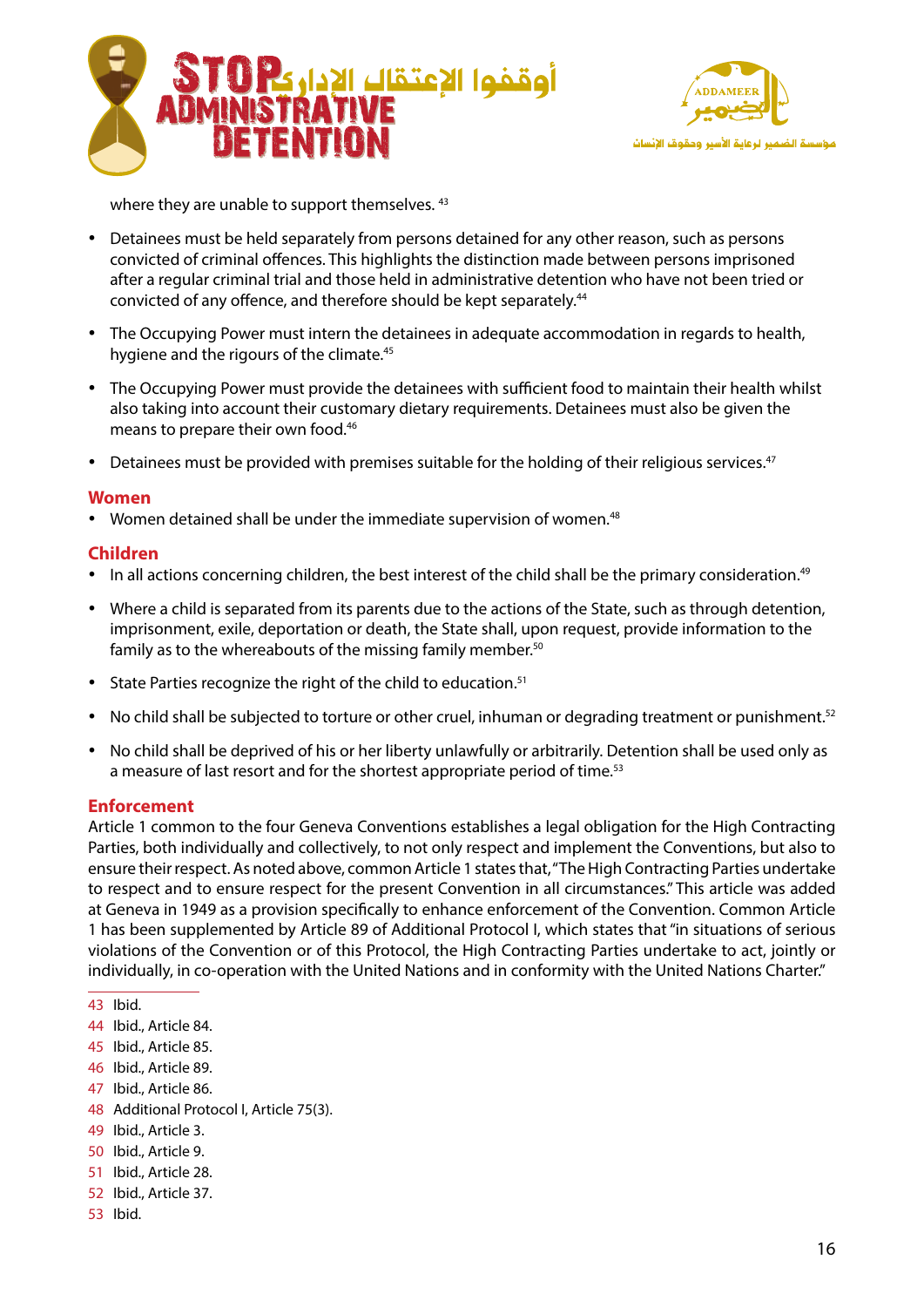where they are unable to support themselves. [43]

- Detainees must be held separately from persons detained for any other reason, such as persons convicted of criminal offences. This highlights the distinction made between persons imprisoned after a regular criminal trial and those held in administrative detention who have not been tried or convicted of any offence, and therefore should be kept separately.[44]
- The Occupying Power must intern the detainees in adequate accommodation in regards to health, hygiene and the rigours of the climate.[45]
- The Occupying Power must provide the detainees with sufficient food to maintain their health whilst also taking into account their customary dietary requirements. Detainees must also be given the means to prepare their own food.[46]
- Detainees must be provided with premises suitable for the holding of their religious services.[47]

## Women

- Women detained shall be under the immediate supervision of women.[48]

## Children

- In all actions concerning children, the best interest of the child shall be the primary consideration.[49]
- Where a child is separated from its parents due to the actions of the State, such as through detention, imprisonment, exile, deportation or death, the State shall, upon request, provide information to the family as to the whereabouts of the missing family member.[50]
- State Parties recognize the right of the child to education.[51]
- No child shall be subjected to torture or other cruel, inhuman or degrading treatment or punishment.[52]
- No child shall be deprived of his or her liberty unlawfully or arbitrarily. Detention shall be used only as a measure of last resort and for the shortest appropriate period of time.[53]

## Enforcement

Article 1 common to the four Geneva Conventions establishes a legal obligation for the High Contracting Parties, both individually and collectively, to not only respect and implement the Conventions, but also to ensure their respect. As noted above, common Article 1 states that, "The High Contracting Parties undertake to respect and to ensure respect for the present Convention in all circumstances." This article was added at Geneva in 1949 as a provision specifically to enhance enforcement of the Convention. Common Article 1 has been supplemented by Article 89 of Additional Protocol I, which states that "in situations of serious violations of the Convention or of this Protocol, the High Contracting Parties undertake to act, jointly or individually, in co-operation with the United Nations and in conformity with the United Nations Charter."

---

43 Ibid.
44 Ibid., Article 84.
45 Ibid., Article 85.
46 Ibid., Article 89.
47 Ibid., Article 86.
48 Additional Protocol I, Article 75(3).
49 Ibid., Article 3.
50 Ibid., Article 9.
51 Ibid., Article 28.
52 Ibid., Article 37.
53 Ibid.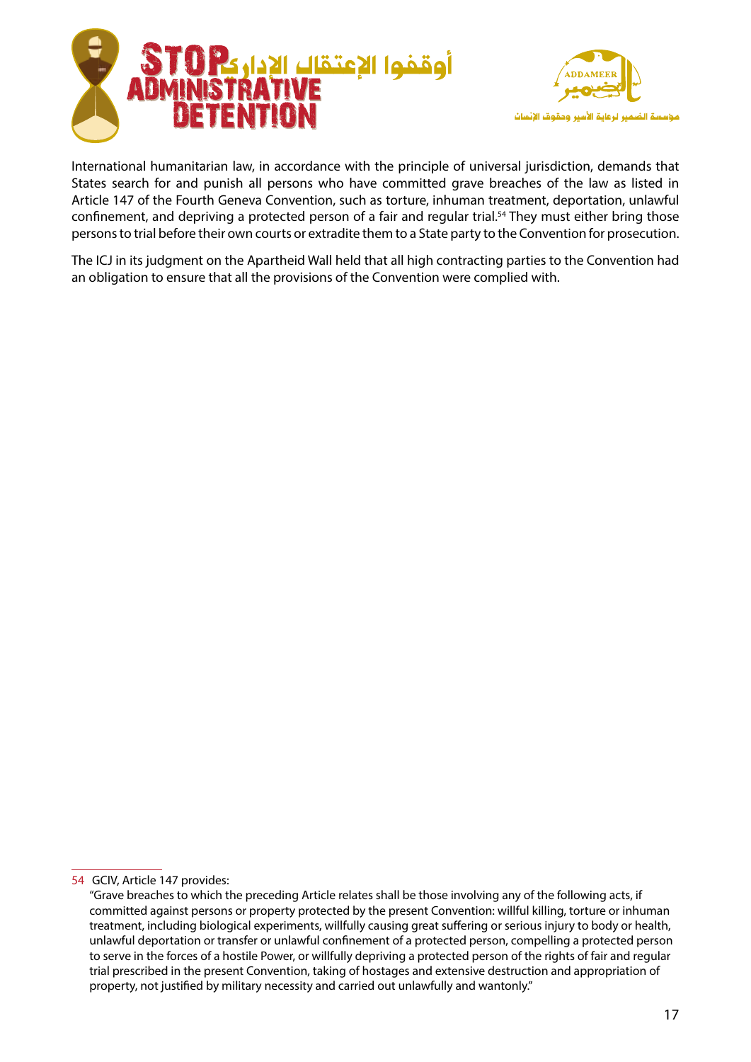International humanitarian law, in accordance with the principle of universal jurisdiction, demands that States search for and punish all persons who have committed grave breaches of the law as listed in Article 147 of the Fourth Geneva Convention, such as torture, inhuman treatment, deportation, unlawful confinement, and depriving a protected person of a fair and regular trial.[54] They must either bring those persons to trial before their own courts or extradite them to a State party to the Convention for prosecution.

The ICJ in its judgment on the Apartheid Wall held that all high contracting parties to the Convention had an obligation to ensure that all the provisions of the Convention were complied with.

---

54 GCIV, Article 147 provides:

"Grave breaches to which the preceding Article relates shall be those involving any of the following acts, if committed against persons or property protected by the present Convention: willful killing, torture or inhuman treatment, including biological experiments, willfully causing great suffering or serious injury to body or health, unlawful deportation or transfer or unlawful confinement of a protected person, compelling a protected person to serve in the forces of a hostile Power, or willfully depriving a protected person of the rights of fair and regular trial prescribed in the present Convention, taking of hostages and extensive destruction and appropriation of property, not justified by military necessity and carried out unlawfully and wantonly."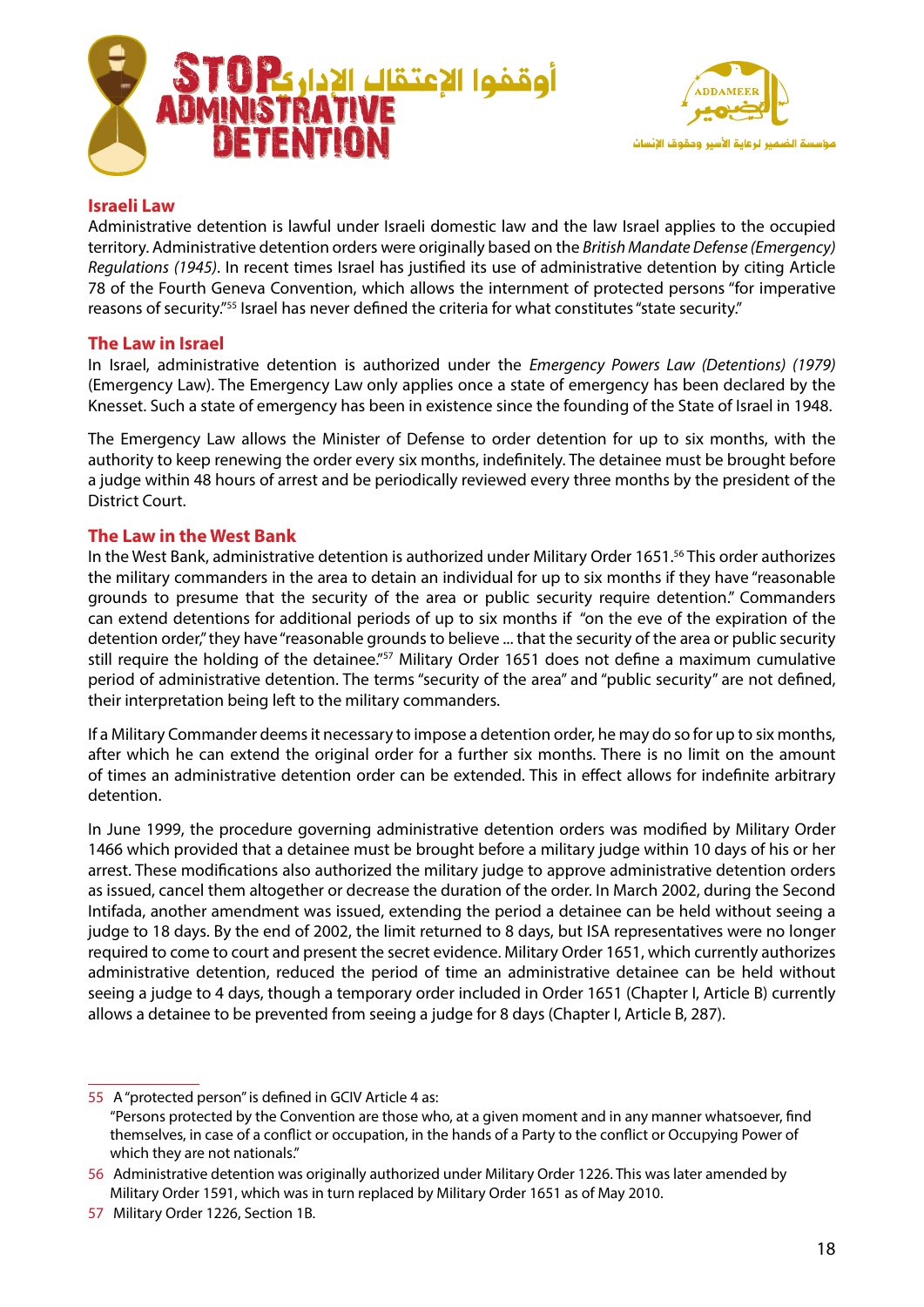## Israeli Law

Administrative detention is lawful under Israeli domestic law and the law Israel applies to the occupied territory. Administrative detention orders were originally based on the *British Mandate Defense (Emergency) Regulations (1945)*. In recent times Israel has justified its use of administrative detention by citing Article 78 of the Fourth Geneva Convention, which allows the internment of protected persons "for imperative reasons of security."[55] Israel has never defined the criteria for what constitutes "state security."

## The Law in Israel

In Israel, administrative detention is authorized under the *Emergency Powers Law (Detentions) (1979)* (Emergency Law). The Emergency Law only applies once a state of emergency has been declared by the Knesset. Such a state of emergency has been in existence since the founding of the State of Israel in 1948.

The Emergency Law allows the Minister of Defense to order detention for up to six months, with the authority to keep renewing the order every six months, indefinitely. The detainee must be brought before a judge within 48 hours of arrest and be periodically reviewed every three months by the president of the District Court.

## The Law in the West Bank

In the West Bank, administrative detention is authorized under Military Order 1651.[56] This order authorizes the military commanders in the area to detain an individual for up to six months if they have "reasonable grounds to presume that the security of the area or public security require detention." Commanders can extend detentions for additional periods of up to six months if "on the eve of the expiration of the detention order," they have "reasonable grounds to believe ... that the security of the area or public security still require the holding of the detainee."[57] Military Order 1651 does not define a maximum cumulative period of administrative detention. The terms "security of the area" and "public security" are not defined, their interpretation being left to the military commanders.

If a Military Commander deems it necessary to impose a detention order, he may do so for up to six months, after which he can extend the original order for a further six months. There is no limit on the amount of times an administrative detention order can be extended. This in effect allows for indefinite arbitrary detention.

In June 1999, the procedure governing administrative detention orders was modified by Military Order 1466 which provided that a detainee must be brought before a military judge within 10 days of his or her arrest. These modifications also authorized the military judge to approve administrative detention orders as issued, cancel them altogether or decrease the duration of the order. In March 2002, during the Second Intifada, another amendment was issued, extending the period a detainee can be held without seeing a judge to 18 days. By the end of 2002, the limit returned to 8 days, but ISA representatives were no longer required to come to court and present the secret evidence. Military Order 1651, which currently authorizes administrative detention, reduced the period of time an administrative detainee can be held without seeing a judge to 4 days, though a temporary order included in Order 1651 (Chapter I, Article B) currently allows a detainee to be prevented from seeing a judge for 8 days (Chapter I, Article B, 287).

---

55 A "protected person" is defined in GCIV Article 4 as:
"Persons protected by the Convention are those who, at a given moment and in any manner whatsoever, find themselves, in case of a conflict or occupation, in the hands of a Party to the conflict or Occupying Power of which they are not nationals."

56 Administrative detention was originally authorized under Military Order 1226. This was later amended by Military Order 1591, which was in turn replaced by Military Order 1651 as of May 2010.

57 Military Order 1226, Section 1B.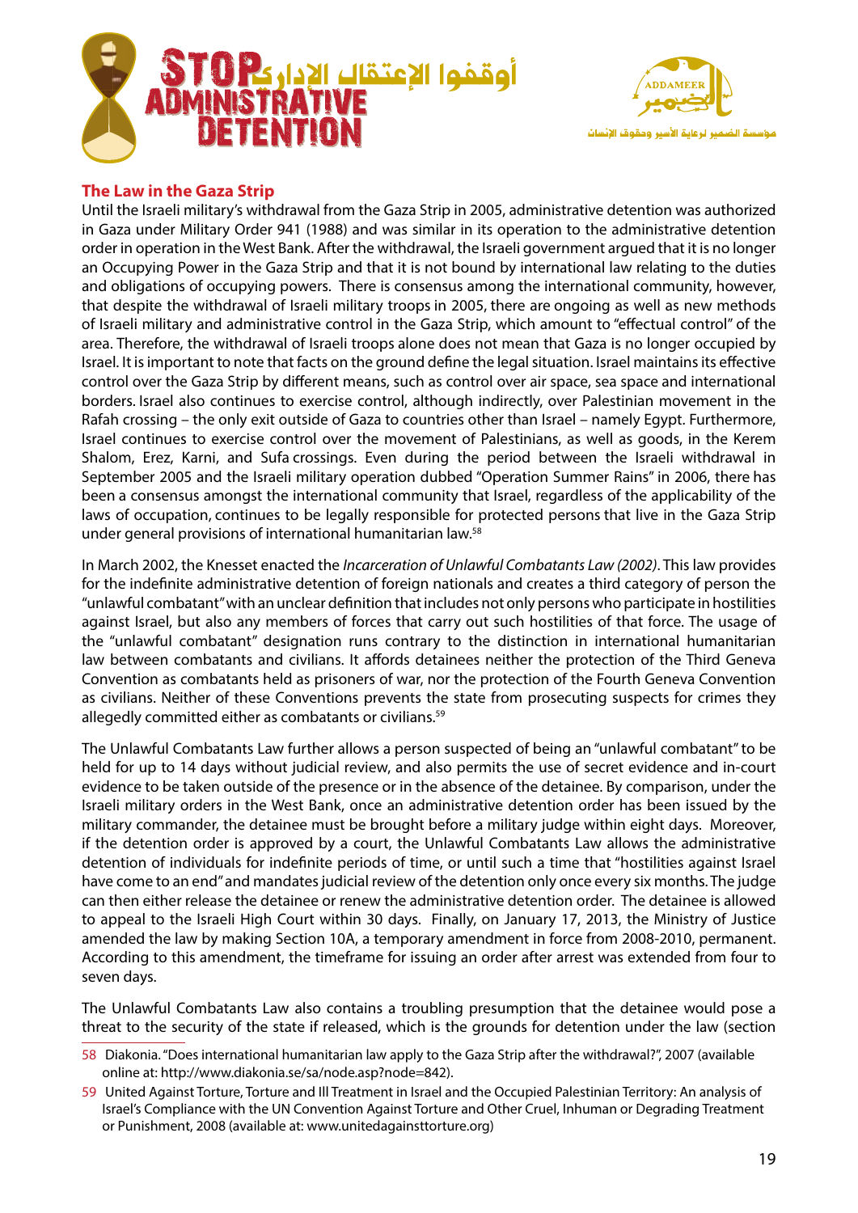## The Law in the Gaza Strip

Until the Israeli military's withdrawal from the Gaza Strip in 2005, administrative detention was authorized in Gaza under Military Order 941 (1988) and was similar in its operation to the administrative detention order in operation in the West Bank. After the withdrawal, the Israeli government argued that it is no longer an Occupying Power in the Gaza Strip and that it is not bound by international law relating to the duties and obligations of occupying powers. There is consensus among the international community, however, that despite the withdrawal of Israeli military troops in 2005, there are ongoing as well as new methods of Israeli military and administrative control in the Gaza Strip, which amount to "effectual control" of the area. Therefore, the withdrawal of Israeli troops alone does not mean that Gaza is no longer occupied by Israel. It is important to note that facts on the ground define the legal situation. Israel maintains its effective control over the Gaza Strip by different means, such as control over air space, sea space and international borders. Israel also continues to exercise control, although indirectly, over Palestinian movement in the Rafah crossing – the only exit outside of Gaza to countries other than Israel – namely Egypt. Furthermore, Israel continues to exercise control over the movement of Palestinians, as well as goods, in the Kerem Shalom, Erez, Karni, and Sufa crossings. Even during the period between the Israeli withdrawal in September 2005 and the Israeli military operation dubbed "Operation Summer Rains" in 2006, there has been a consensus amongst the international community that Israel, regardless of the applicability of the laws of occupation, continues to be legally responsible for protected persons that live in the Gaza Strip under general provisions of international humanitarian law.[58]

In March 2002, the Knesset enacted the *Incarceration of Unlawful Combatants Law (2002)*. This law provides for the indefinite administrative detention of foreign nationals and creates a third category of person the "unlawful combatant" with an unclear definition that includes not only persons who participate in hostilities against Israel, but also any members of forces that carry out such hostilities of that force. The usage of the "unlawful combatant" designation runs contrary to the distinction in international humanitarian law between combatants and civilians. It affords detainees neither the protection of the Third Geneva Convention as combatants held as prisoners of war, nor the protection of the Fourth Geneva Convention as civilians. Neither of these Conventions prevents the state from prosecuting suspects for crimes they allegedly committed either as combatants or civilians.[59]

The Unlawful Combatants Law further allows a person suspected of being an "unlawful combatant" to be held for up to 14 days without judicial review, and also permits the use of secret evidence and in-court evidence to be taken outside of the presence or in the absence of the detainee. By comparison, under the Israeli military orders in the West Bank, once an administrative detention order has been issued by the military commander, the detainee must be brought before a military judge within eight days. Moreover, if the detention order is approved by a court, the Unlawful Combatants Law allows the administrative detention of individuals for indefinite periods of time, or until such a time that "hostilities against Israel have come to an end" and mandates judicial review of the detention only once every six months. The judge can then either release the detainee or renew the administrative detention order. The detainee is allowed to appeal to the Israeli High Court within 30 days. Finally, on January 17, 2013, the Ministry of Justice amended the law by making Section 10A, a temporary amendment in force from 2008-2010, permanent. According to this amendment, the timeframe for issuing an order after arrest was extended from four to seven days.

The Unlawful Combatants Law also contains a troubling presumption that the detainee would pose a threat to the security of the state if released, which is the grounds for detention under the law (section

---

58 Diakonia. "Does international humanitarian law apply to the Gaza Strip after the withdrawal?", 2007 (available online at: http://www.diakonia.se/sa/node.asp?node=842).

59 United Against Torture, Torture and Ill Treatment in Israel and the Occupied Palestinian Territory: An analysis of Israel's Compliance with the UN Convention Against Torture and Other Cruel, Inhuman or Degrading Treatment or Punishment, 2008 (available at: www.unitedagainsttorture.org)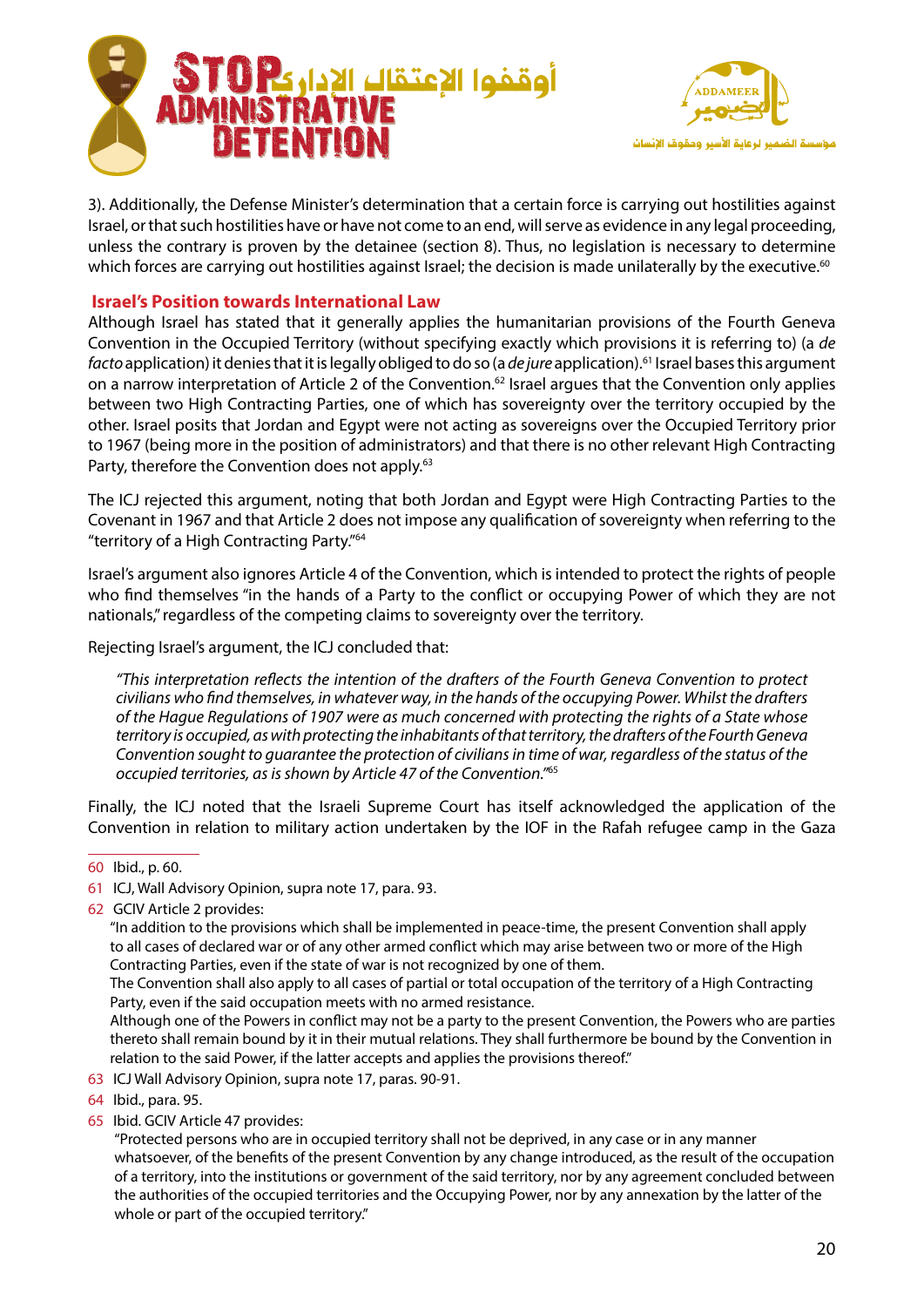3). Additionally, the Defense Minister's determination that a certain force is carrying out hostilities against Israel, or that such hostilities have or have not come to an end, will serve as evidence in any legal proceeding, unless the contrary is proven by the detainee (section 8). Thus, no legislation is necessary to determine which forces are carrying out hostilities against Israel; the decision is made unilaterally by the executive.[60]

## Israel's Position towards International Law

Although Israel has stated that it generally applies the humanitarian provisions of the Fourth Geneva Convention in the Occupied Territory (without specifying exactly which provisions it is referring to) (a *de facto* application) it denies that it is legally obliged to do so (a *de jure* application).[61] Israel bases this argument on a narrow interpretation of Article 2 of the Convention.[62] Israel argues that the Convention only applies between two High Contracting Parties, one of which has sovereignty over the territory occupied by the other. Israel posits that Jordan and Egypt were not acting as sovereigns over the Occupied Territory prior to 1967 (being more in the position of administrators) and that there is no other relevant High Contracting Party, therefore the Convention does not apply.[63]

The ICJ rejected this argument, noting that both Jordan and Egypt were High Contracting Parties to the Covenant in 1967 and that Article 2 does not impose any qualification of sovereignty when referring to the "territory of a High Contracting Party."[64]

Israel's argument also ignores Article 4 of the Convention, which is intended to protect the rights of people who find themselves "in the hands of a Party to the conflict or occupying Power of which they are not nationals," regardless of the competing claims to sovereignty over the territory.

Rejecting Israel's argument, the ICJ concluded that:

> *"This interpretation reflects the intention of the drafters of the Fourth Geneva Convention to protect civilians who find themselves, in whatever way, in the hands of the occupying Power. Whilst the drafters of the Hague Regulations of 1907 were as much concerned with protecting the rights of a State whose territory is occupied, as with protecting the inhabitants of that territory, the drafters of the Fourth Geneva Convention sought to guarantee the protection of civilians in time of war, regardless of the status of the occupied territories, as is shown by Article 47 of the Convention."*[65]

Finally, the ICJ noted that the Israeli Supreme Court has itself acknowledged the application of the Convention in relation to military action undertaken by the IOF in the Rafah refugee camp in the Gaza

---

60 Ibid., p. 60.

61 ICJ, Wall Advisory Opinion, supra note 17, para. 93.

62 GCIV Article 2 provides:
"In addition to the provisions which shall be implemented in peace-time, the present Convention shall apply to all cases of declared war or of any other armed conflict which may arise between two or more of the High Contracting Parties, even if the state of war is not recognized by one of them.
The Convention shall also apply to all cases of partial or total occupation of the territory of a High Contracting Party, even if the said occupation meets with no armed resistance.
Although one of the Powers in conflict may not be a party to the present Convention, the Powers who are parties thereto shall remain bound by it in their mutual relations. They shall furthermore be bound by the Convention in relation to the said Power, if the latter accepts and applies the provisions thereof."

63 ICJ Wall Advisory Opinion, supra note 17, paras. 90-91.

64 Ibid., para. 95.

65 Ibid. GCIV Article 47 provides:
"Protected persons who are in occupied territory shall not be deprived, in any case or in any manner whatsoever, of the benefits of the present Convention by any change introduced, as the result of the occupation of a territory, into the institutions or government of the said territory, nor by any agreement concluded between the authorities of the occupied territories and the Occupying Power, nor by any annexation by the latter of the whole or part of the occupied territory."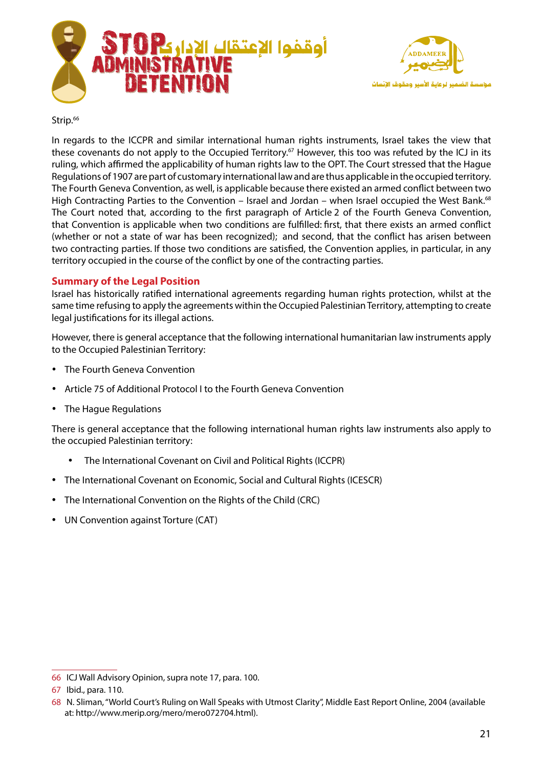Strip.[66]

In regards to the ICCPR and similar international human rights instruments, Israel takes the view that these covenants do not apply to the Occupied Territory.[67] However, this too was refuted by the ICJ in its ruling, which affirmed the applicability of human rights law to the OPT. The Court stressed that the Hague Regulations of 1907 are part of customary international law and are thus applicable in the occupied territory. The Fourth Geneva Convention, as well, is applicable because there existed an armed conflict between two High Contracting Parties to the Convention – Israel and Jordan – when Israel occupied the West Bank.[68] The Court noted that, according to the first paragraph of Article 2 of the Fourth Geneva Convention, that Convention is applicable when two conditions are fulfilled: first, that there exists an armed conflict (whether or not a state of war has been recognized); and second, that the conflict has arisen between two contracting parties. If those two conditions are satisfied, the Convention applies, in particular, in any territory occupied in the course of the conflict by one of the contracting parties.

## Summary of the Legal Position

Israel has historically ratified international agreements regarding human rights protection, whilst at the same time refusing to apply the agreements within the Occupied Palestinian Territory, attempting to create legal justifications for its illegal actions.

However, there is general acceptance that the following international humanitarian law instruments apply to the Occupied Palestinian Territory:

- The Fourth Geneva Convention
- Article 75 of Additional Protocol I to the Fourth Geneva Convention
- The Hague Regulations

There is general acceptance that the following international human rights law instruments also apply to the occupied Palestinian territory:

- The International Covenant on Civil and Political Rights (ICCPR)
- The International Covenant on Economic, Social and Cultural Rights (ICESCR)
- The International Convention on the Rights of the Child (CRC)
- UN Convention against Torture (CAT)

66 ICJ Wall Advisory Opinion, supra note 17, para. 100.

67 Ibid., para. 110.

68 N. Sliman, "World Court's Ruling on Wall Speaks with Utmost Clarity", Middle East Report Online, 2004 (available at: http://www.merip.org/mero/mero072704.html).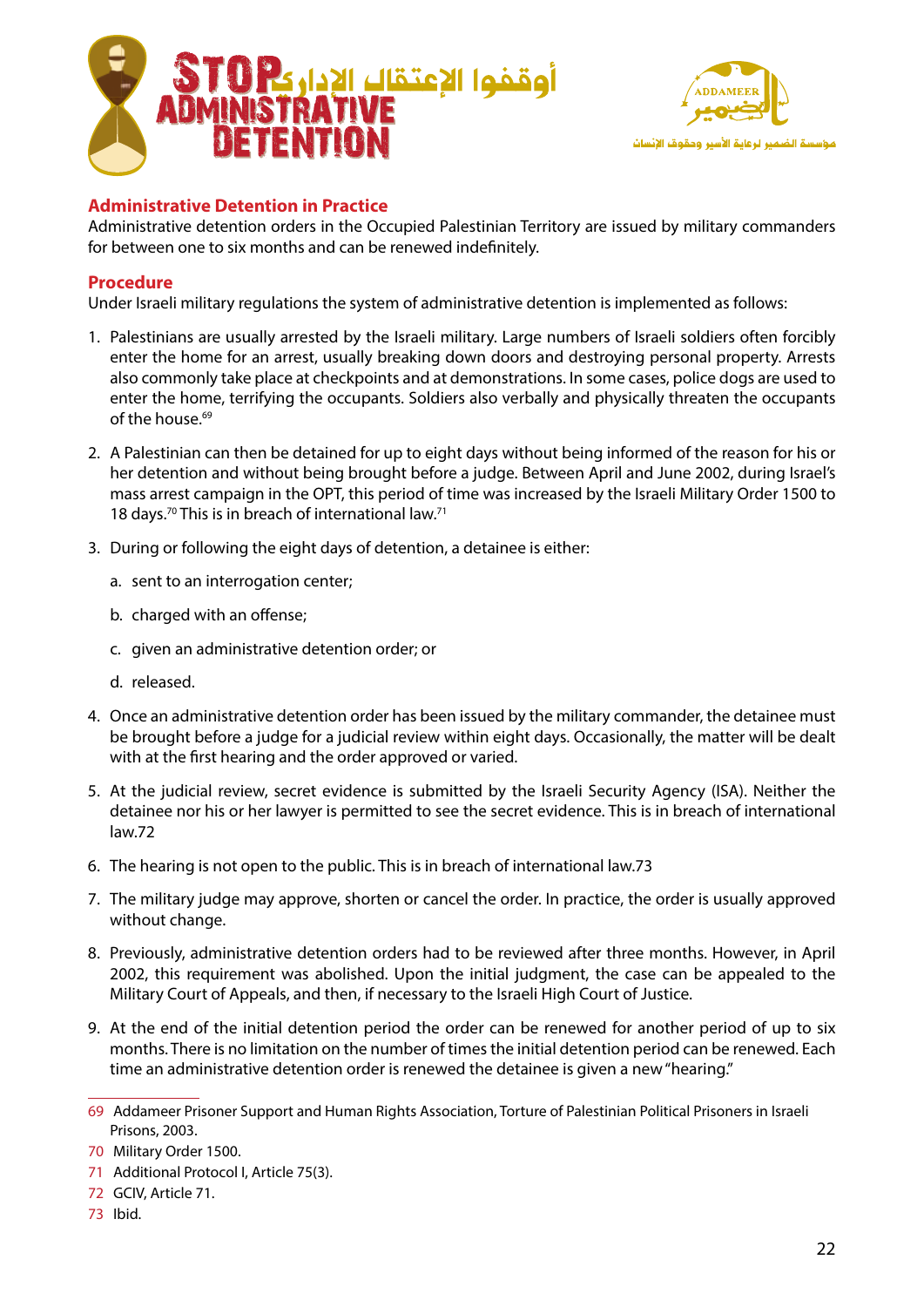## Administrative Detention in Practice

Administrative detention orders in the Occupied Palestinian Territory are issued by military commanders for between one to six months and can be renewed indefinitely.

## Procedure

Under Israeli military regulations the system of administrative detention is implemented as follows:

1. Palestinians are usually arrested by the Israeli military. Large numbers of Israeli soldiers often forcibly enter the home for an arrest, usually breaking down doors and destroying personal property. Arrests also commonly take place at checkpoints and at demonstrations. In some cases, police dogs are used to enter the home, terrifying the occupants. Soldiers also verbally and physically threaten the occupants of the house.[69]

2. A Palestinian can then be detained for up to eight days without being informed of the reason for his or her detention and without being brought before a judge. Between April and June 2002, during Israel's mass arrest campaign in the OPT, this period of time was increased by the Israeli Military Order 1500 to 18 days.[70] This is in breach of international law.[71]

3. During or following the eight days of detention, a detainee is either:

   a. sent to an interrogation center;

   b. charged with an offense;

   c. given an administrative detention order; or

   d. released.

4. Once an administrative detention order has been issued by the military commander, the detainee must be brought before a judge for a judicial review within eight days. Occasionally, the matter will be dealt with at the first hearing and the order approved or varied.

5. At the judicial review, secret evidence is submitted by the Israeli Security Agency (ISA). Neither the detainee nor his or her lawyer is permitted to see the secret evidence. This is in breach of international law.72

6. The hearing is not open to the public. This is in breach of international law.73

7. The military judge may approve, shorten or cancel the order. In practice, the order is usually approved without change.

8. Previously, administrative detention orders had to be reviewed after three months. However, in April 2002, this requirement was abolished. Upon the initial judgment, the case can be appealed to the Military Court of Appeals, and then, if necessary to the Israeli High Court of Justice.

9. At the end of the initial detention period the order can be renewed for another period of up to six months. There is no limitation on the number of times the initial detention period can be renewed. Each time an administrative detention order is renewed the detainee is given a new "hearing."

---

69 Addameer Prisoner Support and Human Rights Association, Torture of Palestinian Political Prisoners in Israeli Prisons, 2003.

70 Military Order 1500.

71 Additional Protocol I, Article 75(3).

72 GCIV, Article 71.

73 Ibid.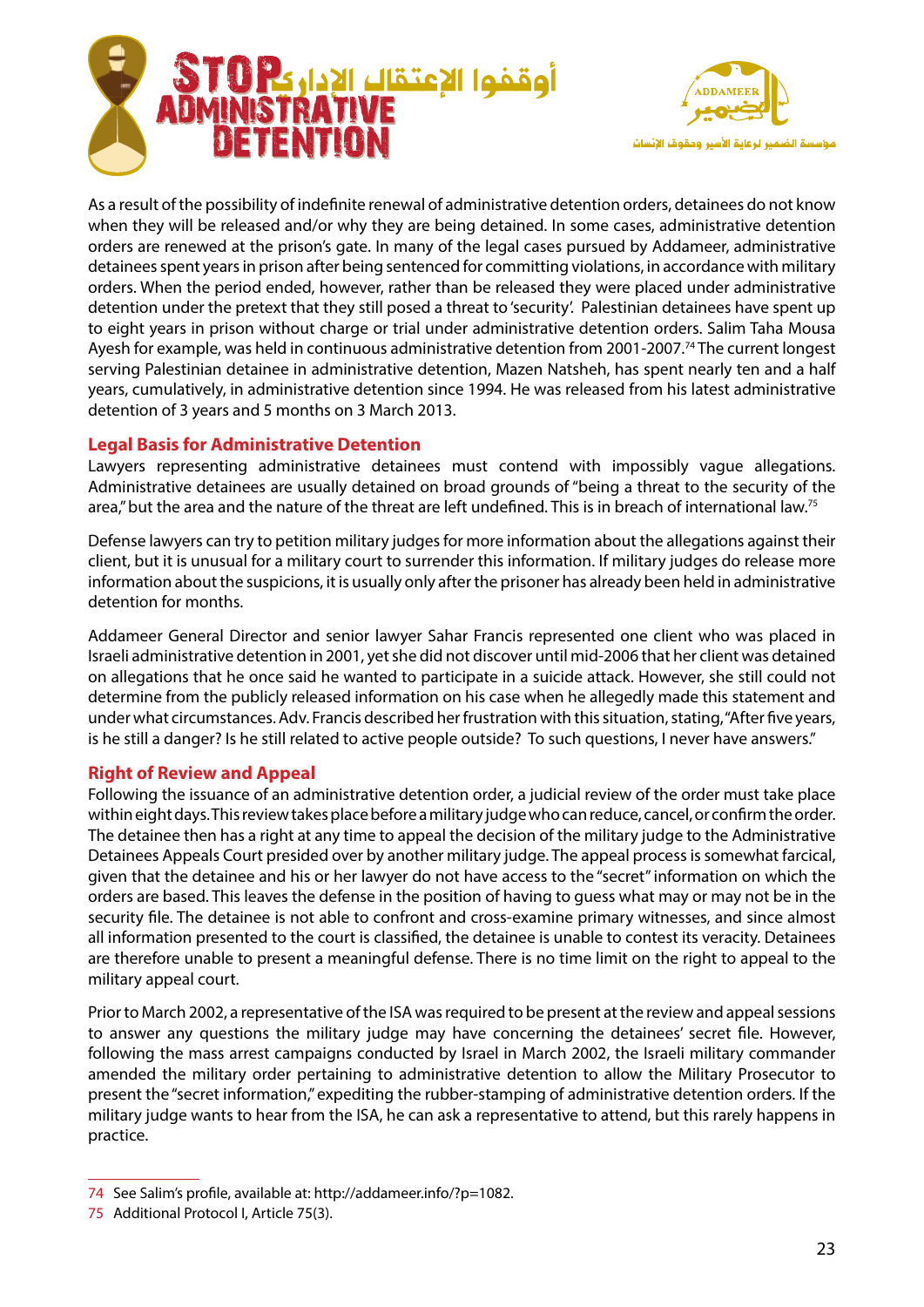As a result of the possibility of indefinite renewal of administrative detention orders, detainees do not know when they will be released and/or why they are being detained. In some cases, administrative detention orders are renewed at the prison's gate. In many of the legal cases pursued by Addameer, administrative detainees spent years in prison after being sentenced for committing violations, in accordance with military orders. When the period ended, however, rather than be released they were placed under administrative detention under the pretext that they still posed a threat to 'security'. Palestinian detainees have spent up to eight years in prison without charge or trial under administrative detention orders. Salim Taha Mousa Ayesh for example, was held in continuous administrative detention from 2001-2007.[74] The current longest serving Palestinian detainee in administrative detention, Mazen Natsheh, has spent nearly ten and a half years, cumulatively, in administrative detention since 1994. He was released from his latest administrative detention of 3 years and 5 months on 3 March 2013.

## Legal Basis for Administrative Detention

Lawyers representing administrative detainees must contend with impossibly vague allegations. Administrative detainees are usually detained on broad grounds of "being a threat to the security of the area," but the area and the nature of the threat are left undefined. This is in breach of international law.[75]

Defense lawyers can try to petition military judges for more information about the allegations against their client, but it is unusual for a military court to surrender this information. If military judges do release more information about the suspicions, it is usually only after the prisoner has already been held in administrative detention for months.

Addameer General Director and senior lawyer Sahar Francis represented one client who was placed in Israeli administrative detention in 2001, yet she did not discover until mid-2006 that her client was detained on allegations that he once said he wanted to participate in a suicide attack. However, she still could not determine from the publicly released information on his case when he allegedly made this statement and under what circumstances. Adv. Francis described her frustration with this situation, stating, "After five years, is he still a danger? Is he still related to active people outside? To such questions, I never have answers."

## Right of Review and Appeal

Following the issuance of an administrative detention order, a judicial review of the order must take place within eight days. This review takes place before a military judge who can reduce, cancel, or confirm the order. The detainee then has a right at any time to appeal the decision of the military judge to the Administrative Detainees Appeals Court presided over by another military judge. The appeal process is somewhat farcical, given that the detainee and his or her lawyer do not have access to the "secret" information on which the orders are based. This leaves the defense in the position of having to guess what may or may not be in the security file. The detainee is not able to confront and cross-examine primary witnesses, and since almost all information presented to the court is classified, the detainee is unable to contest its veracity. Detainees are therefore unable to present a meaningful defense. There is no time limit on the right to appeal to the military appeal court.

Prior to March 2002, a representative of the ISA was required to be present at the review and appeal sessions to answer any questions the military judge may have concerning the detainees' secret file. However, following the mass arrest campaigns conducted by Israel in March 2002, the Israeli military commander amended the military order pertaining to administrative detention to allow the Military Prosecutor to present the "secret information," expediting the rubber-stamping of administrative detention orders. If the military judge wants to hear from the ISA, he can ask a representative to attend, but this rarely happens in practice.

---

74 See Salim's profile, available at: http://addameer.info/?p=1082.

75 Additional Protocol I, Article 75(3).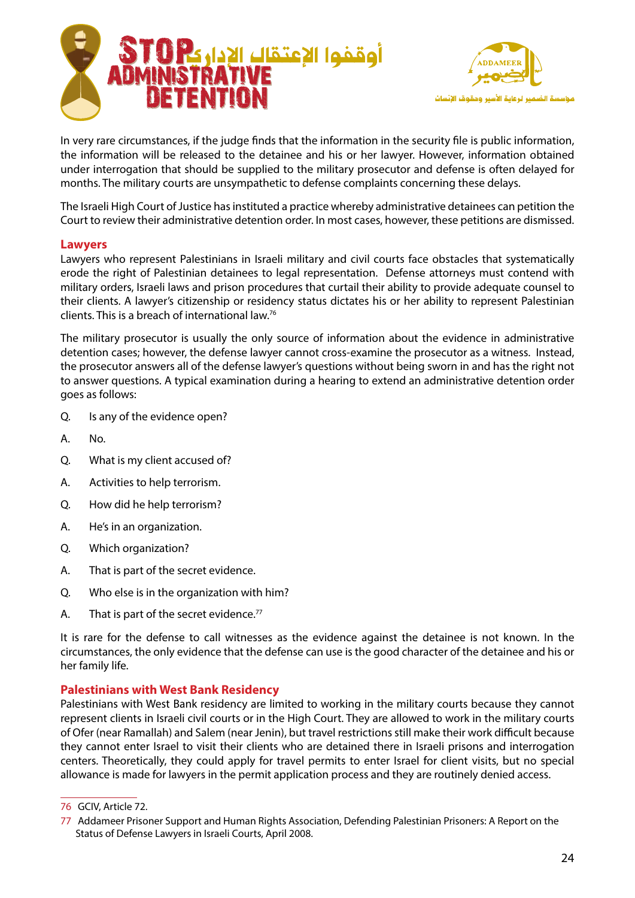In very rare circumstances, if the judge finds that the information in the security file is public information, the information will be released to the detainee and his or her lawyer. However, information obtained under interrogation that should be supplied to the military prosecutor and defense is often delayed for months. The military courts are unsympathetic to defense complaints concerning these delays.

The Israeli High Court of Justice has instituted a practice whereby administrative detainees can petition the Court to review their administrative detention order. In most cases, however, these petitions are dismissed.

### Lawyers

Lawyers who represent Palestinians in Israeli military and civil courts face obstacles that systematically erode the right of Palestinian detainees to legal representation. Defense attorneys must contend with military orders, Israeli laws and prison procedures that curtail their ability to provide adequate counsel to their clients. A lawyer's citizenship or residency status dictates his or her ability to represent Palestinian clients. This is a breach of international law.[76]

The military prosecutor is usually the only source of information about the evidence in administrative detention cases; however, the defense lawyer cannot cross-examine the prosecutor as a witness. Instead, the prosecutor answers all of the defense lawyer's questions without being sworn in and has the right not to answer questions. A typical examination during a hearing to extend an administrative detention order goes as follows:

Q. Is any of the evidence open?

A. No.

Q. What is my client accused of?

A. Activities to help terrorism.

Q. How did he help terrorism?

A. He's in an organization.

Q. Which organization?

A. That is part of the secret evidence.

Q. Who else is in the organization with him?

A. That is part of the secret evidence.[77]

It is rare for the defense to call witnesses as the evidence against the detainee is not known. In the circumstances, the only evidence that the defense can use is the good character of the detainee and his or her family life.

### Palestinians with West Bank Residency

Palestinians with West Bank residency are limited to working in the military courts because they cannot represent clients in Israeli civil courts or in the High Court. They are allowed to work in the military courts of Ofer (near Ramallah) and Salem (near Jenin), but travel restrictions still make their work difficult because they cannot enter Israel to visit their clients who are detained there in Israeli prisons and interrogation centers. Theoretically, they could apply for travel permits to enter Israel for client visits, but no special allowance is made for lawyers in the permit application process and they are routinely denied access.

---

76 GCIV, Article 72.

77 Addameer Prisoner Support and Human Rights Association, Defending Palestinian Prisoners: A Report on the Status of Defense Lawyers in Israeli Courts, April 2008.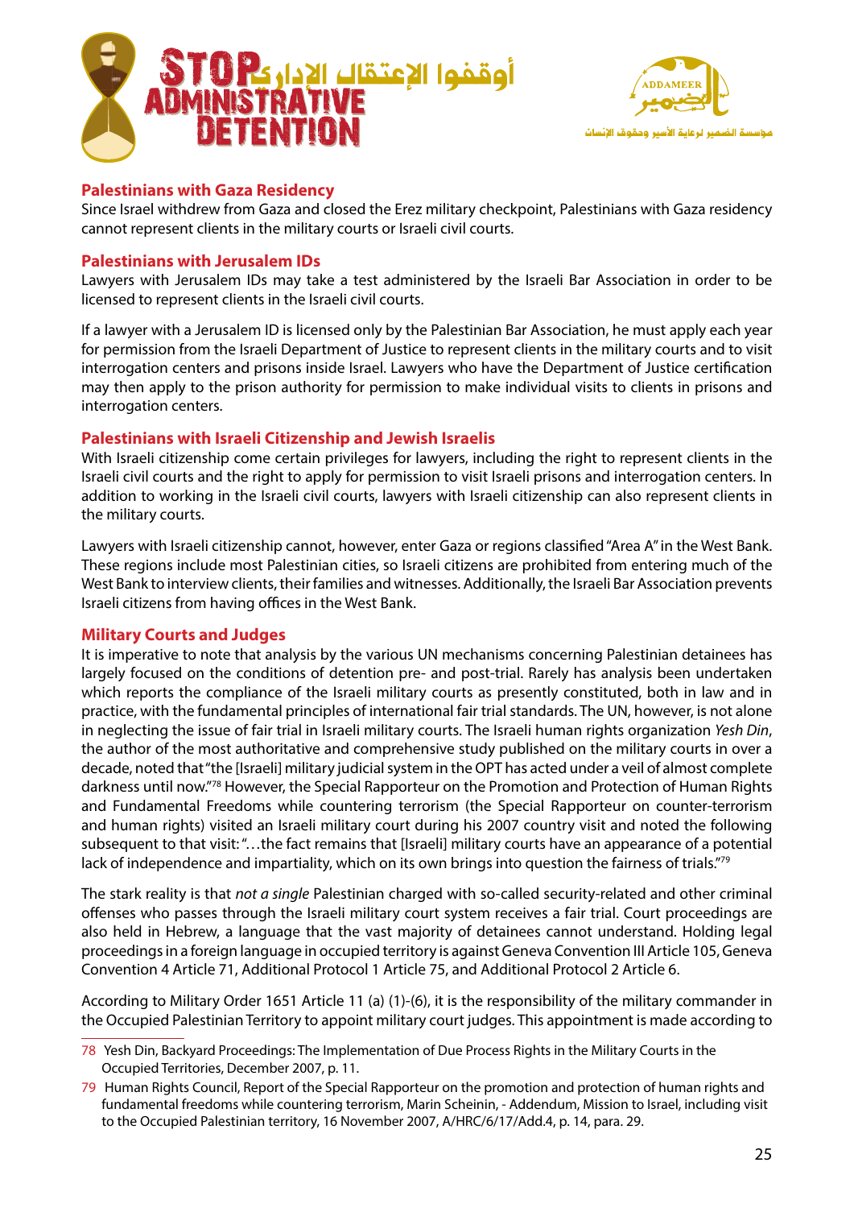### Palestinians with Gaza Residency

Since Israel withdrew from Gaza and closed the Erez military checkpoint, Palestinians with Gaza residency cannot represent clients in the military courts or Israeli civil courts.

### Palestinians with Jerusalem IDs

Lawyers with Jerusalem IDs may take a test administered by the Israeli Bar Association in order to be licensed to represent clients in the Israeli civil courts.

If a lawyer with a Jerusalem ID is licensed only by the Palestinian Bar Association, he must apply each year for permission from the Israeli Department of Justice to represent clients in the military courts and to visit interrogation centers and prisons inside Israel. Lawyers who have the Department of Justice certification may then apply to the prison authority for permission to make individual visits to clients in prisons and interrogation centers.

### Palestinians with Israeli Citizenship and Jewish Israelis

With Israeli citizenship come certain privileges for lawyers, including the right to represent clients in the Israeli civil courts and the right to apply for permission to visit Israeli prisons and interrogation centers. In addition to working in the Israeli civil courts, lawyers with Israeli citizenship can also represent clients in the military courts.

Lawyers with Israeli citizenship cannot, however, enter Gaza or regions classified "Area A" in the West Bank. These regions include most Palestinian cities, so Israeli citizens are prohibited from entering much of the West Bank to interview clients, their families and witnesses. Additionally, the Israeli Bar Association prevents Israeli citizens from having offices in the West Bank.

### Military Courts and Judges

It is imperative to note that analysis by the various UN mechanisms concerning Palestinian detainees has largely focused on the conditions of detention pre- and post-trial. Rarely has analysis been undertaken which reports the compliance of the Israeli military courts as presently constituted, both in law and in practice, with the fundamental principles of international fair trial standards. The UN, however, is not alone in neglecting the issue of fair trial in Israeli military courts. The Israeli human rights organization *Yesh Din*, the author of the most authoritative and comprehensive study published on the military courts in over a decade, noted that "the [Israeli] military judicial system in the OPT has acted under a veil of almost complete darkness until now."[78] However, the Special Rapporteur on the Promotion and Protection of Human Rights and Fundamental Freedoms while countering terrorism (the Special Rapporteur on counter-terrorism and human rights) visited an Israeli military court during his 2007 country visit and noted the following subsequent to that visit: "…the fact remains that [Israeli] military courts have an appearance of a potential lack of independence and impartiality, which on its own brings into question the fairness of trials."[79]

The stark reality is that *not a single* Palestinian charged with so-called security-related and other criminal offenses who passes through the Israeli military court system receives a fair trial. Court proceedings are also held in Hebrew, a language that the vast majority of detainees cannot understand. Holding legal proceedings in a foreign language in occupied territory is against Geneva Convention III Article 105, Geneva Convention 4 Article 71, Additional Protocol 1 Article 75, and Additional Protocol 2 Article 6.

According to Military Order 1651 Article 11 (a) (1)-(6), it is the responsibility of the military commander in the Occupied Palestinian Territory to appoint military court judges. This appointment is made according to

---

78 Yesh Din, Backyard Proceedings: The Implementation of Due Process Rights in the Military Courts in the Occupied Territories, December 2007, p. 11.

79 Human Rights Council, Report of the Special Rapporteur on the promotion and protection of human rights and fundamental freedoms while countering terrorism, Marin Scheinin, - Addendum, Mission to Israel, including visit to the Occupied Palestinian territory, 16 November 2007, A/HRC/6/17/Add.4, p. 14, para. 29.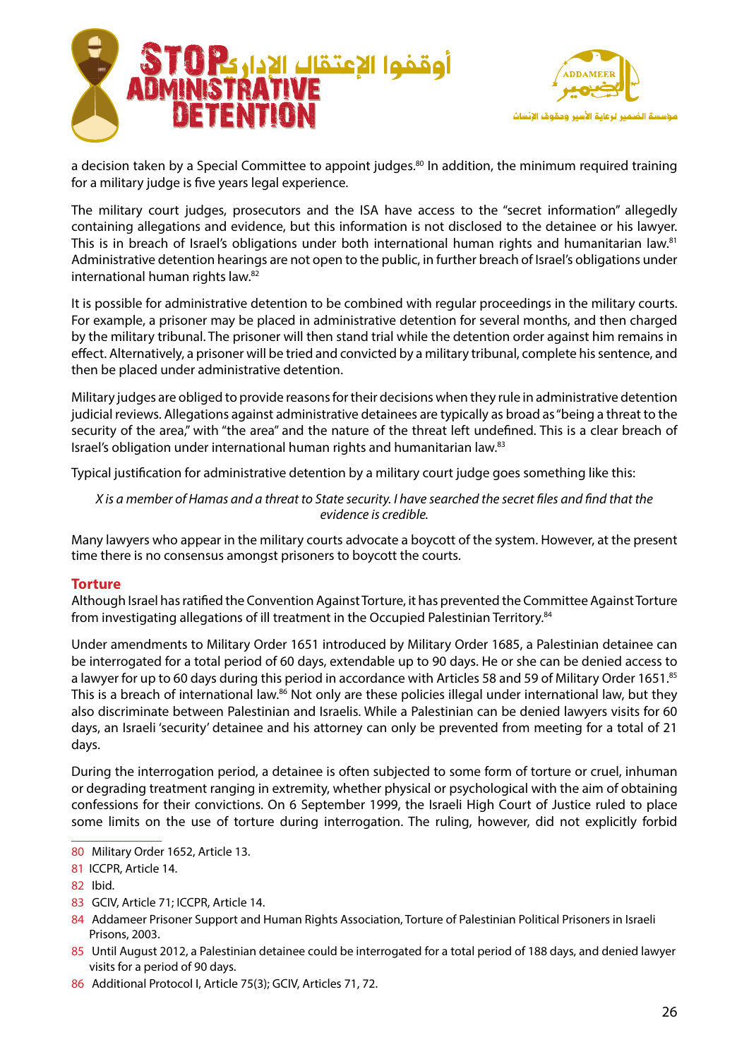a decision taken by a Special Committee to appoint judges.[80] In addition, the minimum required training for a military judge is five years legal experience.

The military court judges, prosecutors and the ISA have access to the "secret information" allegedly containing allegations and evidence, but this information is not disclosed to the detainee or his lawyer. This is in breach of Israel's obligations under both international human rights and humanitarian law.[81] Administrative detention hearings are not open to the public, in further breach of Israel's obligations under international human rights law.[82]

It is possible for administrative detention to be combined with regular proceedings in the military courts. For example, a prisoner may be placed in administrative detention for several months, and then charged by the military tribunal. The prisoner will then stand trial while the detention order against him remains in effect. Alternatively, a prisoner will be tried and convicted by a military tribunal, complete his sentence, and then be placed under administrative detention.

Military judges are obliged to provide reasons for their decisions when they rule in administrative detention judicial reviews. Allegations against administrative detainees are typically as broad as "being a threat to the security of the area," with "the area" and the nature of the threat left undefined. This is a clear breach of Israel's obligation under international human rights and humanitarian law.[83]

Typical justification for administrative detention by a military court judge goes something like this:

> *X is a member of Hamas and a threat to State security. I have searched the secret files and find that the evidence is credible.*

Many lawyers who appear in the military courts advocate a boycott of the system. However, at the present time there is no consensus amongst prisoners to boycott the courts.

## Torture

Although Israel has ratified the Convention Against Torture, it has prevented the Committee Against Torture from investigating allegations of ill treatment in the Occupied Palestinian Territory.[84]

Under amendments to Military Order 1651 introduced by Military Order 1685, a Palestinian detainee can be interrogated for a total period of 60 days, extendable up to 90 days. He or she can be denied access to a lawyer for up to 60 days during this period in accordance with Articles 58 and 59 of Military Order 1651.[85] This is a breach of international law.[86] Not only are these policies illegal under international law, but they also discriminate between Palestinian and Israelis. While a Palestinian can be denied lawyers visits for 60 days, an Israeli 'security' detainee and his attorney can only be prevented from meeting for a total of 21 days.

During the interrogation period, a detainee is often subjected to some form of torture or cruel, inhuman or degrading treatment ranging in extremity, whether physical or psychological with the aim of obtaining confessions for their convictions. On 6 September 1999, the Israeli High Court of Justice ruled to place some limits on the use of torture during interrogation. The ruling, however, did not explicitly forbid

---

80 Military Order 1652, Article 13.

81 ICCPR, Article 14.

82 Ibid.

83 GCIV, Article 71; ICCPR, Article 14.

84 Addameer Prisoner Support and Human Rights Association, Torture of Palestinian Political Prisoners in Israeli Prisons, 2003.

85 Until August 2012, a Palestinian detainee could be interrogated for a total period of 188 days, and denied lawyer visits for a period of 90 days.

86 Additional Protocol I, Article 75(3); GCIV, Articles 71, 72.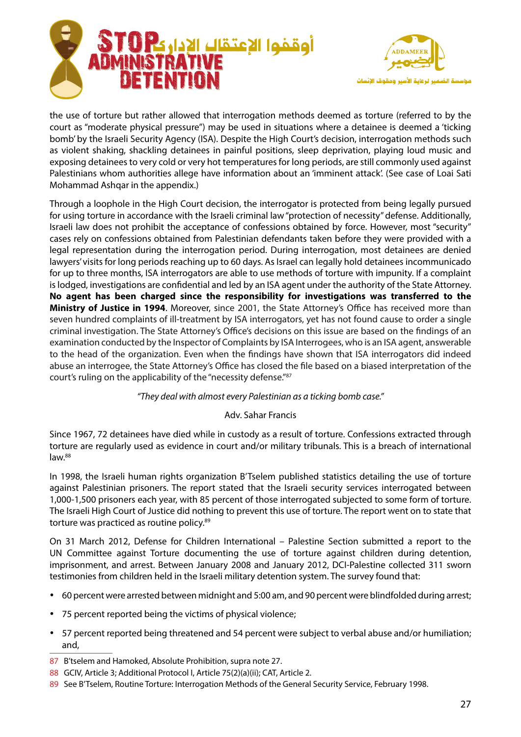the use of torture but rather allowed that interrogation methods deemed as torture (referred to by the court as "moderate physical pressure") may be used in situations where a detainee is deemed a 'ticking bomb' by the Israeli Security Agency (ISA). Despite the High Court's decision, interrogation methods such as violent shaking, shackling detainees in painful positions, sleep deprivation, playing loud music and exposing detainees to very cold or very hot temperatures for long periods, are still commonly used against Palestinians whom authorities allege have information about an 'imminent attack'. (See case of Loai Sati Mohammad Ashqar in the appendix.)

Through a loophole in the High Court decision, the interrogator is protected from being legally pursued for using torture in accordance with the Israeli criminal law "protection of necessity" defense. Additionally, Israeli law does not prohibit the acceptance of confessions obtained by force. However, most "security" cases rely on confessions obtained from Palestinian defendants taken before they were provided with a legal representation during the interrogation period. During interrogation, most detainees are denied lawyers' visits for long periods reaching up to 60 days. As Israel can legally hold detainees incommunicado for up to three months, ISA interrogators are able to use methods of torture with impunity. If a complaint is lodged, investigations are confidential and led by an ISA agent under the authority of the State Attorney. **No agent has been charged since the responsibility for investigations was transferred to the Ministry of Justice in 1994**. Moreover, since 2001, the State Attorney's Office has received more than seven hundred complaints of ill-treatment by ISA interrogators, yet has not found cause to order a single criminal investigation. The State Attorney's Office's decisions on this issue are based on the findings of an examination conducted by the Inspector of Complaints by ISA Interrogees, who is an ISA agent, answerable to the head of the organization. Even when the findings have shown that ISA interrogators did indeed abuse an interrogee, the State Attorney's Office has closed the file based on a biased interpretation of the court's ruling on the applicability of the "necessity defense."[87]

*"They deal with almost every Palestinian as a ticking bomb case."*

Adv. Sahar Francis

Since 1967, 72 detainees have died while in custody as a result of torture. Confessions extracted through torture are regularly used as evidence in court and/or military tribunals. This is a breach of international law.[88]

In 1998, the Israeli human rights organization B'Tselem published statistics detailing the use of torture against Palestinian prisoners. The report stated that the Israeli security services interrogated between 1,000-1,500 prisoners each year, with 85 percent of those interrogated subjected to some form of torture. The Israeli High Court of Justice did nothing to prevent this use of torture. The report went on to state that torture was practiced as routine policy.[89]

On 31 March 2012, Defense for Children International – Palestine Section submitted a report to the UN Committee against Torture documenting the use of torture against children during detention, imprisonment, and arrest. Between January 2008 and January 2012, DCI-Palestine collected 311 sworn testimonies from children held in the Israeli military detention system. The survey found that:

- 60 percent were arrested between midnight and 5:00 am, and 90 percent were blindfolded during arrest;
- 75 percent reported being the victims of physical violence;
- 57 percent reported being threatened and 54 percent were subject to verbal abuse and/or humiliation; and,

---

87 B'tselem and Hamoked, Absolute Prohibition, supra note 27.

88 GCIV, Article 3; Additional Protocol I, Article 75(2)(a)(ii); CAT, Article 2.

89 See B'Tselem, Routine Torture: Interrogation Methods of the General Security Service, February 1998.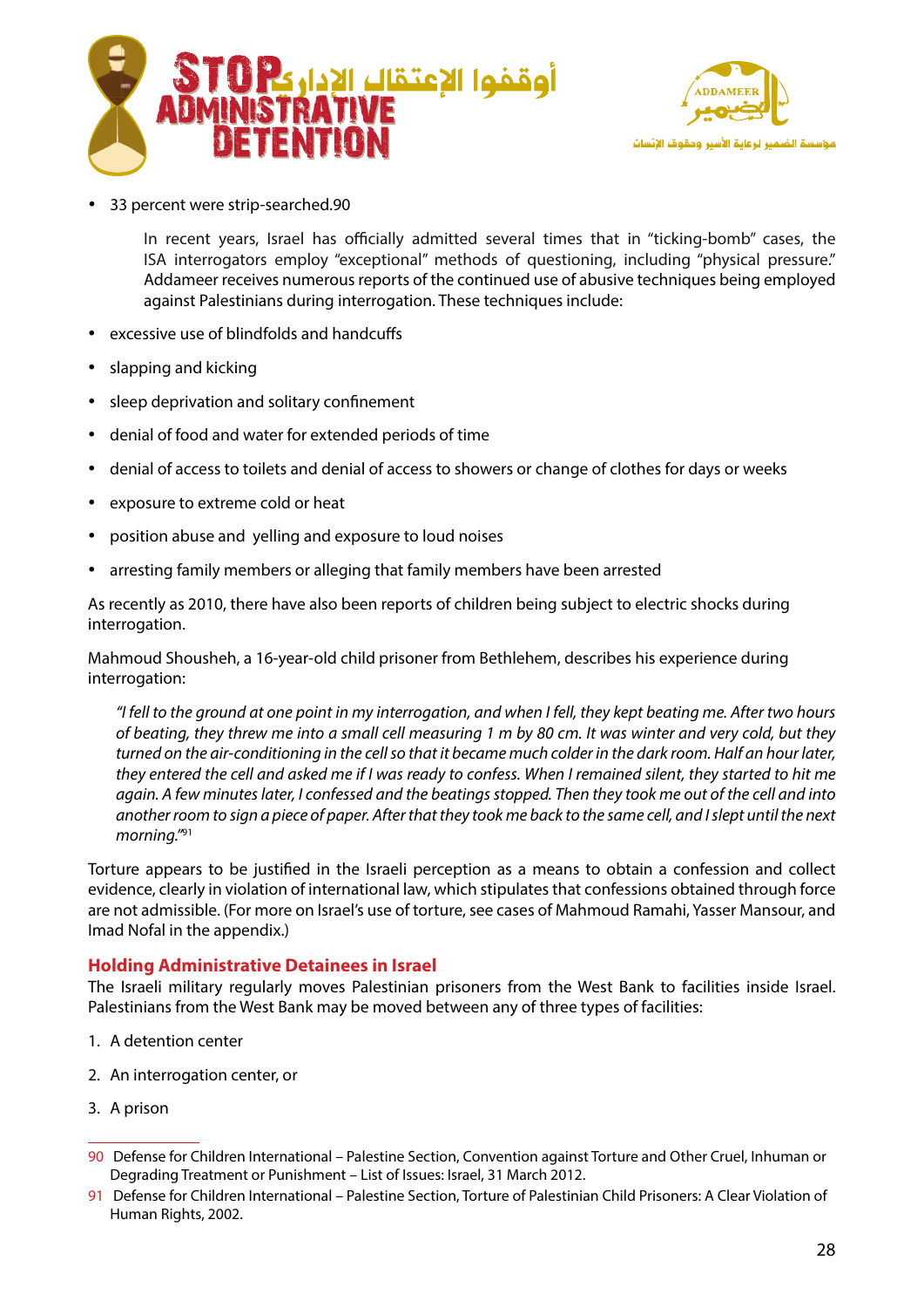- 33 percent were strip-searched.[90]

In recent years, Israel has officially admitted several times that in "ticking-bomb" cases, the ISA interrogators employ "exceptional" methods of questioning, including "physical pressure." Addameer receives numerous reports of the continued use of abusive techniques being employed against Palestinians during interrogation. These techniques include:

- excessive use of blindfolds and handcuffs
- slapping and kicking
- sleep deprivation and solitary confinement
- denial of food and water for extended periods of time
- denial of access to toilets and denial of access to showers or change of clothes for days or weeks
- exposure to extreme cold or heat
- position abuse and yelling and exposure to loud noises
- arresting family members or alleging that family members have been arrested

As recently as 2010, there have also been reports of children being subject to electric shocks during interrogation.

Mahmoud Shousheh, a 16-year-old child prisoner from Bethlehem, describes his experience during interrogation:

> *"I fell to the ground at one point in my interrogation, and when I fell, they kept beating me. After two hours of beating, they threw me into a small cell measuring 1 m by 80 cm. It was winter and very cold, but they turned on the air-conditioning in the cell so that it became much colder in the dark room. Half an hour later, they entered the cell and asked me if I was ready to confess. When I remained silent, they started to hit me again. A few minutes later, I confessed and the beatings stopped. Then they took me out of the cell and into another room to sign a piece of paper. After that they took me back to the same cell, and I slept until the next morning."*[91]

Torture appears to be justified in the Israeli perception as a means to obtain a confession and collect evidence, clearly in violation of international law, which stipulates that confessions obtained through force are not admissible. (For more on Israel's use of torture, see cases of Mahmoud Ramahi, Yasser Mansour, and Imad Nofal in the appendix.)

### Holding Administrative Detainees in Israel

The Israeli military regularly moves Palestinian prisoners from the West Bank to facilities inside Israel. Palestinians from the West Bank may be moved between any of three types of facilities:

1. A detention center
2. An interrogation center, or
3. A prison

---

90 Defense for Children International – Palestine Section, Convention against Torture and Other Cruel, Inhuman or Degrading Treatment or Punishment – List of Issues: Israel, 31 March 2012.

91 Defense for Children International – Palestine Section, Torture of Palestinian Child Prisoners: A Clear Violation of Human Rights, 2002.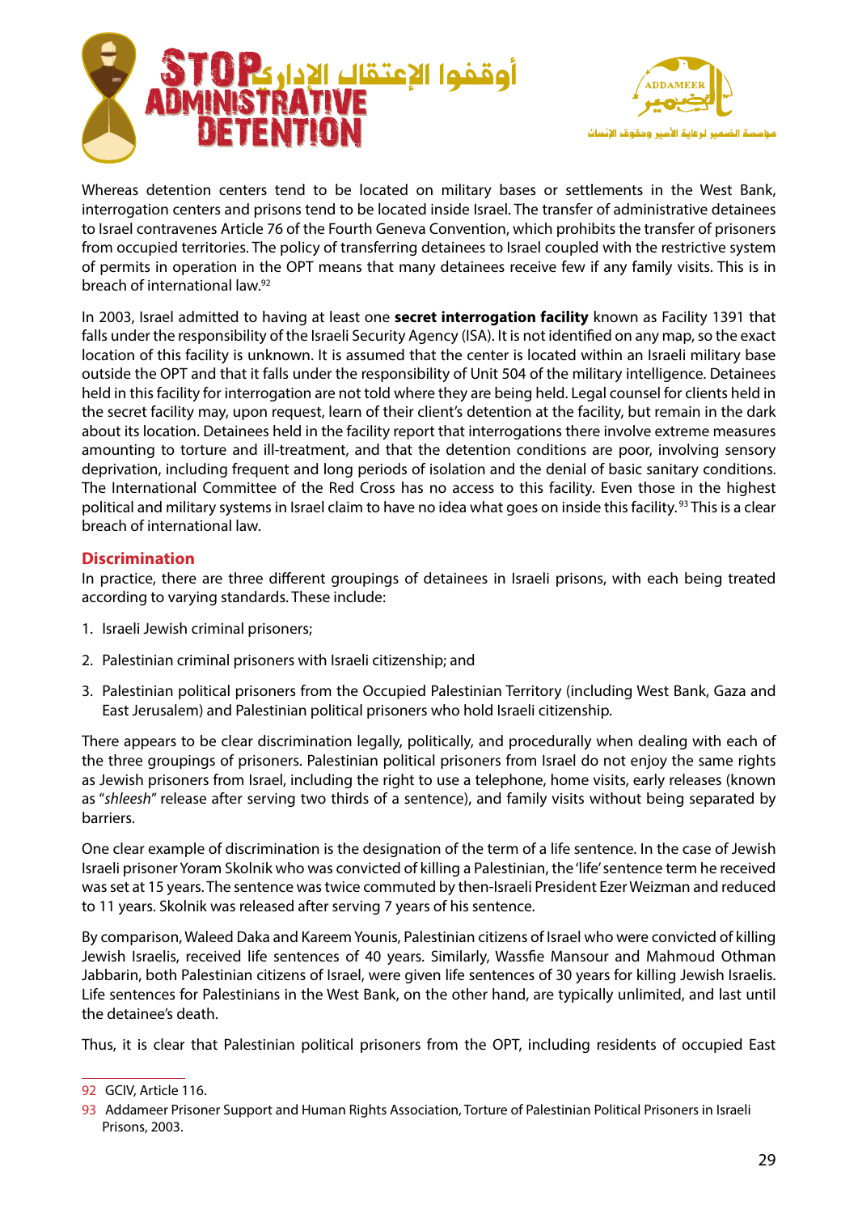Whereas detention centers tend to be located on military bases or settlements in the West Bank, interrogation centers and prisons tend to be located inside Israel. The transfer of administrative detainees to Israel contravenes Article 76 of the Fourth Geneva Convention, which prohibits the transfer of prisoners from occupied territories. The policy of transferring detainees to Israel coupled with the restrictive system of permits in operation in the OPT means that many detainees receive few if any family visits. This is in breach of international law.[92]

In 2003, Israel admitted to having at least one **secret interrogation facility** known as Facility 1391 that falls under the responsibility of the Israeli Security Agency (ISA). It is not identified on any map, so the exact location of this facility is unknown. It is assumed that the center is located within an Israeli military base outside the OPT and that it falls under the responsibility of Unit 504 of the military intelligence. Detainees held in this facility for interrogation are not told where they are being held. Legal counsel for clients held in the secret facility may, upon request, learn of their client's detention at the facility, but remain in the dark about its location. Detainees held in the facility report that interrogations there involve extreme measures amounting to torture and ill-treatment, and that the detention conditions are poor, involving sensory deprivation, including frequent and long periods of isolation and the denial of basic sanitary conditions. The International Committee of the Red Cross has no access to this facility. Even those in the highest political and military systems in Israel claim to have no idea what goes on inside this facility.[93] This is a clear breach of international law.

## Discrimination

In practice, there are three different groupings of detainees in Israeli prisons, with each being treated according to varying standards. These include:

1. Israeli Jewish criminal prisoners;
2. Palestinian criminal prisoners with Israeli citizenship; and
3. Palestinian political prisoners from the Occupied Palestinian Territory (including West Bank, Gaza and East Jerusalem) and Palestinian political prisoners who hold Israeli citizenship.

There appears to be clear discrimination legally, politically, and procedurally when dealing with each of the three groupings of prisoners. Palestinian political prisoners from Israel do not enjoy the same rights as Jewish prisoners from Israel, including the right to use a telephone, home visits, early releases (known as "*shleesh*" release after serving two thirds of a sentence), and family visits without being separated by barriers.

One clear example of discrimination is the designation of the term of a life sentence. In the case of Jewish Israeli prisoner Yoram Skolnik who was convicted of killing a Palestinian, the 'life' sentence term he received was set at 15 years. The sentence was twice commuted by then-Israeli President Ezer Weizman and reduced to 11 years. Skolnik was released after serving 7 years of his sentence.

By comparison, Waleed Daka and Kareem Younis, Palestinian citizens of Israel who were convicted of killing Jewish Israelis, received life sentences of 40 years. Similarly, Wassfie Mansour and Mahmoud Othman Jabbarin, both Palestinian citizens of Israel, were given life sentences of 30 years for killing Jewish Israelis. Life sentences for Palestinians in the West Bank, on the other hand, are typically unlimited, and last until the detainee's death.

Thus, it is clear that Palestinian political prisoners from the OPT, including residents of occupied East

---

92 GCIV, Article 116.

93 Addameer Prisoner Support and Human Rights Association, Torture of Palestinian Political Prisoners in Israeli Prisons, 2003.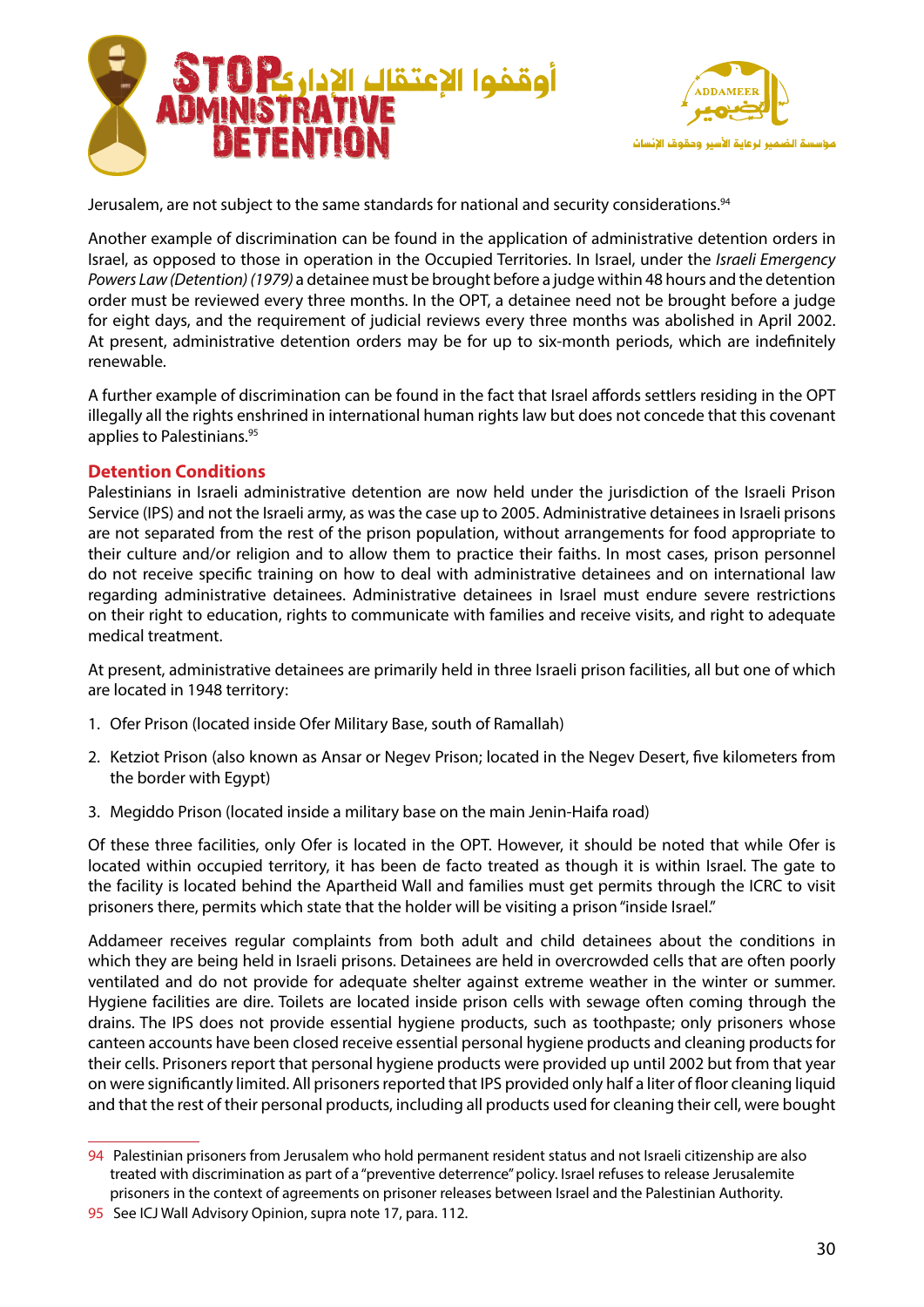Jerusalem, are not subject to the same standards for national and security considerations.[94]

Another example of discrimination can be found in the application of administrative detention orders in Israel, as opposed to those in operation in the Occupied Territories. In Israel, under the *Israeli Emergency Powers Law (Detention) (1979)* a detainee must be brought before a judge within 48 hours and the detention order must be reviewed every three months. In the OPT, a detainee need not be brought before a judge for eight days, and the requirement of judicial reviews every three months was abolished in April 2002. At present, administrative detention orders may be for up to six-month periods, which are indefinitely renewable.

A further example of discrimination can be found in the fact that Israel affords settlers residing in the OPT illegally all the rights enshrined in international human rights law but does not concede that this covenant applies to Palestinians.[95]

## Detention Conditions

Palestinians in Israeli administrative detention are now held under the jurisdiction of the Israeli Prison Service (IPS) and not the Israeli army, as was the case up to 2005. Administrative detainees in Israeli prisons are not separated from the rest of the prison population, without arrangements for food appropriate to their culture and/or religion and to allow them to practice their faiths. In most cases, prison personnel do not receive specific training on how to deal with administrative detainees and on international law regarding administrative detainees. Administrative detainees in Israel must endure severe restrictions on their right to education, rights to communicate with families and receive visits, and right to adequate medical treatment.

At present, administrative detainees are primarily held in three Israeli prison facilities, all but one of which are located in 1948 territory:

1. Ofer Prison (located inside Ofer Military Base, south of Ramallah)
2. Ketziot Prison (also known as Ansar or Negev Prison; located in the Negev Desert, five kilometers from the border with Egypt)
3. Megiddo Prison (located inside a military base on the main Jenin-Haifa road)

Of these three facilities, only Ofer is located in the OPT. However, it should be noted that while Ofer is located within occupied territory, it has been de facto treated as though it is within Israel. The gate to the facility is located behind the Apartheid Wall and families must get permits through the ICRC to visit prisoners there, permits which state that the holder will be visiting a prison "inside Israel."

Addameer receives regular complaints from both adult and child detainees about the conditions in which they are being held in Israeli prisons. Detainees are held in overcrowded cells that are often poorly ventilated and do not provide for adequate shelter against extreme weather in the winter or summer. Hygiene facilities are dire. Toilets are located inside prison cells with sewage often coming through the drains. The IPS does not provide essential hygiene products, such as toothpaste; only prisoners whose canteen accounts have been closed receive essential personal hygiene products and cleaning products for their cells. Prisoners report that personal hygiene products were provided up until 2002 but from that year on were significantly limited. All prisoners reported that IPS provided only half a liter of floor cleaning liquid and that the rest of their personal products, including all products used for cleaning their cell, were bought

---

94 Palestinian prisoners from Jerusalem who hold permanent resident status and not Israeli citizenship are also treated with discrimination as part of a "preventive deterrence" policy. Israel refuses to release Jerusalemite prisoners in the context of agreements on prisoner releases between Israel and the Palestinian Authority.

95 See ICJ Wall Advisory Opinion, supra note 17, para. 112.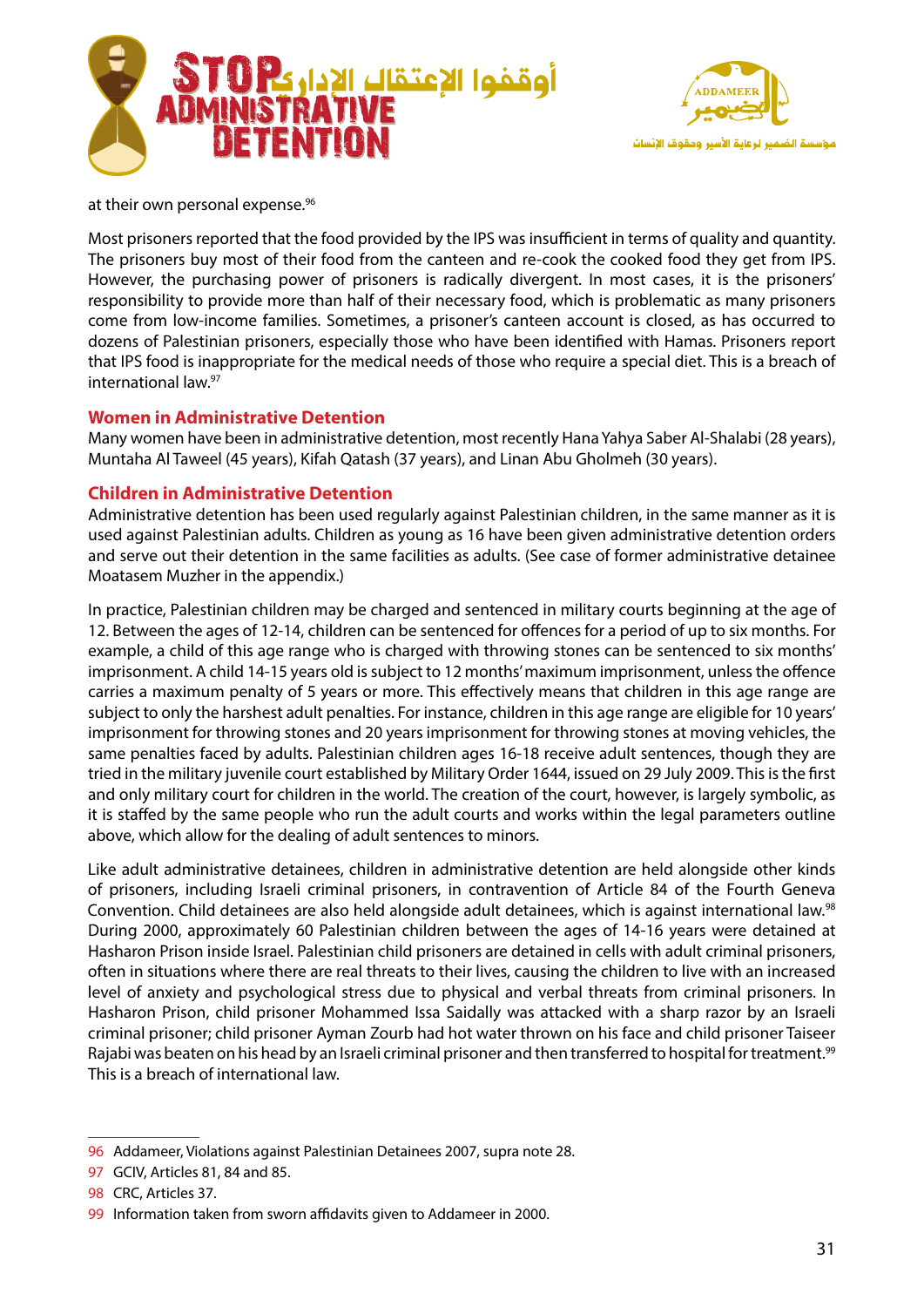at their own personal expense.[96]

Most prisoners reported that the food provided by the IPS was insufficient in terms of quality and quantity. The prisoners buy most of their food from the canteen and re-cook the cooked food they get from IPS. However, the purchasing power of prisoners is radically divergent. In most cases, it is the prisoners' responsibility to provide more than half of their necessary food, which is problematic as many prisoners come from low-income families. Sometimes, a prisoner's canteen account is closed, as has occurred to dozens of Palestinian prisoners, especially those who have been identified with Hamas. Prisoners report that IPS food is inappropriate for the medical needs of those who require a special diet. This is a breach of international law.[97]

## Women in Administrative Detention

Many women have been in administrative detention, most recently Hana Yahya Saber Al-Shalabi (28 years), Muntaha Al Taweel (45 years), Kifah Qatash (37 years), and Linan Abu Gholmeh (30 years).

## Children in Administrative Detention

Administrative detention has been used regularly against Palestinian children, in the same manner as it is used against Palestinian adults. Children as young as 16 have been given administrative detention orders and serve out their detention in the same facilities as adults. (See case of former administrative detainee Moatasem Muzher in the appendix.)

In practice, Palestinian children may be charged and sentenced in military courts beginning at the age of 12. Between the ages of 12-14, children can be sentenced for offences for a period of up to six months. For example, a child of this age range who is charged with throwing stones can be sentenced to six months' imprisonment. A child 14-15 years old is subject to 12 months' maximum imprisonment, unless the offence carries a maximum penalty of 5 years or more. This effectively means that children in this age range are subject to only the harshest adult penalties. For instance, children in this age range are eligible for 10 years' imprisonment for throwing stones and 20 years imprisonment for throwing stones at moving vehicles, the same penalties faced by adults. Palestinian children ages 16-18 receive adult sentences, though they are tried in the military juvenile court established by Military Order 1644, issued on 29 July 2009. This is the first and only military court for children in the world. The creation of the court, however, is largely symbolic, as it is staffed by the same people who run the adult courts and works within the legal parameters outline above, which allow for the dealing of adult sentences to minors.

Like adult administrative detainees, children in administrative detention are held alongside other kinds of prisoners, including Israeli criminal prisoners, in contravention of Article 84 of the Fourth Geneva Convention. Child detainees are also held alongside adult detainees, which is against international law.[98] During 2000, approximately 60 Palestinian children between the ages of 14-16 years were detained at Hasharon Prison inside Israel. Palestinian child prisoners are detained in cells with adult criminal prisoners, often in situations where there are real threats to their lives, causing the children to live with an increased level of anxiety and psychological stress due to physical and verbal threats from criminal prisoners. In Hasharon Prison, child prisoner Mohammed Issa Saidally was attacked with a sharp razor by an Israeli criminal prisoner; child prisoner Ayman Zourb had hot water thrown on his face and child prisoner Taiseer Rajabi was beaten on his head by an Israeli criminal prisoner and then transferred to hospital for treatment.[99] This is a breach of international law.

---

96 Addameer, Violations against Palestinian Detainees 2007, supra note 28.

97 GCIV, Articles 81, 84 and 85.

98 CRC, Articles 37.

99 Information taken from sworn affidavits given to Addameer in 2000.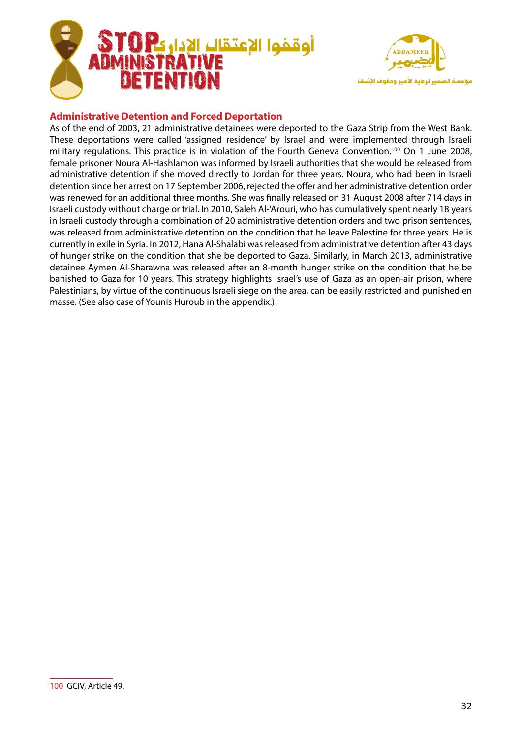## Administrative Detention and Forced Deportation

As of the end of 2003, 21 administrative detainees were deported to the Gaza Strip from the West Bank. These deportations were called 'assigned residence' by Israel and were implemented through Israeli military regulations. This practice is in violation of the Fourth Geneva Convention.[100] On 1 June 2008, female prisoner Noura Al-Hashlamon was informed by Israeli authorities that she would be released from administrative detention if she moved directly to Jordan for three years. Noura, who had been in Israeli detention since her arrest on 17 September 2006, rejected the offer and her administrative detention order was renewed for an additional three months. She was finally released on 31 August 2008 after 714 days in Israeli custody without charge or trial. In 2010, Saleh Al-'Arouri, who has cumulatively spent nearly 18 years in Israeli custody through a combination of 20 administrative detention orders and two prison sentences, was released from administrative detention on the condition that he leave Palestine for three years. He is currently in exile in Syria. In 2012, Hana Al-Shalabi was released from administrative detention after 43 days of hunger strike on the condition that she be deported to Gaza. Similarly, in March 2013, administrative detainee Aymen Al-Sharawna was released after an 8-month hunger strike on the condition that he be banished to Gaza for 10 years. This strategy highlights Israel's use of Gaza as an open-air prison, where Palestinians, by virtue of the continuous Israeli siege on the area, can be easily restricted and punished en masse. (See also case of Younis Huroub in the appendix.)

---

100 GCIV, Article 49.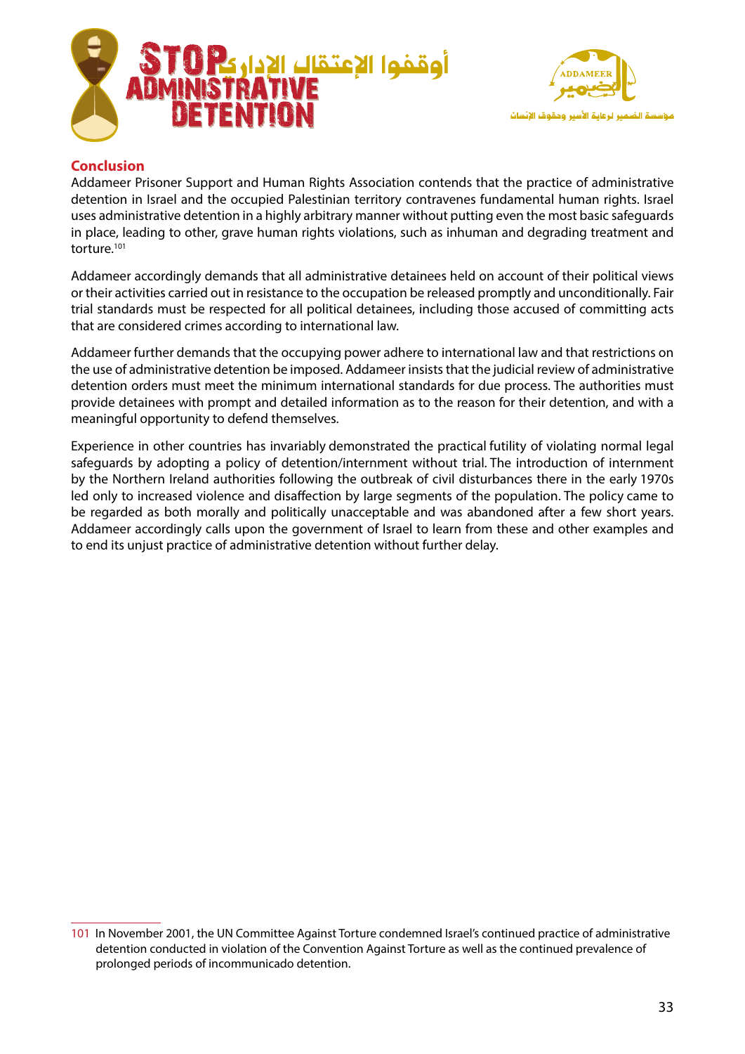## Conclusion

Addameer Prisoner Support and Human Rights Association contends that the practice of administrative detention in Israel and the occupied Palestinian territory contravenes fundamental human rights. Israel uses administrative detention in a highly arbitrary manner without putting even the most basic safeguards in place, leading to other, grave human rights violations, such as inhuman and degrading treatment and torture.[101]

Addameer accordingly demands that all administrative detainees held on account of their political views or their activities carried out in resistance to the occupation be released promptly and unconditionally. Fair trial standards must be respected for all political detainees, including those accused of committing acts that are considered crimes according to international law.

Addameer further demands that the occupying power adhere to international law and that restrictions on the use of administrative detention be imposed. Addameer insists that the judicial review of administrative detention orders must meet the minimum international standards for due process. The authorities must provide detainees with prompt and detailed information as to the reason for their detention, and with a meaningful opportunity to defend themselves.

Experience in other countries has invariably demonstrated the practical futility of violating normal legal safeguards by adopting a policy of detention/internment without trial. The introduction of internment by the Northern Ireland authorities following the outbreak of civil disturbances there in the early 1970s led only to increased violence and disaffection by large segments of the population. The policy came to be regarded as both morally and politically unacceptable and was abandoned after a few short years. Addameer accordingly calls upon the government of Israel to learn from these and other examples and to end its unjust practice of administrative detention without further delay.

---

101 In November 2001, the UN Committee Against Torture condemned Israel's continued practice of administrative detention conducted in violation of the Convention Against Torture as well as the continued prevalence of prolonged periods of incommunicado detention.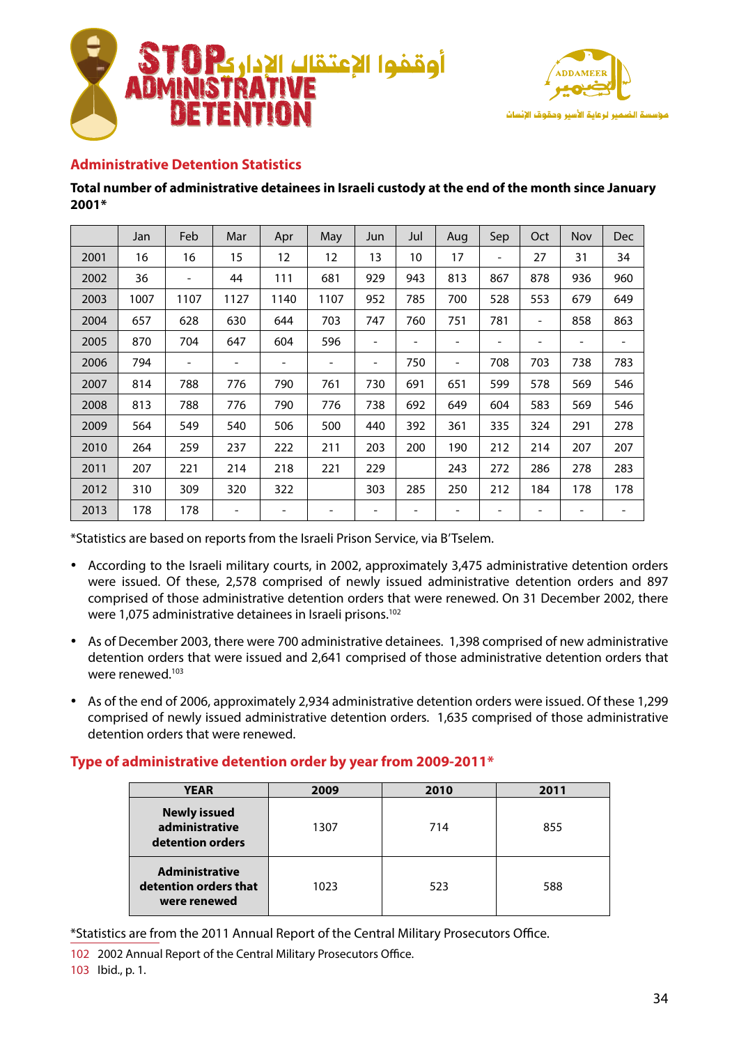## Administrative Detention Statistics

**Total number of administrative detainees in Israeli custody at the end of the month since January 2001***

| | Jan | Feb | Mar | Apr | May | Jun | Jul | Aug | Sep | Oct | Nov | Dec |
|---|---|---|---|---|---|---|---|---|---|---|---|---|
| 2001 | 16 | 16 | 15 | 12 | 12 | 13 | 10 | 17 | - | 27 | 31 | 34 |
| 2002 | 36 | - | 44 | 111 | 681 | 929 | 943 | 813 | 867 | 878 | 936 | 960 |
| 2003 | 1007 | 1107 | 1127 | 1140 | 1107 | 952 | 785 | 700 | 528 | 553 | 679 | 649 |
| 2004 | 657 | 628 | 630 | 644 | 703 | 747 | 760 | 751 | 781 | - | 858 | 863 |
| 2005 | 870 | 704 | 647 | 604 | 596 | - | - | - | - | - | - | - |
| 2006 | 794 | - | - | - | - | - | 750 | - | 708 | 703 | 738 | 783 |
| 2007 | 814 | 788 | 776 | 790 | 761 | 730 | 691 | 651 | 599 | 578 | 569 | 546 |
| 2008 | 813 | 788 | 776 | 790 | 776 | 738 | 692 | 649 | 604 | 583 | 569 | 546 |
| 2009 | 564 | 549 | 540 | 506 | 500 | 440 | 392 | 361 | 335 | 324 | 291 | 278 |
| 2010 | 264 | 259 | 237 | 222 | 211 | 203 | 200 | 190 | 212 | 214 | 207 | 207 |
| 2011 | 207 | 221 | 214 | 218 | 221 | 229 | | 243 | 272 | 286 | 278 | 283 |
| 2012 | 310 | 309 | 320 | 322 | | 303 | 285 | 250 | 212 | 184 | 178 | 178 |
| 2013 | 178 | 178 | - | - | - | - | - | - | - | - | - | - |

*Statistics are based on reports from the Israeli Prison Service, via B'Tselem.

- According to the Israeli military courts, in 2002, approximately 3,475 administrative detention orders were issued. Of these, 2,578 comprised of newly issued administrative detention orders and 897 comprised of those administrative detention orders that were renewed. On 31 December 2002, there were 1,075 administrative detainees in Israeli prisons.[102]
- As of December 2003, there were 700 administrative detainees. 1,398 comprised of new administrative detention orders that were issued and 2,641 comprised of those administrative detention orders that were renewed.[103]
- As of the end of 2006, approximately 2,934 administrative detention orders were issued. Of these 1,299 comprised of newly issued administrative detention orders. 1,635 comprised of those administrative detention orders that were renewed.

## Type of administrative detention order by year from 2009-2011*

| YEAR | 2009 | 2010 | 2011 |
|---|---|---|---|
| **Newly issued administrative detention orders** | 1307 | 714 | 855 |
| **Administrative detention orders that were renewed** | 1023 | 523 | 588 |

*Statistics are from the 2011 Annual Report of the Central Military Prosecutors Office.

102 2002 Annual Report of the Central Military Prosecutors Office.

103 Ibid., p. 1.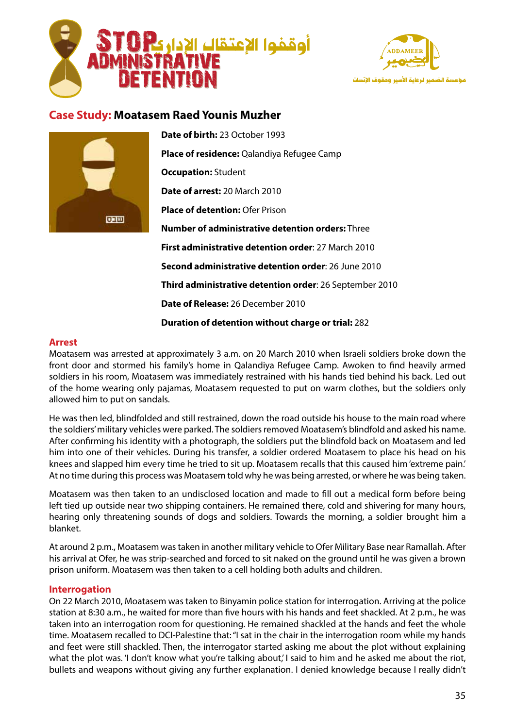## Case Study: Moatasem Raed Younis Muzher

**Date of birth:** 23 October 1993

**Place of residence:** Qalandiya Refugee Camp

**Occupation:** Student

**Date of arrest:** 20 March 2010

**Place of detention:** Ofer Prison

**Number of administrative detention orders:** Three

**First administrative detention order**: 27 March 2010

**Second administrative detention order**: 26 June 2010

**Third administrative detention order**: 26 September 2010

**Date of Release:** 26 December 2010

**Duration of detention without charge or trial:** 282

### Arrest

Moatasem was arrested at approximately 3 a.m. on 20 March 2010 when Israeli soldiers broke down the front door and stormed his family's home in Qalandiya Refugee Camp. Awoken to find heavily armed soldiers in his room, Moatasem was immediately restrained with his hands tied behind his back. Led out of the home wearing only pajamas, Moatasem requested to put on warm clothes, but the soldiers only allowed him to put on sandals.

He was then led, blindfolded and still restrained, down the road outside his house to the main road where the soldiers' military vehicles were parked. The soldiers removed Moatasem's blindfold and asked his name. After confirming his identity with a photograph, the soldiers put the blindfold back on Moatasem and led him into one of their vehicles. During his transfer, a soldier ordered Moatasem to place his head on his knees and slapped him every time he tried to sit up. Moatasem recalls that this caused him 'extreme pain.' At no time during this process was Moatasem told why he was being arrested, or where he was being taken.

Moatasem was then taken to an undisclosed location and made to fill out a medical form before being left tied up outside near two shipping containers. He remained there, cold and shivering for many hours, hearing only threatening sounds of dogs and soldiers. Towards the morning, a soldier brought him a blanket.

At around 2 p.m., Moatasem was taken in another military vehicle to Ofer Military Base near Ramallah. After his arrival at Ofer, he was strip-searched and forced to sit naked on the ground until he was given a brown prison uniform. Moatasem was then taken to a cell holding both adults and children.

### Interrogation

On 22 March 2010, Moatasem was taken to Binyamin police station for interrogation. Arriving at the police station at 8:30 a.m., he waited for more than five hours with his hands and feet shackled. At 2 p.m., he was taken into an interrogation room for questioning. He remained shackled at the hands and feet the whole time. Moatasem recalled to DCI-Palestine that: "I sat in the chair in the interrogation room while my hands and feet were still shackled. Then, the interrogator started asking me about the plot without explaining what the plot was. 'I don't know what you're talking about,' I said to him and he asked me about the riot, bullets and weapons without giving any further explanation. I denied knowledge because I really didn't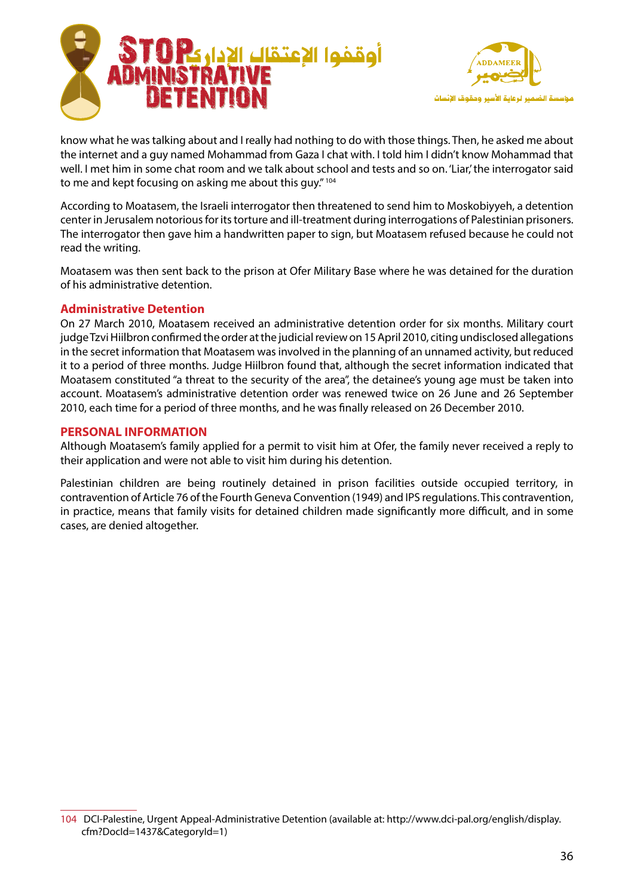know what he was talking about and I really had nothing to do with those things. Then, he asked me about the internet and a guy named Mohammad from Gaza I chat with. I told him I didn't know Mohammad that well. I met him in some chat room and we talk about school and tests and so on. 'Liar,' the interrogator said to me and kept focusing on asking me about this guy."[104]

According to Moatasem, the Israeli interrogator then threatened to send him to Moskobiyyeh, a detention center in Jerusalem notorious for its torture and ill-treatment during interrogations of Palestinian prisoners. The interrogator then gave him a handwritten paper to sign, but Moatasem refused because he could not read the writing.

Moatasem was then sent back to the prison at Ofer Military Base where he was detained for the duration of his administrative detention.

### Administrative Detention

On 27 March 2010, Moatasem received an administrative detention order for six months. Military court judge Tzvi Hiilbron confirmed the order at the judicial review on 15 April 2010, citing undisclosed allegations in the secret information that Moatasem was involved in the planning of an unnamed activity, but reduced it to a period of three months. Judge Hiilbron found that, although the secret information indicated that Moatasem constituted "a threat to the security of the area", the detainee's young age must be taken into account. Moatasem's administrative detention order was renewed twice on 26 June and 26 September 2010, each time for a period of three months, and he was finally released on 26 December 2010.

### PERSONAL INFORMATION

Although Moatasem's family applied for a permit to visit him at Ofer, the family never received a reply to their application and were not able to visit him during his detention.

Palestinian children are being routinely detained in prison facilities outside occupied territory, in contravention of Article 76 of the Fourth Geneva Convention (1949) and IPS regulations. This contravention, in practice, means that family visits for detained children made significantly more difficult, and in some cases, are denied altogether.

---

104 DCI-Palestine, Urgent Appeal-Administrative Detention (available at: http://www.dci-pal.org/english/display.cfm?DocId=1437&CategoryId=1)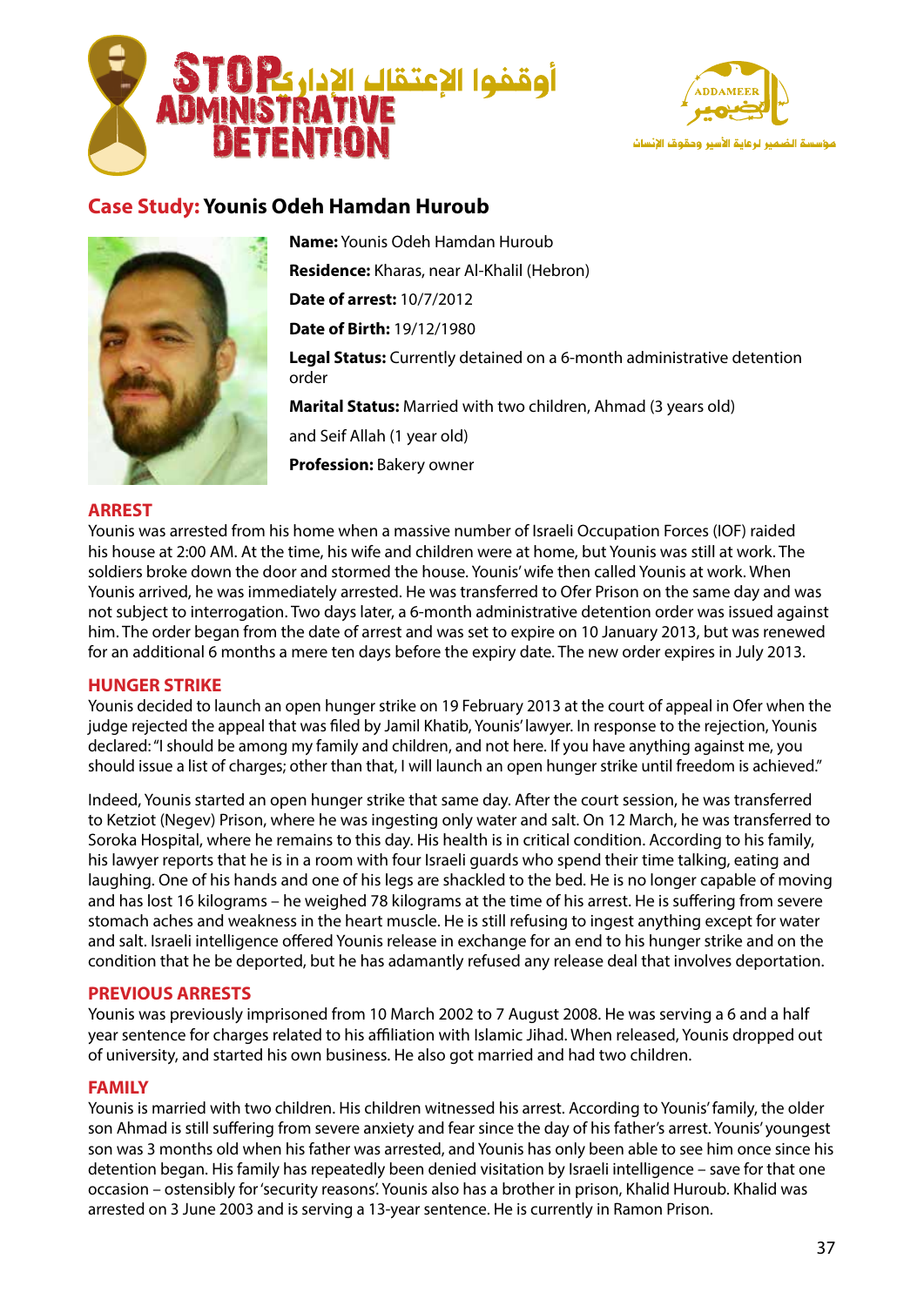## Case Study: Younis Odeh Hamdan Huroub

**Name:** Younis Odeh Hamdan Huroub

**Residence:** Kharas, near Al-Khalil (Hebron)

**Date of arrest:** 10/7/2012

**Date of Birth:** 19/12/1980

**Legal Status:** Currently detained on a 6-month administrative detention order

**Marital Status:** Married with two children, Ahmad (3 years old) and Seif Allah (1 year old)

**Profession:** Bakery owner

### ARREST

Younis was arrested from his home when a massive number of Israeli Occupation Forces (IOF) raided his house at 2:00 AM. At the time, his wife and children were at home, but Younis was still at work. The soldiers broke down the door and stormed the house. Younis' wife then called Younis at work. When Younis arrived, he was immediately arrested. He was transferred to Ofer Prison on the same day and was not subject to interrogation. Two days later, a 6-month administrative detention order was issued against him. The order began from the date of arrest and was set to expire on 10 January 2013, but was renewed for an additional 6 months a mere ten days before the expiry date. The new order expires in July 2013.

### HUNGER STRIKE

Younis decided to launch an open hunger strike on 19 February 2013 at the court of appeal in Ofer when the judge rejected the appeal that was filed by Jamil Khatib, Younis' lawyer. In response to the rejection, Younis declared: "I should be among my family and children, and not here. If you have anything against me, you should issue a list of charges; other than that, I will launch an open hunger strike until freedom is achieved."

Indeed, Younis started an open hunger strike that same day. After the court session, he was transferred to Ketziot (Negev) Prison, where he was ingesting only water and salt. On 12 March, he was transferred to Soroka Hospital, where he remains to this day. His health is in critical condition. According to his family, his lawyer reports that he is in a room with four Israeli guards who spend their time talking, eating and laughing. One of his hands and one of his legs are shackled to the bed. He is no longer capable of moving and has lost 16 kilograms – he weighed 78 kilograms at the time of his arrest. He is suffering from severe stomach aches and weakness in the heart muscle. He is still refusing to ingest anything except for water and salt. Israeli intelligence offered Younis release in exchange for an end to his hunger strike and on the condition that he be deported, but he has adamantly refused any release deal that involves deportation.

### PREVIOUS ARRESTS

Younis was previously imprisoned from 10 March 2002 to 7 August 2008. He was serving a 6 and a half year sentence for charges related to his affiliation with Islamic Jihad. When released, Younis dropped out of university, and started his own business. He also got married and had two children.

### FAMILY

Younis is married with two children. His children witnessed his arrest. According to Younis' family, the older son Ahmad is still suffering from severe anxiety and fear since the day of his father's arrest. Younis' youngest son was 3 months old when his father was arrested, and Younis has only been able to see him once since his detention began. His family has repeatedly been denied visitation by Israeli intelligence – save for that one occasion – ostensibly for 'security reasons'. Younis also has a brother in prison, Khalid Huroub. Khalid was arrested on 3 June 2003 and is serving a 13-year sentence. He is currently in Ramon Prison.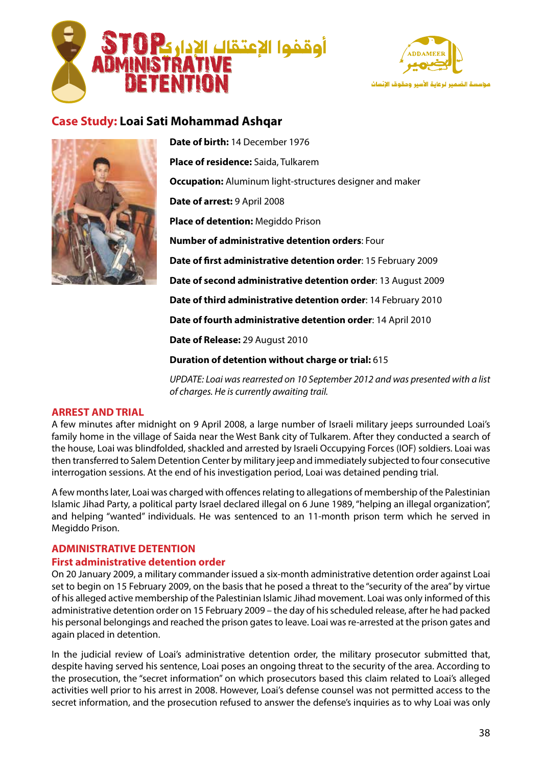## **Case Study:** Loai Sati Mohammad Ashqar

**Date of birth:** 14 December 1976

**Place of residence:** Saida, Tulkarem

**Occupation:** Aluminum light-structures designer and maker

**Date of arrest:** 9 April 2008

**Place of detention:** Megiddo Prison

**Number of administrative detention orders**: Four

**Date of first administrative detention order**: 15 February 2009

**Date of second administrative detention order**: 13 August 2009

**Date of third administrative detention order**: 14 February 2010

**Date of fourth administrative detention order**: 14 April 2010

**Date of Release:** 29 August 2010

**Duration of detention without charge or trial:** 615

*UPDATE: Loai was rearrested on 10 September 2012 and was presented with a list of charges. He is currently awaiting trail.*

### ARREST AND TRIAL

A few minutes after midnight on 9 April 2008, a large number of Israeli military jeeps surrounded Loai's family home in the village of Saida near the West Bank city of Tulkarem. After they conducted a search of the house, Loai was blindfolded, shackled and arrested by Israeli Occupying Forces (IOF) soldiers. Loai was then transferred to Salem Detention Center by military jeep and immediately subjected to four consecutive interrogation sessions. At the end of his investigation period, Loai was detained pending trial.

A few months later, Loai was charged with offences relating to allegations of membership of the Palestinian Islamic Jihad Party, a political party Israel declared illegal on 6 June 1989, "helping an illegal organization", and helping "wanted" individuals. He was sentenced to an 11-month prison term which he served in Megiddo Prison.

### ADMINISTRATIVE DETENTION

#### First administrative detention order

On 20 January 2009, a military commander issued a six-month administrative detention order against Loai set to begin on 15 February 2009, on the basis that he posed a threat to the "security of the area" by virtue of his alleged active membership of the Palestinian Islamic Jihad movement. Loai was only informed of this administrative detention order on 15 February 2009 – the day of his scheduled release, after he had packed his personal belongings and reached the prison gates to leave. Loai was re-arrested at the prison gates and again placed in detention.

In the judicial review of Loai's administrative detention order, the military prosecutor submitted that, despite having served his sentence, Loai poses an ongoing threat to the security of the area. According to the prosecution, the "secret information" on which prosecutors based this claim related to Loai's alleged activities well prior to his arrest in 2008. However, Loai's defense counsel was not permitted access to the secret information, and the prosecution refused to answer the defense's inquiries as to why Loai was only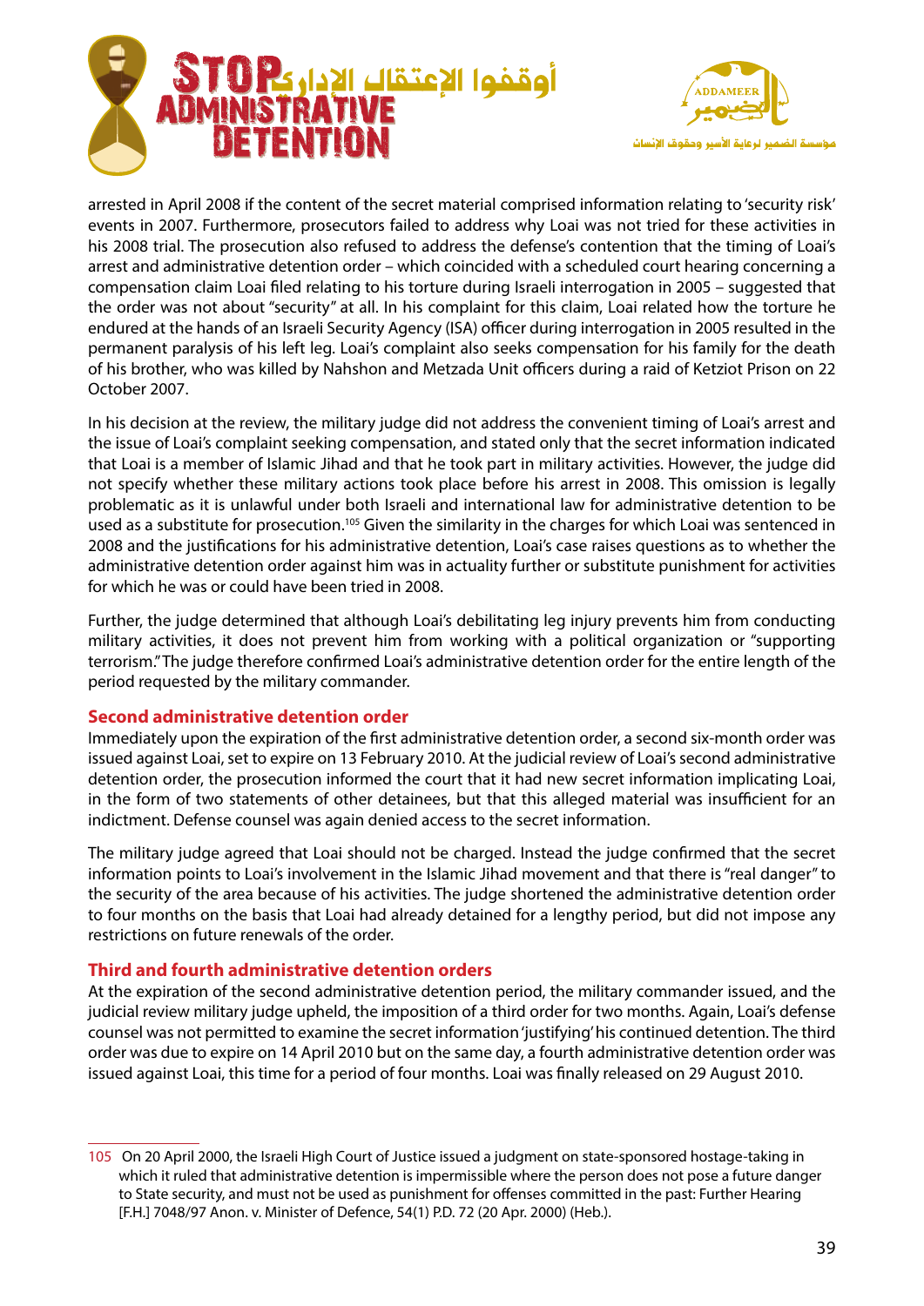arrested in April 2008 if the content of the secret material comprised information relating to 'security risk' events in 2007. Furthermore, prosecutors failed to address why Loai was not tried for these activities in his 2008 trial. The prosecution also refused to address the defense's contention that the timing of Loai's arrest and administrative detention order – which coincided with a scheduled court hearing concerning a compensation claim Loai filed relating to his torture during Israeli interrogation in 2005 – suggested that the order was not about "security" at all. In his complaint for this claim, Loai related how the torture he endured at the hands of an Israeli Security Agency (ISA) officer during interrogation in 2005 resulted in the permanent paralysis of his left leg. Loai's complaint also seeks compensation for his family for the death of his brother, who was killed by Nahshon and Metzada Unit officers during a raid of Ketziot Prison on 22 October 2007.

In his decision at the review, the military judge did not address the convenient timing of Loai's arrest and the issue of Loai's complaint seeking compensation, and stated only that the secret information indicated that Loai is a member of Islamic Jihad and that he took part in military activities. However, the judge did not specify whether these military actions took place before his arrest in 2008. This omission is legally problematic as it is unlawful under both Israeli and international law for administrative detention to be used as a substitute for prosecution.[105] Given the similarity in the charges for which Loai was sentenced in 2008 and the justifications for his administrative detention, Loai's case raises questions as to whether the administrative detention order against him was in actuality further or substitute punishment for activities for which he was or could have been tried in 2008.

Further, the judge determined that although Loai's debilitating leg injury prevents him from conducting military activities, it does not prevent him from working with a political organization or "supporting terrorism." The judge therefore confirmed Loai's administrative detention order for the entire length of the period requested by the military commander.

### Second administrative detention order

Immediately upon the expiration of the first administrative detention order, a second six-month order was issued against Loai, set to expire on 13 February 2010. At the judicial review of Loai's second administrative detention order, the prosecution informed the court that it had new secret information implicating Loai, in the form of two statements of other detainees, but that this alleged material was insufficient for an indictment. Defense counsel was again denied access to the secret information.

The military judge agreed that Loai should not be charged. Instead the judge confirmed that the secret information points to Loai's involvement in the Islamic Jihad movement and that there is "real danger" to the security of the area because of his activities. The judge shortened the administrative detention order to four months on the basis that Loai had already detained for a lengthy period, but did not impose any restrictions on future renewals of the order.

### Third and fourth administrative detention orders

At the expiration of the second administrative detention period, the military commander issued, and the judicial review military judge upheld, the imposition of a third order for two months. Again, Loai's defense counsel was not permitted to examine the secret information 'justifying' his continued detention. The third order was due to expire on 14 April 2010 but on the same day, a fourth administrative detention order was issued against Loai, this time for a period of four months. Loai was finally released on 29 August 2010.

---

105 On 20 April 2000, the Israeli High Court of Justice issued a judgment on state-sponsored hostage-taking in which it ruled that administrative detention is impermissible where the person does not pose a future danger to State security, and must not be used as punishment for offenses committed in the past: Further Hearing [F.H.] 7048/97 Anon. v. Minister of Defence, 54(1) P.D. 72 (20 Apr. 2000) (Heb.).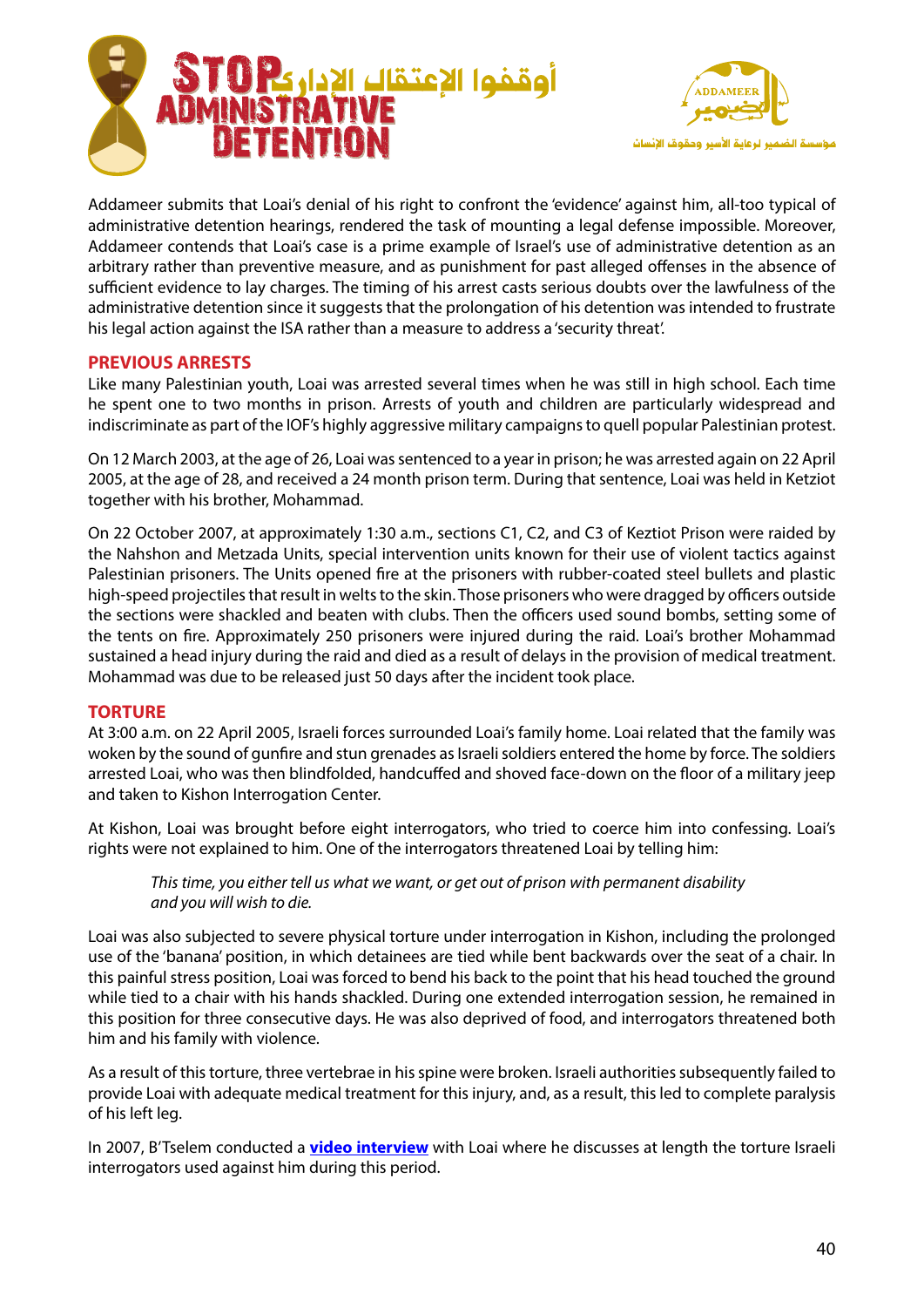Addameer submits that Loai's denial of his right to confront the 'evidence' against him, all-too typical of administrative detention hearings, rendered the task of mounting a legal defense impossible. Moreover, Addameer contends that Loai's case is a prime example of Israel's use of administrative detention as an arbitrary rather than preventive measure, and as punishment for past alleged offenses in the absence of sufficient evidence to lay charges. The timing of his arrest casts serious doubts over the lawfulness of the administrative detention since it suggests that the prolongation of his detention was intended to frustrate his legal action against the ISA rather than a measure to address a 'security threat'.

## PREVIOUS ARRESTS

Like many Palestinian youth, Loai was arrested several times when he was still in high school. Each time he spent one to two months in prison. Arrests of youth and children are particularly widespread and indiscriminate as part of the IOF's highly aggressive military campaigns to quell popular Palestinian protest.

On 12 March 2003, at the age of 26, Loai was sentenced to a year in prison; he was arrested again on 22 April 2005, at the age of 28, and received a 24 month prison term. During that sentence, Loai was held in Ketziot together with his brother, Mohammad.

On 22 October 2007, at approximately 1:30 a.m., sections C1, C2, and C3 of Keztiot Prison were raided by the Nahshon and Metzada Units, special intervention units known for their use of violent tactics against Palestinian prisoners. The Units opened fire at the prisoners with rubber-coated steel bullets and plastic high-speed projectiles that result in welts to the skin. Those prisoners who were dragged by officers outside the sections were shackled and beaten with clubs. Then the officers used sound bombs, setting some of the tents on fire. Approximately 250 prisoners were injured during the raid. Loai's brother Mohammad sustained a head injury during the raid and died as a result of delays in the provision of medical treatment. Mohammad was due to be released just 50 days after the incident took place.

## TORTURE

At 3:00 a.m. on 22 April 2005, Israeli forces surrounded Loai's family home. Loai related that the family was woken by the sound of gunfire and stun grenades as Israeli soldiers entered the home by force. The soldiers arrested Loai, who was then blindfolded, handcuffed and shoved face-down on the floor of a military jeep and taken to Kishon Interrogation Center.

At Kishon, Loai was brought before eight interrogators, who tried to coerce him into confessing. Loai's rights were not explained to him. One of the interrogators threatened Loai by telling him:

> *This time, you either tell us what we want, or get out of prison with permanent disability and you will wish to die.*

Loai was also subjected to severe physical torture under interrogation in Kishon, including the prolonged use of the 'banana' position, in which detainees are tied while bent backwards over the seat of a chair. In this painful stress position, Loai was forced to bend his back to the point that his head touched the ground while tied to a chair with his hands shackled. During one extended interrogation session, he remained in this position for three consecutive days. He was also deprived of food, and interrogators threatened both him and his family with violence.

As a result of this torture, three vertebrae in his spine were broken. Israeli authorities subsequently failed to provide Loai with adequate medical treatment for this injury, and, as a result, this led to complete paralysis of his left leg.

In 2007, B'Tselem conducted a **video interview** with Loai where he discusses at length the torture Israeli interrogators used against him during this period.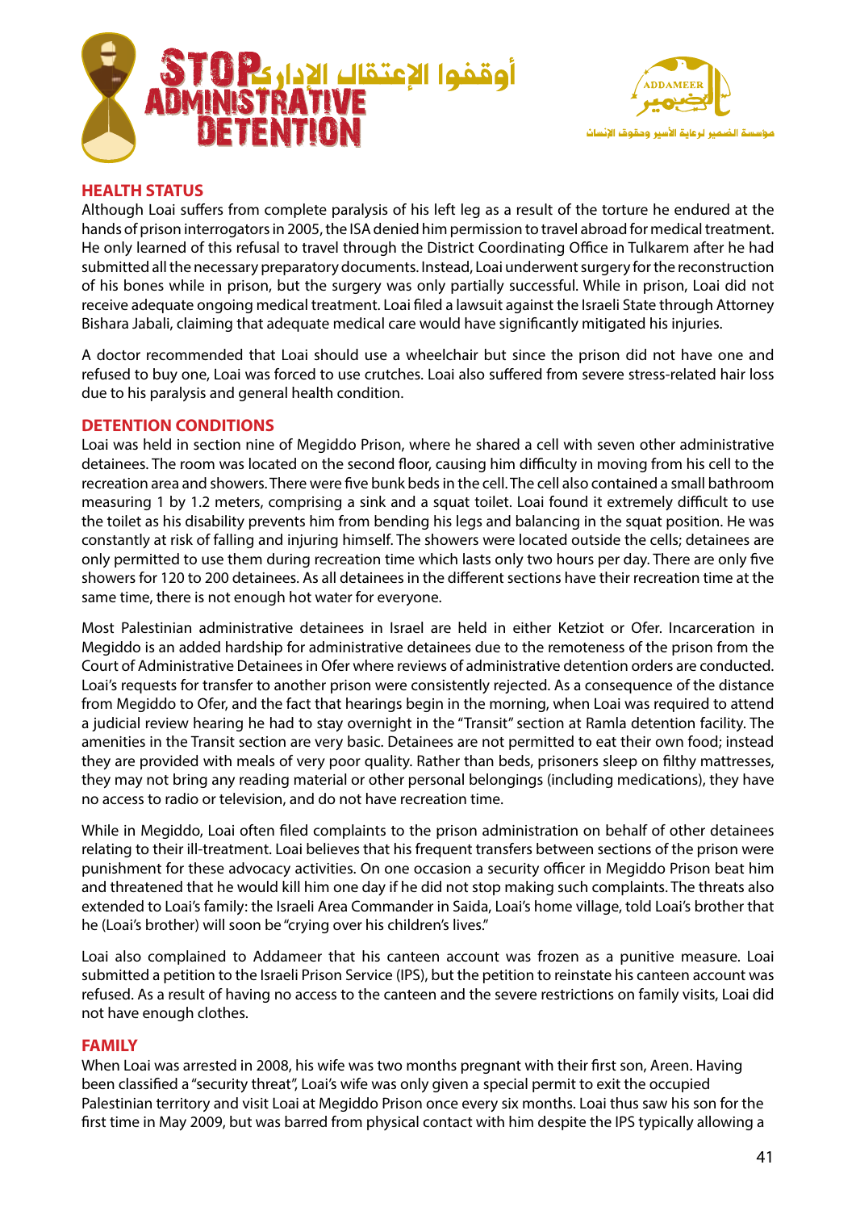## HEALTH STATUS

Although Loai suffers from complete paralysis of his left leg as a result of the torture he endured at the hands of prison interrogators in 2005, the ISA denied him permission to travel abroad for medical treatment. He only learned of this refusal to travel through the District Coordinating Office in Tulkarem after he had submitted all the necessary preparatory documents. Instead, Loai underwent surgery for the reconstruction of his bones while in prison, but the surgery was only partially successful. While in prison, Loai did not receive adequate ongoing medical treatment. Loai filed a lawsuit against the Israeli State through Attorney Bishara Jabali, claiming that adequate medical care would have significantly mitigated his injuries.

A doctor recommended that Loai should use a wheelchair but since the prison did not have one and refused to buy one, Loai was forced to use crutches. Loai also suffered from severe stress-related hair loss due to his paralysis and general health condition.

## DETENTION CONDITIONS

Loai was held in section nine of Megiddo Prison, where he shared a cell with seven other administrative detainees. The room was located on the second floor, causing him difficulty in moving from his cell to the recreation area and showers. There were five bunk beds in the cell. The cell also contained a small bathroom measuring 1 by 1.2 meters, comprising a sink and a squat toilet. Loai found it extremely difficult to use the toilet as his disability prevents him from bending his legs and balancing in the squat position. He was constantly at risk of falling and injuring himself. The showers were located outside the cells; detainees are only permitted to use them during recreation time which lasts only two hours per day. There are only five showers for 120 to 200 detainees. As all detainees in the different sections have their recreation time at the same time, there is not enough hot water for everyone.

Most Palestinian administrative detainees in Israel are held in either Ketziot or Ofer. Incarceration in Megiddo is an added hardship for administrative detainees due to the remoteness of the prison from the Court of Administrative Detainees in Ofer where reviews of administrative detention orders are conducted. Loai's requests for transfer to another prison were consistently rejected. As a consequence of the distance from Megiddo to Ofer, and the fact that hearings begin in the morning, when Loai was required to attend a judicial review hearing he had to stay overnight in the "Transit" section at Ramla detention facility. The amenities in the Transit section are very basic. Detainees are not permitted to eat their own food; instead they are provided with meals of very poor quality. Rather than beds, prisoners sleep on filthy mattresses, they may not bring any reading material or other personal belongings (including medications), they have no access to radio or television, and do not have recreation time.

While in Megiddo, Loai often filed complaints to the prison administration on behalf of other detainees relating to their ill-treatment. Loai believes that his frequent transfers between sections of the prison were punishment for these advocacy activities. On one occasion a security officer in Megiddo Prison beat him and threatened that he would kill him one day if he did not stop making such complaints. The threats also extended to Loai's family: the Israeli Area Commander in Saida, Loai's home village, told Loai's brother that he (Loai's brother) will soon be "crying over his children's lives."

Loai also complained to Addameer that his canteen account was frozen as a punitive measure. Loai submitted a petition to the Israeli Prison Service (IPS), but the petition to reinstate his canteen account was refused. As a result of having no access to the canteen and the severe restrictions on family visits, Loai did not have enough clothes.

## FAMILY

When Loai was arrested in 2008, his wife was two months pregnant with their first son, Areen. Having been classified a "security threat", Loai's wife was only given a special permit to exit the occupied Palestinian territory and visit Loai at Megiddo Prison once every six months. Loai thus saw his son for the first time in May 2009, but was barred from physical contact with him despite the IPS typically allowing a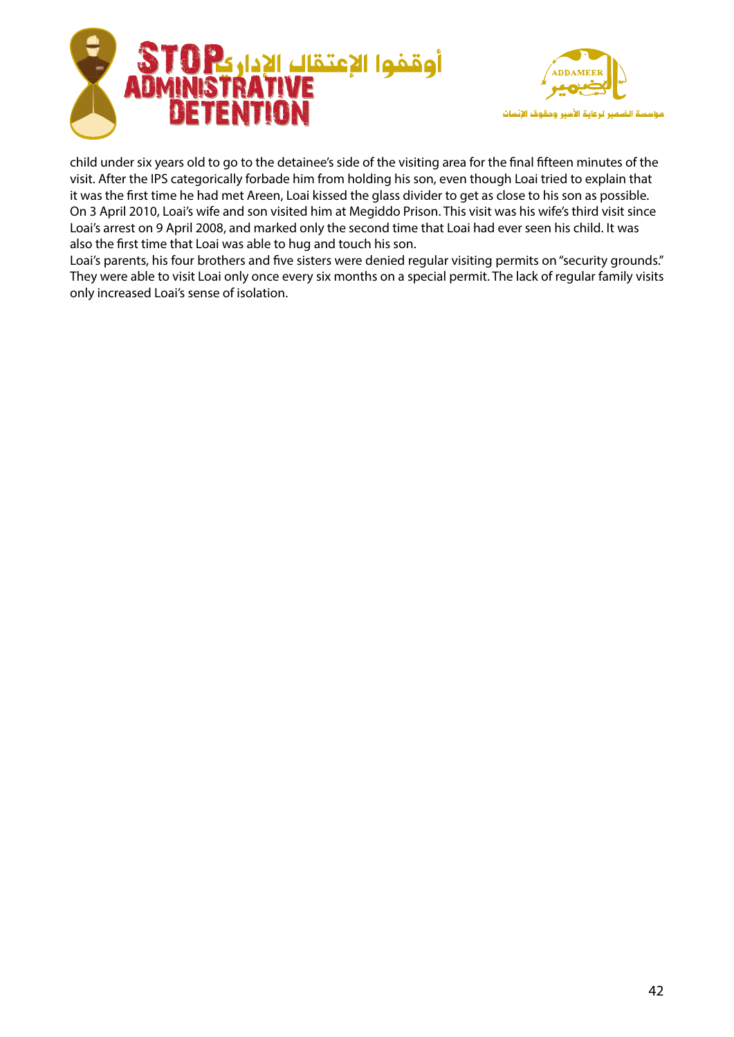child under six years old to go to the detainee's side of the visiting area for the final fifteen minutes of the visit. After the IPS categorically forbade him from holding his son, even though Loai tried to explain that it was the first time he had met Areen, Loai kissed the glass divider to get as close to his son as possible. On 3 April 2010, Loai's wife and son visited him at Megiddo Prison. This visit was his wife's third visit since Loai's arrest on 9 April 2008, and marked only the second time that Loai had ever seen his child. It was also the first time that Loai was able to hug and touch his son.

Loai's parents, his four brothers and five sisters were denied regular visiting permits on "security grounds." They were able to visit Loai only once every six months on a special permit. The lack of regular family visits only increased Loai's sense of isolation.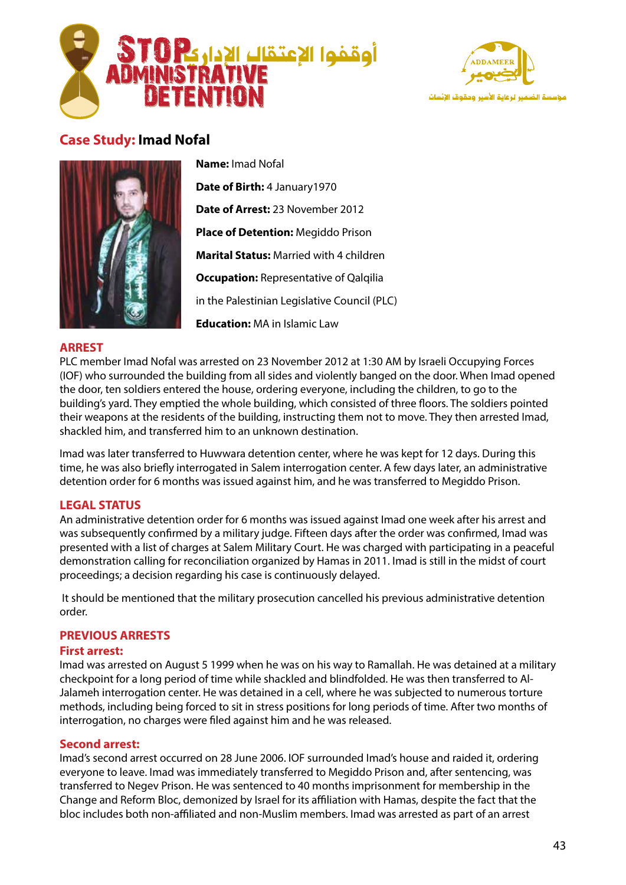## Case Study: Imad Nofal

**Name:** Imad Nofal

**Date of Birth:** 4 January1970

**Date of Arrest:** 23 November 2012

**Place of Detention:** Megiddo Prison

**Marital Status:** Married with 4 children

**Occupation:** Representative of Qalqilia in the Palestinian Legislative Council (PLC)

**Education:** MA in Islamic Law

### ARREST

PLC member Imad Nofal was arrested on 23 November 2012 at 1:30 AM by Israeli Occupying Forces (IOF) who surrounded the building from all sides and violently banged on the door. When Imad opened the door, ten soldiers entered the house, ordering everyone, including the children, to go to the building's yard. They emptied the whole building, which consisted of three floors. The soldiers pointed their weapons at the residents of the building, instructing them not to move. They then arrested Imad, shackled him, and transferred him to an unknown destination.

Imad was later transferred to Huwwara detention center, where he was kept for 12 days. During this time, he was also briefly interrogated in Salem interrogation center. A few days later, an administrative detention order for 6 months was issued against him, and he was transferred to Megiddo Prison.

### LEGAL STATUS

An administrative detention order for 6 months was issued against Imad one week after his arrest and was subsequently confirmed by a military judge. Fifteen days after the order was confirmed, Imad was presented with a list of charges at Salem Military Court. He was charged with participating in a peaceful demonstration calling for reconciliation organized by Hamas in 2011. Imad is still in the midst of court proceedings; a decision regarding his case is continuously delayed.

It should be mentioned that the military prosecution cancelled his previous administrative detention order.

### PREVIOUS ARRESTS

#### First arrest:

Imad was arrested on August 5 1999 when he was on his way to Ramallah. He was detained at a military checkpoint for a long period of time while shackled and blindfolded. He was then transferred to Al-Jalameh interrogation center. He was detained in a cell, where he was subjected to numerous torture methods, including being forced to sit in stress positions for long periods of time. After two months of interrogation, no charges were filed against him and he was released.

#### Second arrest:

Imad's second arrest occurred on 28 June 2006. IOF surrounded Imad's house and raided it, ordering everyone to leave. Imad was immediately transferred to Megiddo Prison and, after sentencing, was transferred to Negev Prison. He was sentenced to 40 months imprisonment for membership in the Change and Reform Bloc, demonized by Israel for its affiliation with Hamas, despite the fact that the bloc includes both non-affiliated and non-Muslim members. Imad was arrested as part of an arrest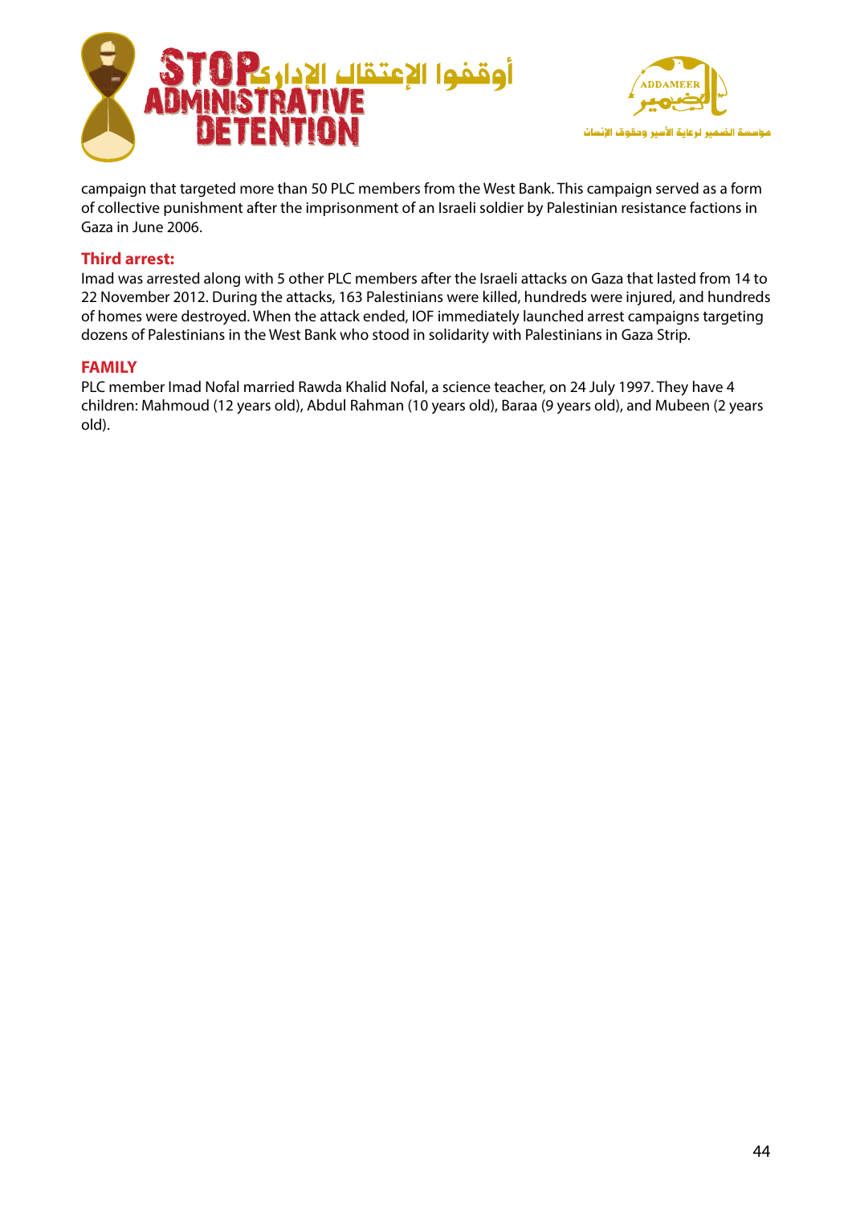campaign that targeted more than 50 PLC members from the West Bank. This campaign served as a form of collective punishment after the imprisonment of an Israeli soldier by Palestinian resistance factions in Gaza in June 2006.

### Third arrest:

Imad was arrested along with 5 other PLC members after the Israeli attacks on Gaza that lasted from 14 to 22 November 2012. During the attacks, 163 Palestinians were killed, hundreds were injured, and hundreds of homes were destroyed. When the attack ended, IOF immediately launched arrest campaigns targeting dozens of Palestinians in the West Bank who stood in solidarity with Palestinians in Gaza Strip.

### FAMILY

PLC member Imad Nofal married Rawda Khalid Nofal, a science teacher, on 24 July 1997. They have 4 children: Mahmoud (12 years old), Abdul Rahman (10 years old), Baraa (9 years old), and Mubeen (2 years old).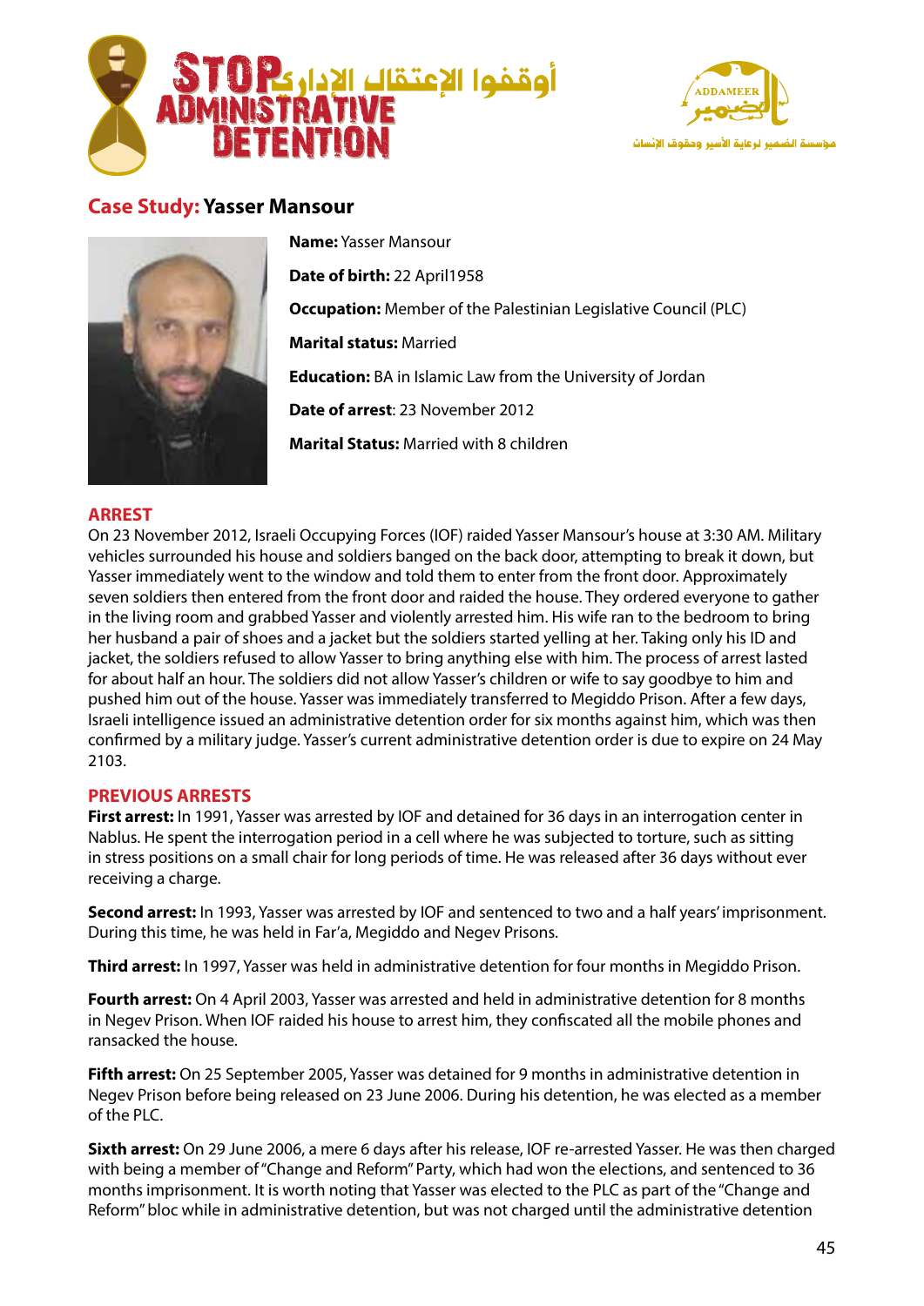## Case Study: Yasser Mansour

**Name:** Yasser Mansour

**Date of birth:** 22 April1958

**Occupation:** Member of the Palestinian Legislative Council (PLC)

**Marital status:** Married

**Education:** BA in Islamic Law from the University of Jordan

**Date of arrest**: 23 November 2012

**Marital Status:** Married with 8 children

### ARREST

On 23 November 2012, Israeli Occupying Forces (IOF) raided Yasser Mansour's house at 3:30 AM. Military vehicles surrounded his house and soldiers banged on the back door, attempting to break it down, but Yasser immediately went to the window and told them to enter from the front door. Approximately seven soldiers then entered from the front door and raided the house. They ordered everyone to gather in the living room and grabbed Yasser and violently arrested him. His wife ran to the bedroom to bring her husband a pair of shoes and a jacket but the soldiers started yelling at her. Taking only his ID and jacket, the soldiers refused to allow Yasser to bring anything else with him. The process of arrest lasted for about half an hour. The soldiers did not allow Yasser's children or wife to say goodbye to him and pushed him out of the house. Yasser was immediately transferred to Megiddo Prison. After a few days, Israeli intelligence issued an administrative detention order for six months against him, which was then confirmed by a military judge. Yasser's current administrative detention order is due to expire on 24 May 2103.

### PREVIOUS ARRESTS

**First arrest:** In 1991, Yasser was arrested by IOF and detained for 36 days in an interrogation center in Nablus. He spent the interrogation period in a cell where he was subjected to torture, such as sitting in stress positions on a small chair for long periods of time. He was released after 36 days without ever receiving a charge.

**Second arrest:** In 1993, Yasser was arrested by IOF and sentenced to two and a half years' imprisonment. During this time, he was held in Far'a, Megiddo and Negev Prisons.

**Third arrest:** In 1997, Yasser was held in administrative detention for four months in Megiddo Prison.

**Fourth arrest:** On 4 April 2003, Yasser was arrested and held in administrative detention for 8 months in Negev Prison. When IOF raided his house to arrest him, they confiscated all the mobile phones and ransacked the house.

**Fifth arrest:** On 25 September 2005, Yasser was detained for 9 months in administrative detention in Negev Prison before being released on 23 June 2006. During his detention, he was elected as a member of the PLC.

**Sixth arrest:** On 29 June 2006, a mere 6 days after his release, IOF re-arrested Yasser. He was then charged with being a member of "Change and Reform" Party, which had won the elections, and sentenced to 36 months imprisonment. It is worth noting that Yasser was elected to the PLC as part of the "Change and Reform" bloc while in administrative detention, but was not charged until the administrative detention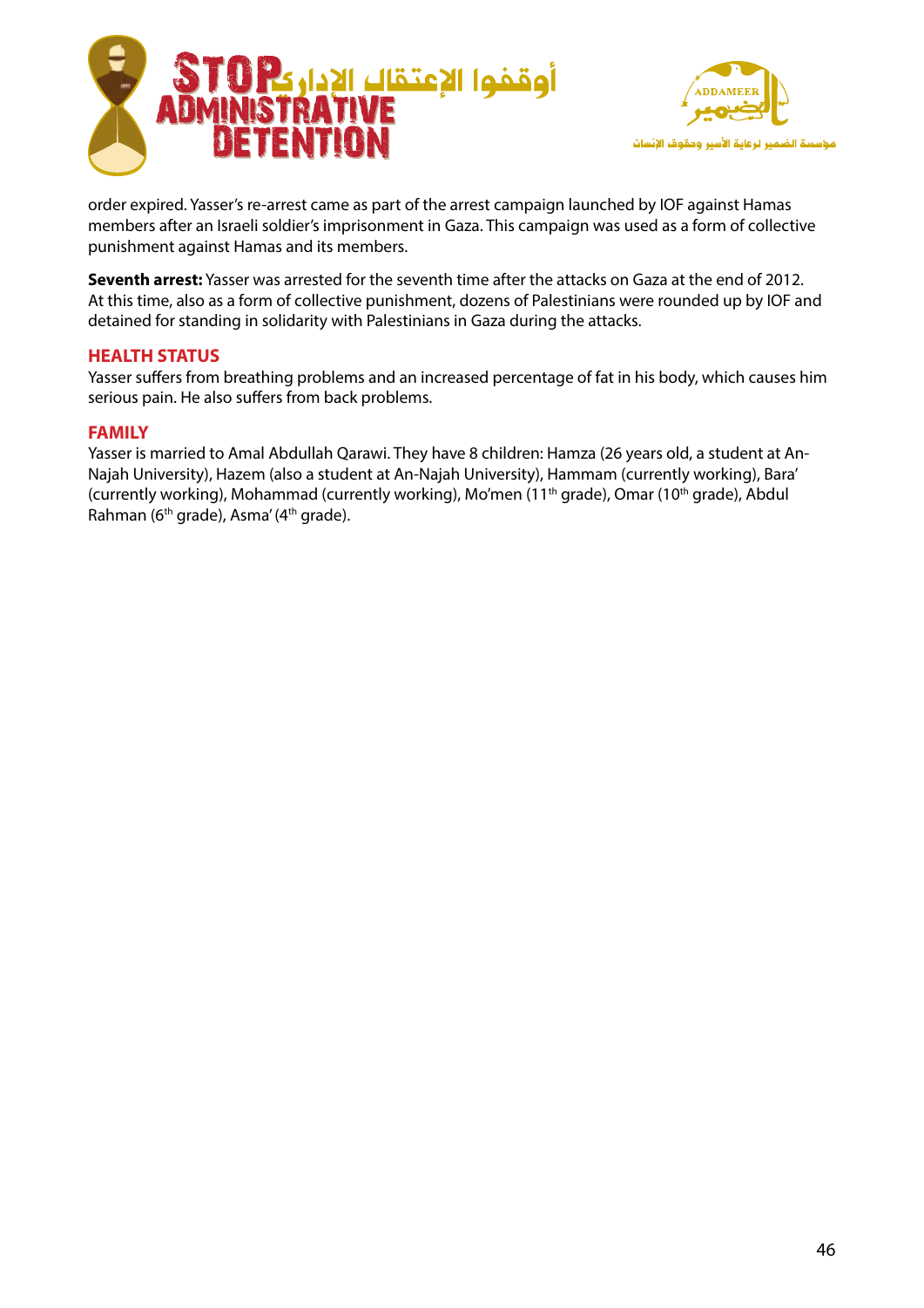order expired. Yasser's re-arrest came as part of the arrest campaign launched by IOF against Hamas members after an Israeli soldier's imprisonment in Gaza. This campaign was used as a form of collective punishment against Hamas and its members.

**Seventh arrest:** Yasser was arrested for the seventh time after the attacks on Gaza at the end of 2012. At this time, also as a form of collective punishment, dozens of Palestinians were rounded up by IOF and detained for standing in solidarity with Palestinians in Gaza during the attacks.

## HEALTH STATUS

Yasser suffers from breathing problems and an increased percentage of fat in his body, which causes him serious pain. He also suffers from back problems.

## FAMILY

Yasser is married to Amal Abdullah Qarawi. They have 8 children: Hamza (26 years old, a student at An-Najah University), Hazem (also a student at An-Najah University), Hammam (currently working), Bara' (currently working), Mohammad (currently working), Mo'men (11th grade), Omar (10th grade), Abdul Rahman (6th grade), Asma' (4th grade).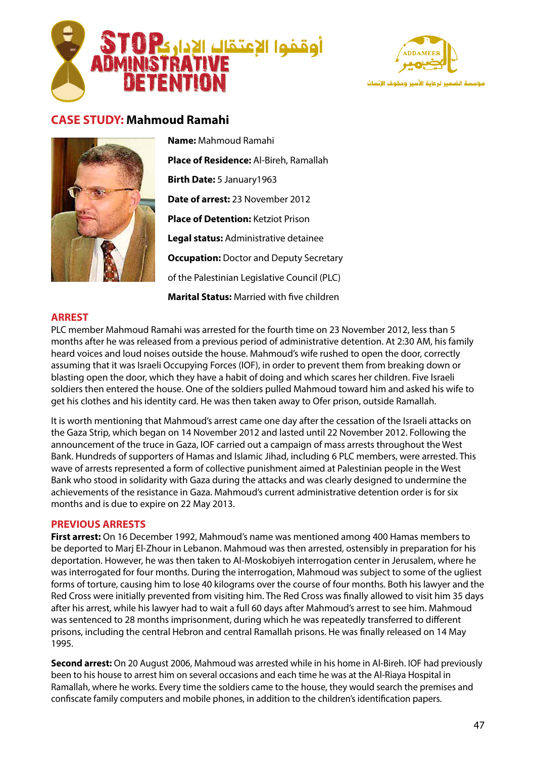## CASE STUDY: Mahmoud Ramahi

**Name:** Mahmoud Ramahi

**Place of Residence:** Al-Bireh, Ramallah

**Birth Date:** 5 January1963

**Date of arrest:** 23 November 2012

**Place of Detention:** Ketziot Prison

**Legal status:** Administrative detainee

**Occupation:** Doctor and Deputy Secretary of the Palestinian Legislative Council (PLC)

**Marital Status:** Married with five children

### ARREST

PLC member Mahmoud Ramahi was arrested for the fourth time on 23 November 2012, less than 5 months after he was released from a previous period of administrative detention. At 2:30 AM, his family heard voices and loud noises outside the house. Mahmoud's wife rushed to open the door, correctly assuming that it was Israeli Occupying Forces (IOF), in order to prevent them from breaking down or blasting open the door, which they have a habit of doing and which scares her children. Five Israeli soldiers then entered the house. One of the soldiers pulled Mahmoud toward him and asked his wife to get his clothes and his identity card. He was then taken away to Ofer prison, outside Ramallah.

It is worth mentioning that Mahmoud's arrest came one day after the cessation of the Israeli attacks on the Gaza Strip, which began on 14 November 2012 and lasted until 22 November 2012. Following the announcement of the truce in Gaza, IOF carried out a campaign of mass arrests throughout the West Bank. Hundreds of supporters of Hamas and Islamic Jihad, including 6 PLC members, were arrested. This wave of arrests represented a form of collective punishment aimed at Palestinian people in the West Bank who stood in solidarity with Gaza during the attacks and was clearly designed to undermine the achievements of the resistance in Gaza. Mahmoud's current administrative detention order is for six months and is due to expire on 22 May 2013.

### PREVIOUS ARRESTS

**First arrest:** On 16 December 1992, Mahmoud's name was mentioned among 400 Hamas members to be deported to Marj El-Zhour in Lebanon. Mahmoud was then arrested, ostensibly in preparation for his deportation. However, he was then taken to Al-Moskobiyeh interrogation center in Jerusalem, where he was interrogated for four months. During the interrogation, Mahmoud was subject to some of the ugliest forms of torture, causing him to lose 40 kilograms over the course of four months. Both his lawyer and the Red Cross were initially prevented from visiting him. The Red Cross was finally allowed to visit him 35 days after his arrest, while his lawyer had to wait a full 60 days after Mahmoud's arrest to see him. Mahmoud was sentenced to 28 months imprisonment, during which he was repeatedly transferred to different prisons, including the central Hebron and central Ramallah prisons. He was finally released on 14 May 1995.

**Second arrest:** On 20 August 2006, Mahmoud was arrested while in his home in Al-Bireh. IOF had previously been to his house to arrest him on several occasions and each time he was at the Al-Riaya Hospital in Ramallah, where he works. Every time the soldiers came to the house, they would search the premises and confiscate family computers and mobile phones, in addition to the children's identification papers.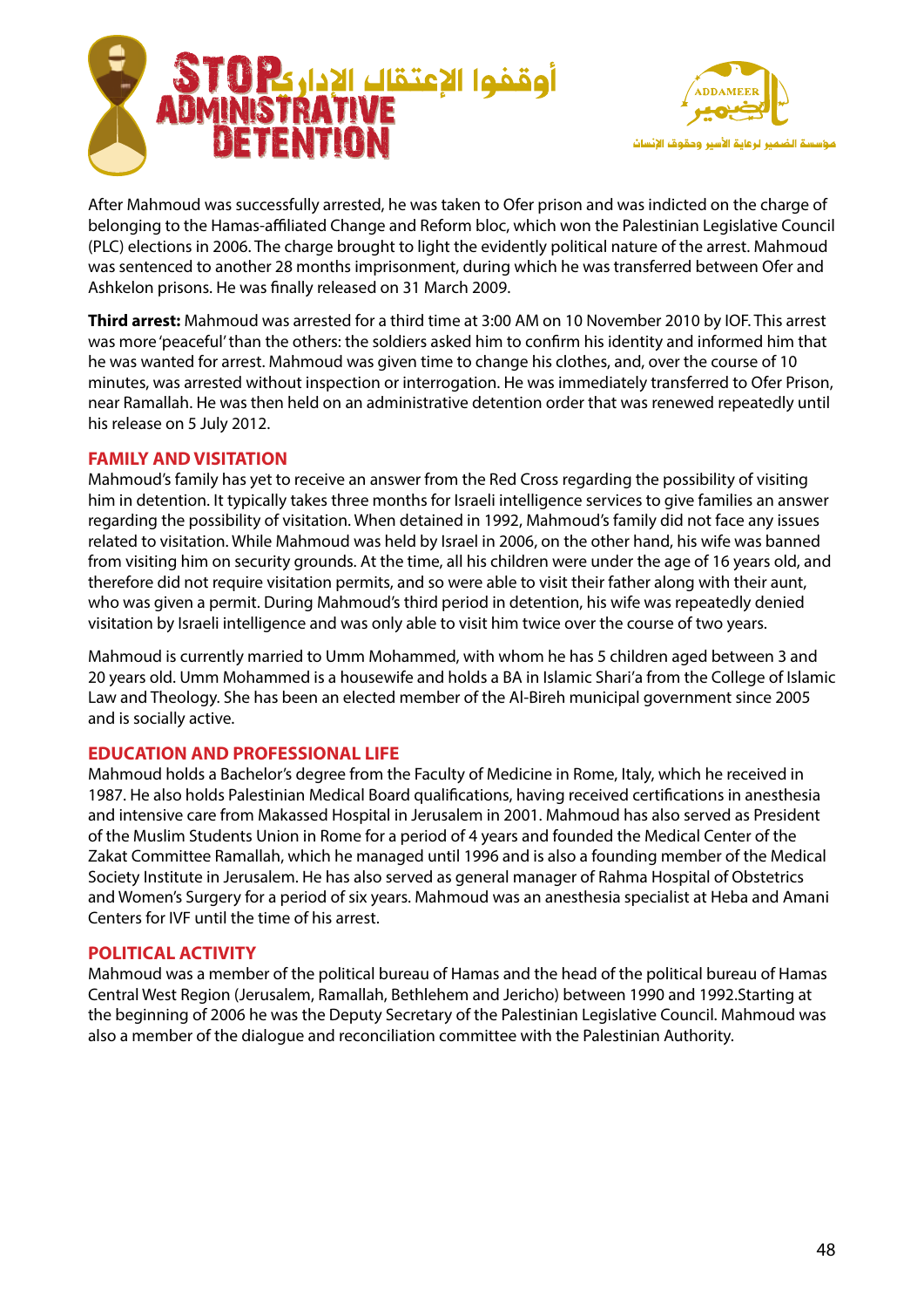After Mahmoud was successfully arrested, he was taken to Ofer prison and was indicted on the charge of belonging to the Hamas-affiliated Change and Reform bloc, which won the Palestinian Legislative Council (PLC) elections in 2006. The charge brought to light the evidently political nature of the arrest. Mahmoud was sentenced to another 28 months imprisonment, during which he was transferred between Ofer and Ashkelon prisons. He was finally released on 31 March 2009.

**Third arrest:** Mahmoud was arrested for a third time at 3:00 AM on 10 November 2010 by IOF. This arrest was more 'peaceful' than the others: the soldiers asked him to confirm his identity and informed him that he was wanted for arrest. Mahmoud was given time to change his clothes, and, over the course of 10 minutes, was arrested without inspection or interrogation. He was immediately transferred to Ofer Prison, near Ramallah. He was then held on an administrative detention order that was renewed repeatedly until his release on 5 July 2012.

## FAMILY AND VISITATION

Mahmoud's family has yet to receive an answer from the Red Cross regarding the possibility of visiting him in detention. It typically takes three months for Israeli intelligence services to give families an answer regarding the possibility of visitation. When detained in 1992, Mahmoud's family did not face any issues related to visitation. While Mahmoud was held by Israel in 2006, on the other hand, his wife was banned from visiting him on security grounds. At the time, all his children were under the age of 16 years old, and therefore did not require visitation permits, and so were able to visit their father along with their aunt, who was given a permit. During Mahmoud's third period in detention, his wife was repeatedly denied visitation by Israeli intelligence and was only able to visit him twice over the course of two years.

Mahmoud is currently married to Umm Mohammed, with whom he has 5 children aged between 3 and 20 years old. Umm Mohammed is a housewife and holds a BA in Islamic Shari'a from the College of Islamic Law and Theology. She has been an elected member of the Al-Bireh municipal government since 2005 and is socially active.

## EDUCATION AND PROFESSIONAL LIFE

Mahmoud holds a Bachelor's degree from the Faculty of Medicine in Rome, Italy, which he received in 1987. He also holds Palestinian Medical Board qualifications, having received certifications in anesthesia and intensive care from Makassed Hospital in Jerusalem in 2001. Mahmoud has also served as President of the Muslim Students Union in Rome for a period of 4 years and founded the Medical Center of the Zakat Committee Ramallah, which he managed until 1996 and is also a founding member of the Medical Society Institute in Jerusalem. He has also served as general manager of Rahma Hospital of Obstetrics and Women's Surgery for a period of six years. Mahmoud was an anesthesia specialist at Heba and Amani Centers for IVF until the time of his arrest.

## POLITICAL ACTIVITY

Mahmoud was a member of the political bureau of Hamas and the head of the political bureau of Hamas Central West Region (Jerusalem, Ramallah, Bethlehem and Jericho) between 1990 and 1992.Starting at the beginning of 2006 he was the Deputy Secretary of the Palestinian Legislative Council. Mahmoud was also a member of the dialogue and reconciliation committee with the Palestinian Authority.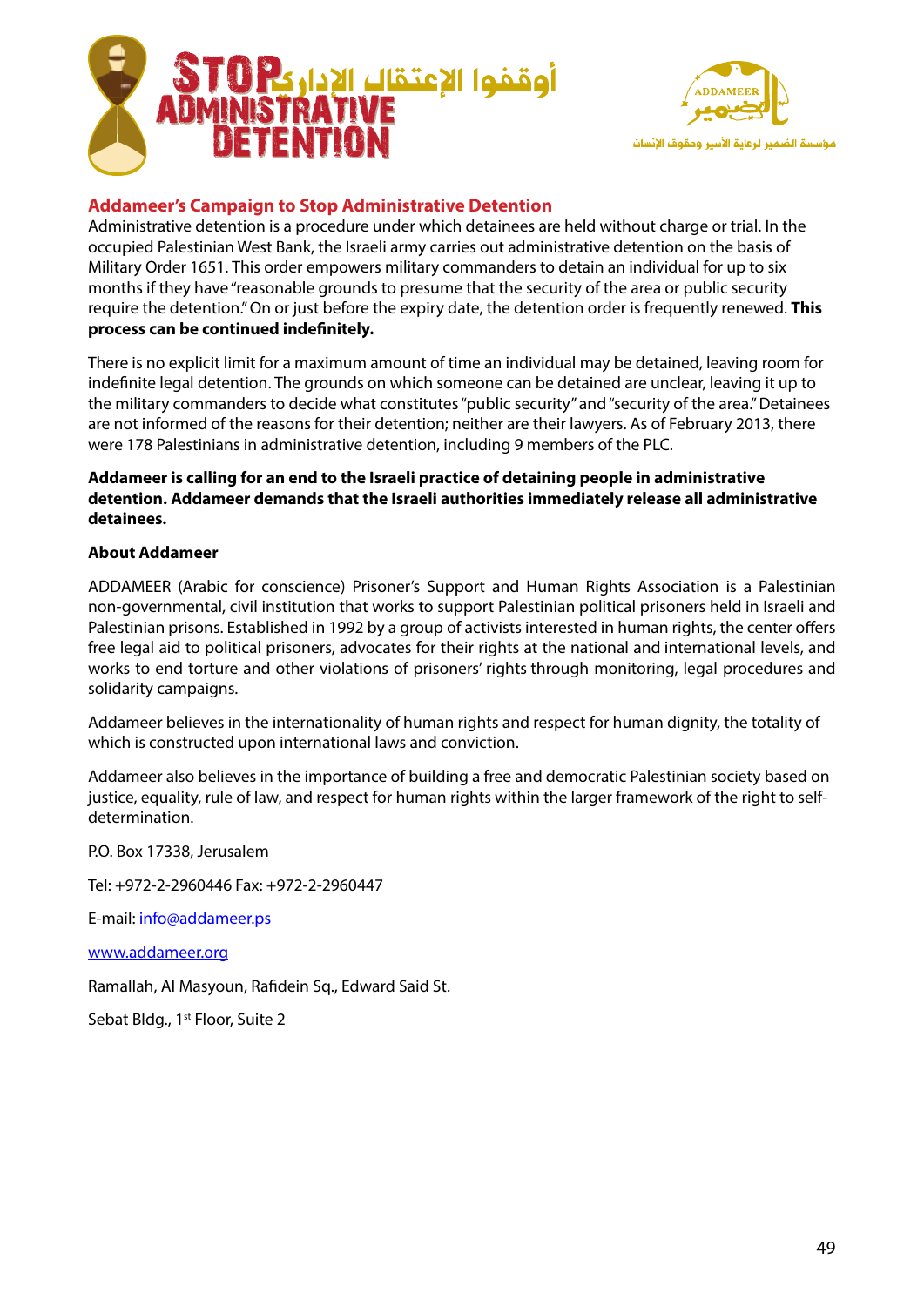STOP ADMINISTRATIVE DETENTION أوقفوا الإعتقال الإداري

ADDAMEER الضمير

مؤسسة الضمير لرعاية الأسير وحقوق الإنسان

## Addameer's Campaign to Stop Administrative Detention

Administrative detention is a procedure under which detainees are held without charge or trial. In the occupied Palestinian West Bank, the Israeli army carries out administrative detention on the basis of Military Order 1651. This order empowers military commanders to detain an individual for up to six months if they have "reasonable grounds to presume that the security of the area or public security require the detention." On or just before the expiry date, the detention order is frequently renewed. **This process can be continued indefinitely.**

There is no explicit limit for a maximum amount of time an individual may be detained, leaving room for indefinite legal detention. The grounds on which someone can be detained are unclear, leaving it up to the military commanders to decide what constitutes "public security" and "security of the area." Detainees are not informed of the reasons for their detention; neither are their lawyers. As of February 2013, there were 178 Palestinians in administrative detention, including 9 members of the PLC.

**Addameer is calling for an end to the Israeli practice of detaining people in administrative detention. Addameer demands that the Israeli authorities immediately release all administrative detainees.**

**About Addameer**

ADDAMEER (Arabic for conscience) Prisoner's Support and Human Rights Association is a Palestinian non-governmental, civil institution that works to support Palestinian political prisoners held in Israeli and Palestinian prisons. Established in 1992 by a group of activists interested in human rights, the center offers free legal aid to political prisoners, advocates for their rights at the national and international levels, and works to end torture and other violations of prisoners' rights through monitoring, legal procedures and solidarity campaigns.

Addameer believes in the internationality of human rights and respect for human dignity, the totality of which is constructed upon international laws and conviction.

Addameer also believes in the importance of building a free and democratic Palestinian society based on justice, equality, rule of law, and respect for human rights within the larger framework of the right to self-determination.

P.O. Box 17338, Jerusalem

Tel: +972-2-2960446 Fax: +972-2-2960447

E-mail: info@addameer.ps

www.addameer.org

Ramallah, Al Masyoun, Rafidein Sq., Edward Said St.

Sebat Bldg., 1st Floor, Suite 2